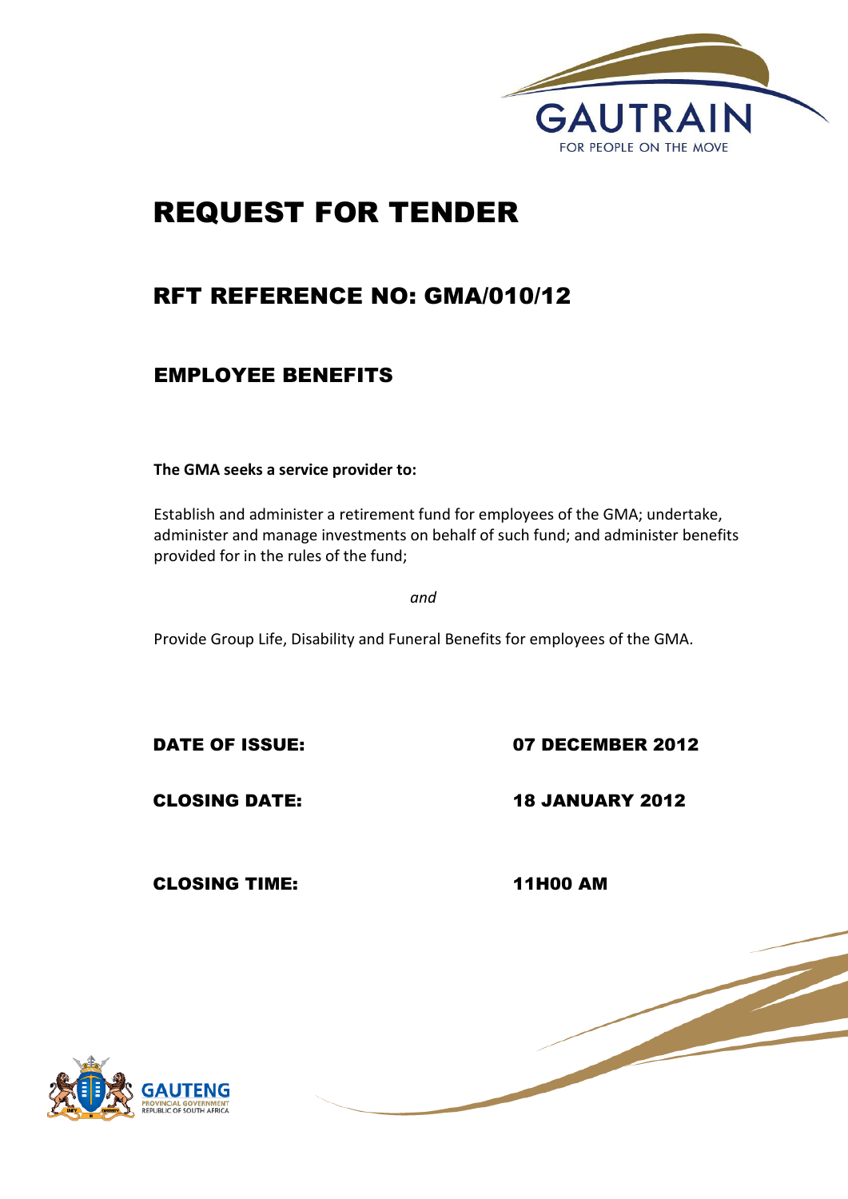GAUTRAIN

FOR PEOPLE ON THE MOVE

# REQUEST FOR TENDER

## RFT REFERENCE NO: GMA/010/12

### EMPLOYEE BENEFITS

**The GMA seeks a service provider to:**

Establish and administer a retirement fund for employees of the GMA; undertake, administer and manage investments on behalf of such fund; and administer benefits provided for in the rules of the fund;

*and*

Provide Group Life, Disability and Funeral Benefits for employees of the GMA.

**DATE OF ISSUE:** **07 DECEMBER 2012**

**CLOSING DATE:** **18 JANUARY 2012**

**CLOSING TIME:** **11H00 AM**

GAUTENG

PROVINCIAL GOVERNMENT

REPUBLIC OF SOUTH AFRICA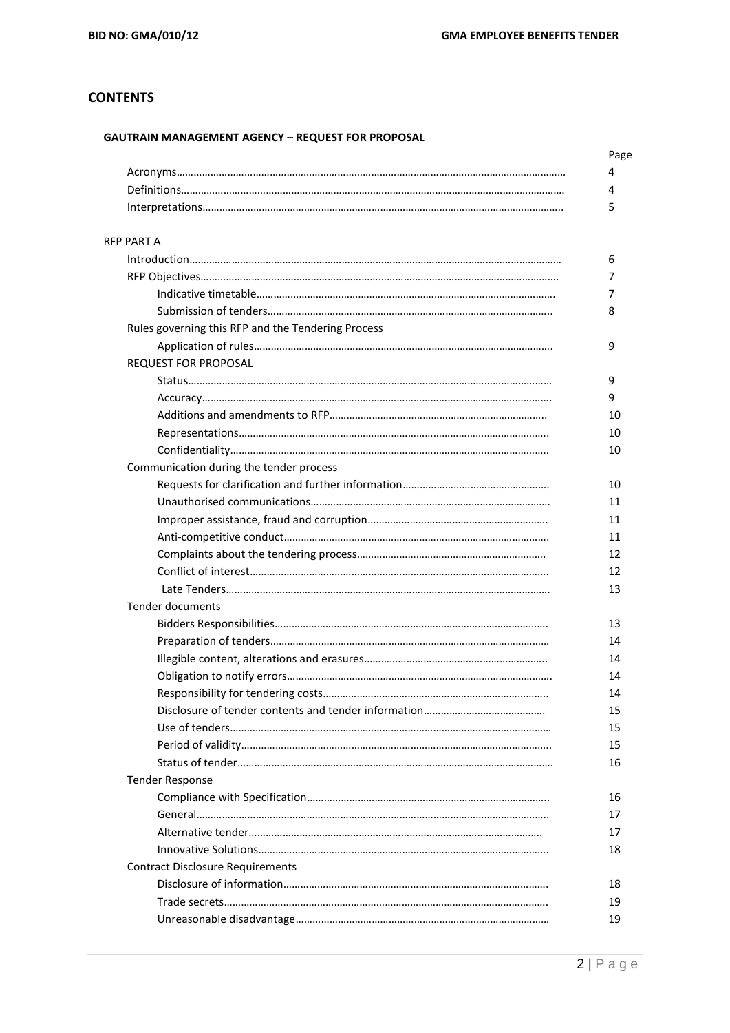## CONTENTS

### GAUTRAIN MANAGEMENT AGENCY – REQUEST FOR PROPOSAL

| | Page |
|---|---|
| Acronyms | 4 |
| Definitions | 4 |
| Interpretations | 5 |
| **RFP PART A** | |
| Introduction | 6 |
| RFP Objectives | 7 |
| Indicative timetable | 7 |
| Submission of tenders | 8 |
| Rules governing this RFP and the Tendering Process | |
| Application of rules | 9 |
| REQUEST FOR PROPOSAL | |
| Status | 9 |
| Accuracy | 9 |
| Additions and amendments to RFP | 10 |
| Representations | 10 |
| Confidentiality | 10 |
| Communication during the tender process | |
| Requests for clarification and further information | 10 |
| Unauthorised communications | 11 |
| Improper assistance, fraud and corruption | 11 |
| Anti-competitive conduct | 11 |
| Complaints about the tendering process | 12 |
| Conflict of interest | 12 |
| Late Tenders | 13 |
| Tender documents | |
| Bidders Responsibilities | 13 |
| Preparation of tenders | 14 |
| Illegible content, alterations and erasures | 14 |
| Obligation to notify errors | 14 |
| Responsibility for tendering costs | 14 |
| Disclosure of tender contents and tender information | 15 |
| Use of tenders | 15 |
| Period of validity | 15 |
| Status of tender | 16 |
| Tender Response | |
| Compliance with Specification | 16 |
| General | 17 |
| Alternative tender | 17 |
| Innovative Solutions | 18 |
| Contract Disclosure Requirements | |
| Disclosure of information | 18 |
| Trade secrets | 19 |
| Unreasonable disadvantage | 19 |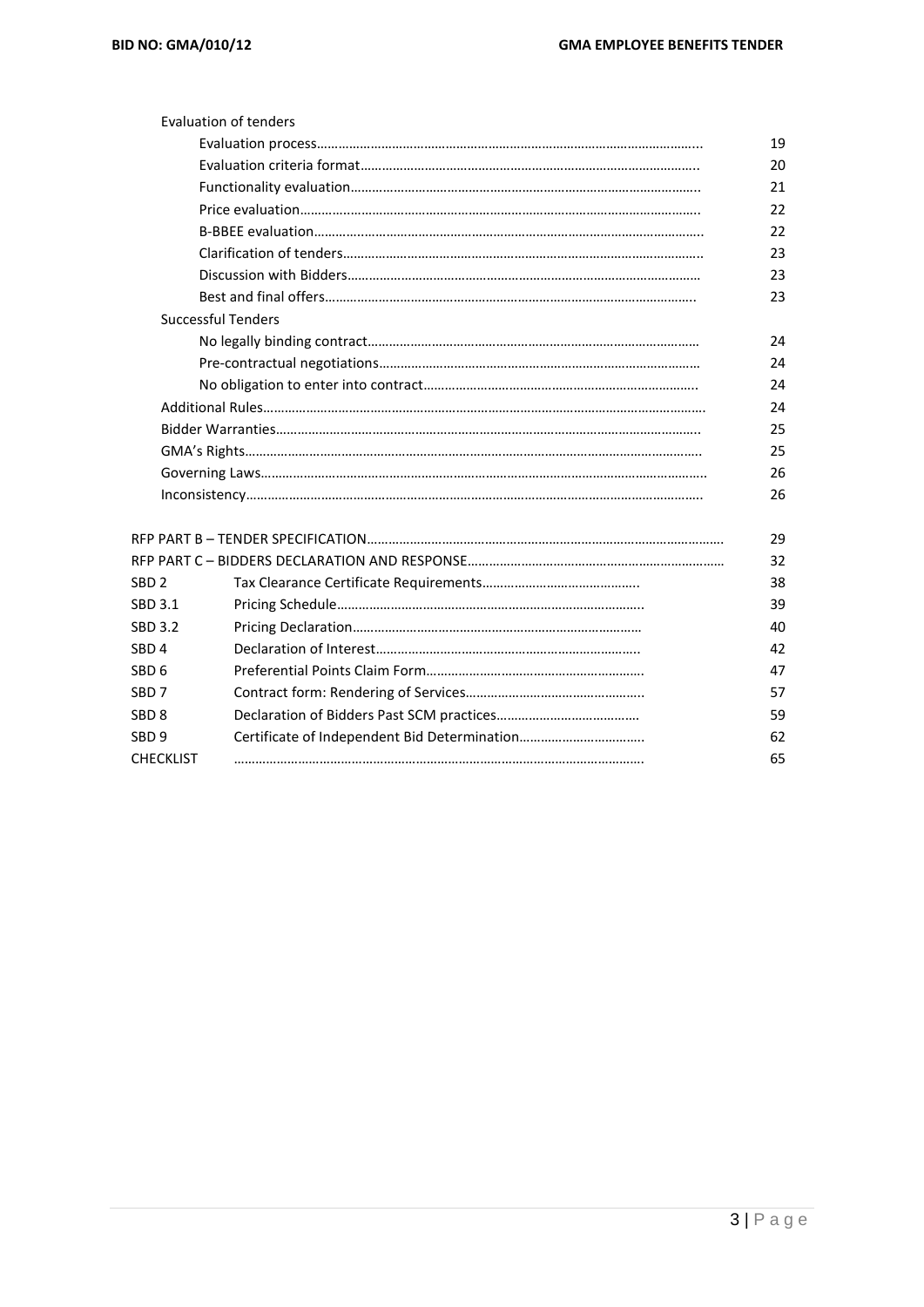Evaluation of tenders

| | |
|---|---|
| Evaluation process | 19 |
| Evaluation criteria format | 20 |
| Functionality evaluation | 21 |
| Price evaluation | 22 |
| B-BBEE evaluation | 22 |
| Clarification of tenders | 23 |
| Discussion with Bidders | 23 |
| Best and final offers | 23 |

Successful Tenders

| | |
|---|---|
| No legally binding contract | 24 |
| Pre-contractual negotiations | 24 |
| No obligation to enter into contract | 24 |
| Additional Rules | 24 |
| Bidder Warranties | 25 |
| GMA's Rights | 25 |
| Governing Laws | 26 |
| Inconsistency | 26 |

| | | |
|---|---|---|
| RFP PART B – TENDER SPECIFICATION | | 29 |
| RFP PART C – BIDDERS DECLARATION AND RESPONSE | | 32 |
| SBD 2 | Tax Clearance Certificate Requirements | 38 |
| SBD 3.1 | Pricing Schedule | 39 |
| SBD 3.2 | Pricing Declaration | 40 |
| SBD 4 | Declaration of Interest | 42 |
| SBD 6 | Preferential Points Claim Form | 47 |
| SBD 7 | Contract form: Rendering of Services | 57 |
| SBD 8 | Declaration of Bidders Past SCM practices | 59 |
| SBD 9 | Certificate of Independent Bid Determination | 62 |
| CHECKLIST | | 65 |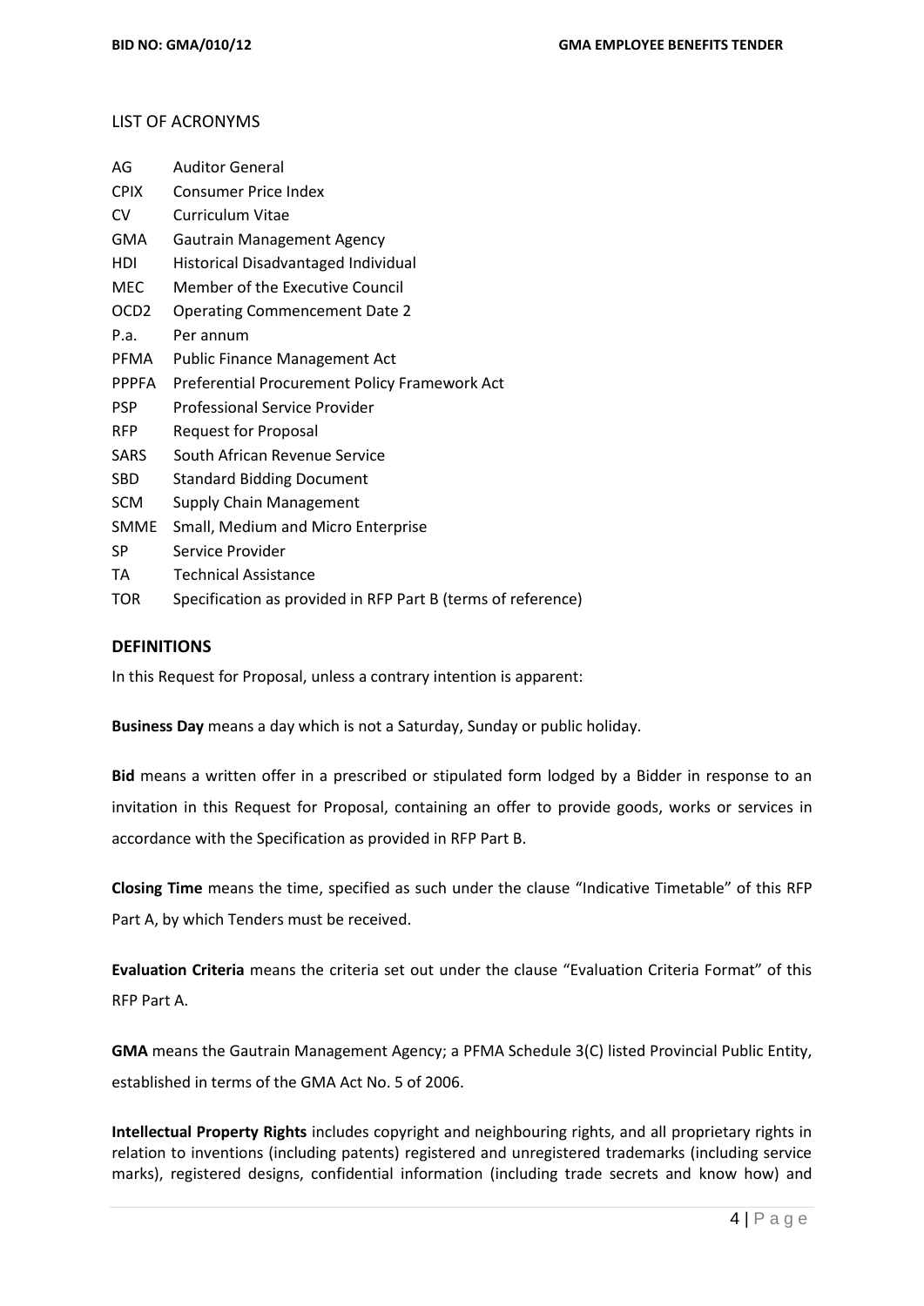## LIST OF ACRONYMS

| | |
|---|---|
| AG | Auditor General |
| CPIX | Consumer Price Index |
| CV | Curriculum Vitae |
| GMA | Gautrain Management Agency |
| HDI | Historical Disadvantaged Individual |
| MEC | Member of the Executive Council |
| OCD2 | Operating Commencement Date 2 |
| P.a. | Per annum |
| PFMA | Public Finance Management Act |
| PPPFA | Preferential Procurement Policy Framework Act |
| PSP | Professional Service Provider |
| RFP | Request for Proposal |
| SARS | South African Revenue Service |
| SBD | Standard Bidding Document |
| SCM | Supply Chain Management |
| SMME | Small, Medium and Micro Enterprise |
| SP | Service Provider |
| TA | Technical Assistance |
| TOR | Specification as provided in RFP Part B (terms of reference) |

## DEFINITIONS

In this Request for Proposal, unless a contrary intention is apparent:

**Business Day** means a day which is not a Saturday, Sunday or public holiday.

**Bid** means a written offer in a prescribed or stipulated form lodged by a Bidder in response to an invitation in this Request for Proposal, containing an offer to provide goods, works or services in accordance with the Specification as provided in RFP Part B.

**Closing Time** means the time, specified as such under the clause "Indicative Timetable" of this RFP Part A, by which Tenders must be received.

**Evaluation Criteria** means the criteria set out under the clause "Evaluation Criteria Format" of this RFP Part A.

**GMA** means the Gautrain Management Agency; a PFMA Schedule 3(C) listed Provincial Public Entity, established in terms of the GMA Act No. 5 of 2006.

**Intellectual Property Rights** includes copyright and neighbouring rights, and all proprietary rights in relation to inventions (including patents) registered and unregistered trademarks (including service marks), registered designs, confidential information (including trade secrets and know how) and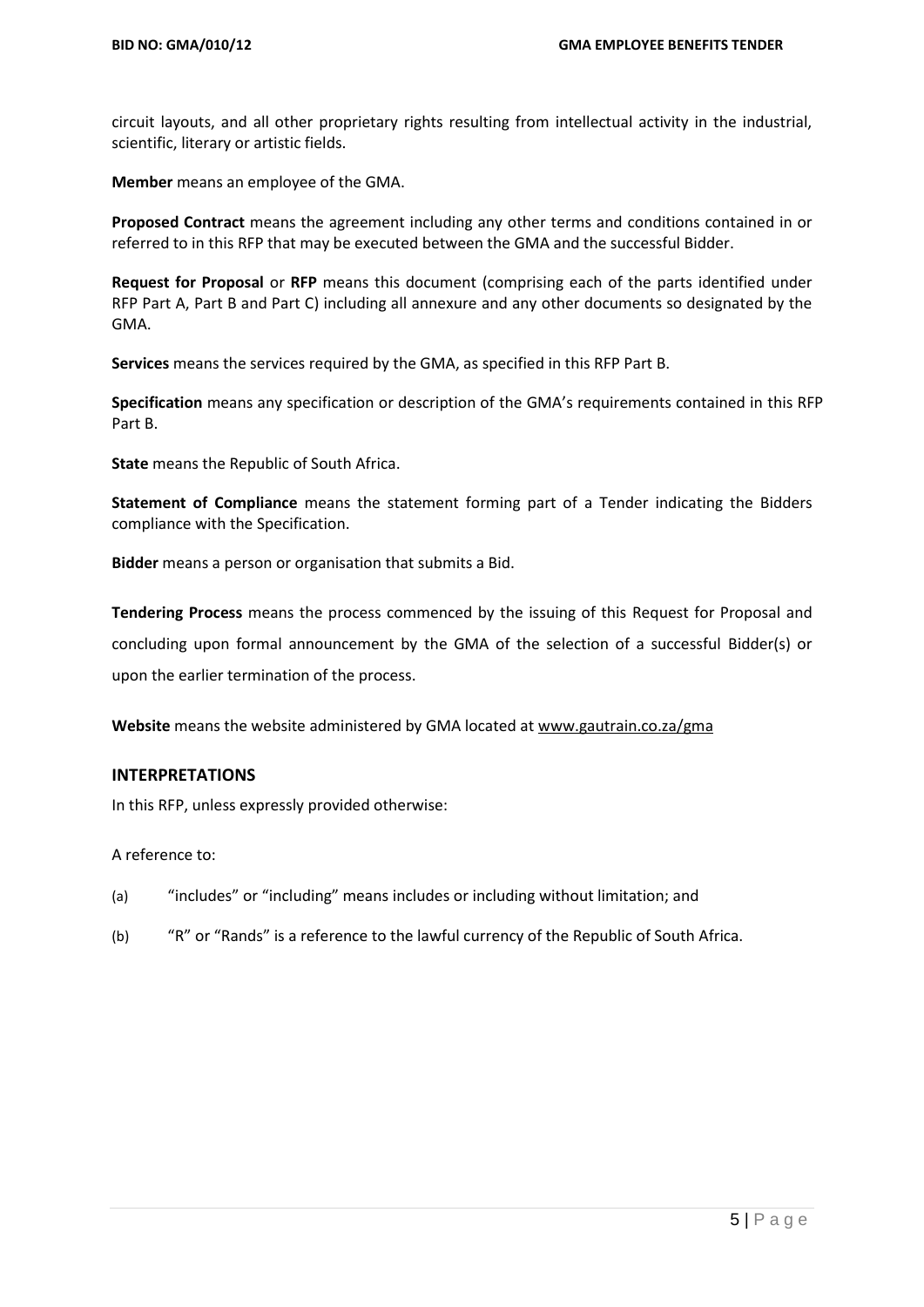circuit layouts, and all other proprietary rights resulting from intellectual activity in the industrial, scientific, literary or artistic fields.

**Member** means an employee of the GMA.

**Proposed Contract** means the agreement including any other terms and conditions contained in or referred to in this RFP that may be executed between the GMA and the successful Bidder.

**Request for Proposal** or **RFP** means this document (comprising each of the parts identified under RFP Part A, Part B and Part C) including all annexure and any other documents so designated by the GMA.

**Services** means the services required by the GMA, as specified in this RFP Part B.

**Specification** means any specification or description of the GMA's requirements contained in this RFP Part B.

**State** means the Republic of South Africa.

**Statement of Compliance** means the statement forming part of a Tender indicating the Bidders compliance with the Specification.

**Bidder** means a person or organisation that submits a Bid.

**Tendering Process** means the process commenced by the issuing of this Request for Proposal and concluding upon formal announcement by the GMA of the selection of a successful Bidder(s) or upon the earlier termination of the process.

**Website** means the website administered by GMA located at www.gautrain.co.za/gma

## INTERPRETATIONS

In this RFP, unless expressly provided otherwise:

A reference to:

(a) "includes" or "including" means includes or including without limitation; and

(b) "R" or "Rands" is a reference to the lawful currency of the Republic of South Africa.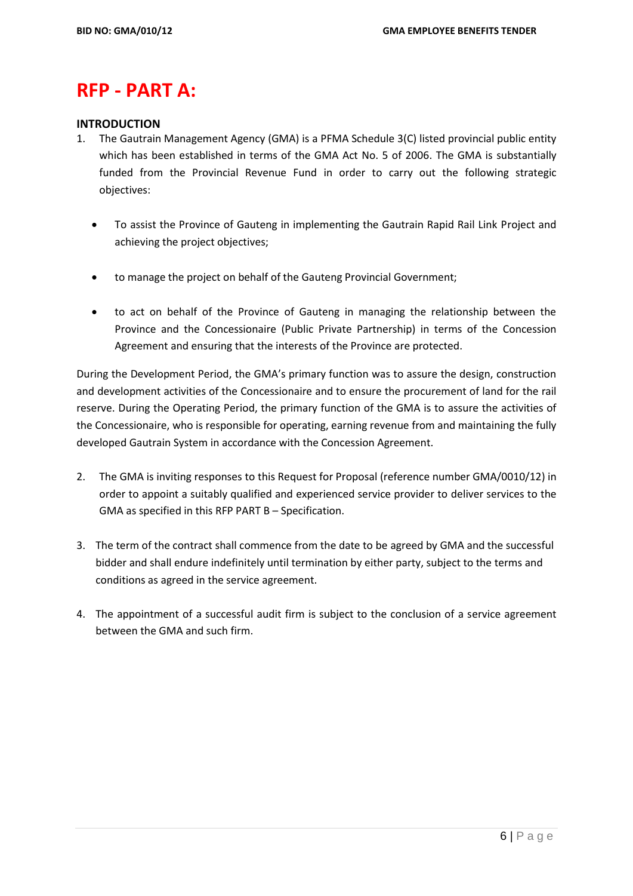# RFP - PART A:

**INTRODUCTION**

1. The Gautrain Management Agency (GMA) is a PFMA Schedule 3(C) listed provincial public entity which has been established in terms of the GMA Act No. 5 of 2006. The GMA is substantially funded from the Provincial Revenue Fund in order to carry out the following strategic objectives:

   - To assist the Province of Gauteng in implementing the Gautrain Rapid Rail Link Project and achieving the project objectives;

   - to manage the project on behalf of the Gauteng Provincial Government;

   - to act on behalf of the Province of Gauteng in managing the relationship between the Province and the Concessionaire (Public Private Partnership) in terms of the Concession Agreement and ensuring that the interests of the Province are protected.

During the Development Period, the GMA's primary function was to assure the design, construction and development activities of the Concessionaire and to ensure the procurement of land for the rail reserve. During the Operating Period, the primary function of the GMA is to assure the activities of the Concessionaire, who is responsible for operating, earning revenue from and maintaining the fully developed Gautrain System in accordance with the Concession Agreement.

2. The GMA is inviting responses to this Request for Proposal (reference number GMA/0010/12) in order to appoint a suitably qualified and experienced service provider to deliver services to the GMA as specified in this RFP PART B – Specification.

3. The term of the contract shall commence from the date to be agreed by GMA and the successful bidder and shall endure indefinitely until termination by either party, subject to the terms and conditions as agreed in the service agreement.

4. The appointment of a successful audit firm is subject to the conclusion of a service agreement between the GMA and such firm.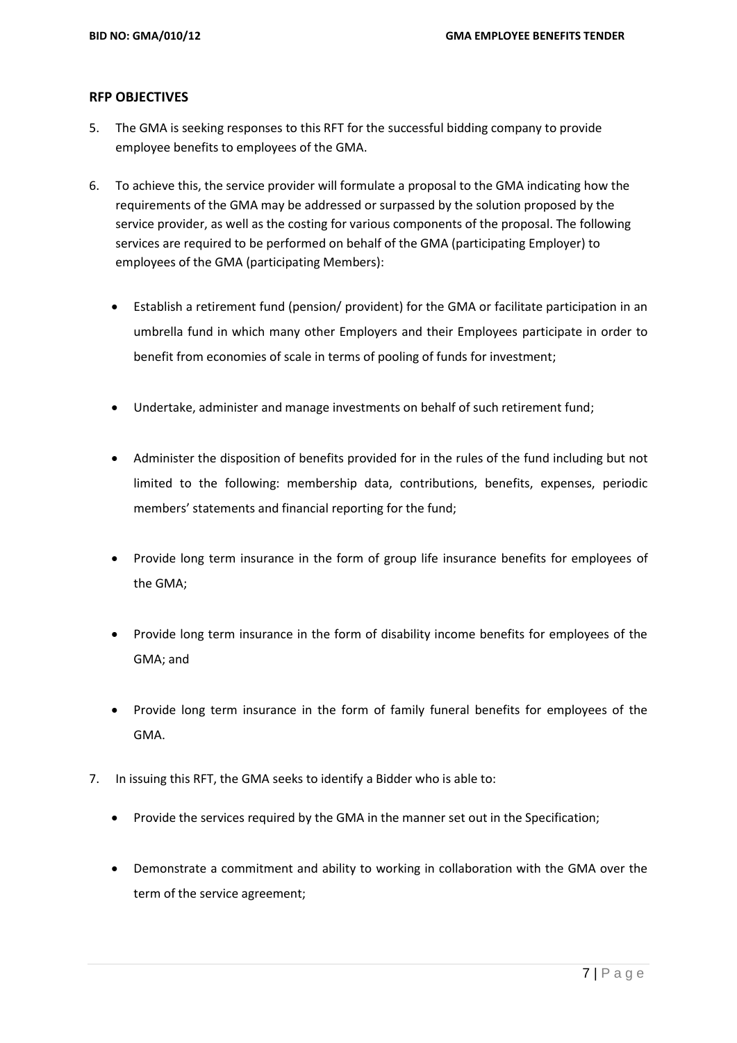## RFP OBJECTIVES

5. The GMA is seeking responses to this RFT for the successful bidding company to provide employee benefits to employees of the GMA.

6. To achieve this, the service provider will formulate a proposal to the GMA indicating how the requirements of the GMA may be addressed or surpassed by the solution proposed by the service provider, as well as the costing for various components of the proposal. The following services are required to be performed on behalf of the GMA (participating Employer) to employees of the GMA (participating Members):

    - Establish a retirement fund (pension/ provident) for the GMA or facilitate participation in an umbrella fund in which many other Employers and their Employees participate in order to benefit from economies of scale in terms of pooling of funds for investment;
    - Undertake, administer and manage investments on behalf of such retirement fund;
    - Administer the disposition of benefits provided for in the rules of the fund including but not limited to the following: membership data, contributions, benefits, expenses, periodic members' statements and financial reporting for the fund;
    - Provide long term insurance in the form of group life insurance benefits for employees of the GMA;
    - Provide long term insurance in the form of disability income benefits for employees of the GMA; and
    - Provide long term insurance in the form of family funeral benefits for employees of the GMA.

7. In issuing this RFT, the GMA seeks to identify a Bidder who is able to:

    - Provide the services required by the GMA in the manner set out in the Specification;
    - Demonstrate a commitment and ability to working in collaboration with the GMA over the term of the service agreement;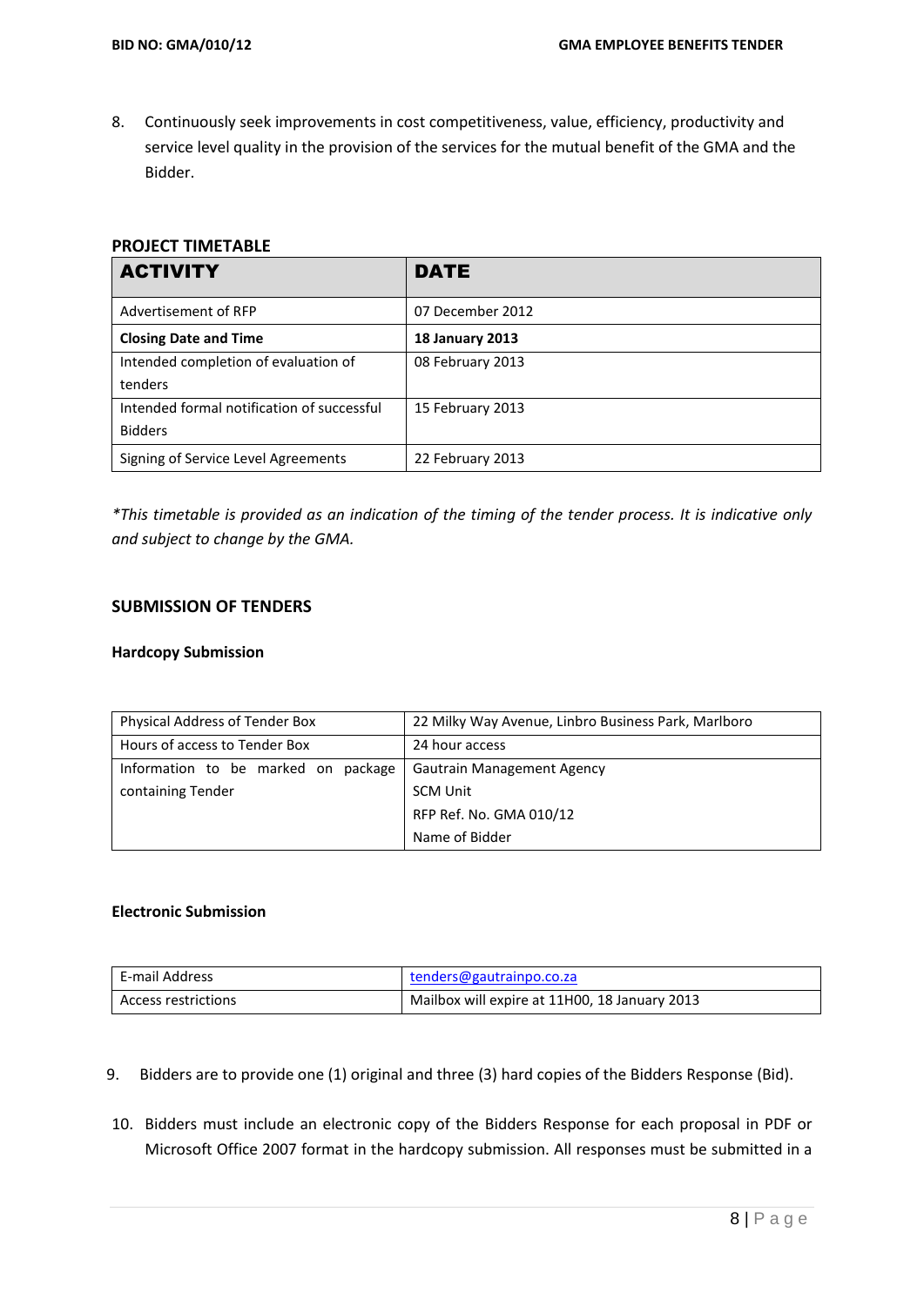8. Continuously seek improvements in cost competitiveness, value, efficiency, productivity and service level quality in the provision of the services for the mutual benefit of the GMA and the Bidder.

**PROJECT TIMETABLE**

| **ACTIVITY** | **DATE** |
|---|---|
| Advertisement of RFP | 07 December 2012 |
| **Closing Date and Time** | **18 January 2013** |
| Intended completion of evaluation of tenders | 08 February 2013 |
| Intended formal notification of successful Bidders | 15 February 2013 |
| Signing of Service Level Agreements | 22 February 2013 |

*\*This timetable is provided as an indication of the timing of the tender process. It is indicative only and subject to change by the GMA.*

### SUBMISSION OF TENDERS

**Hardcopy Submission**

| Physical Address of Tender Box | 22 Milky Way Avenue, Linbro Business Park, Marlboro |
|---|---|
| Hours of access to Tender Box | 24 hour access |
| Information to be marked on package containing Tender | Gautrain Management Agency<br>SCM Unit<br>RFP Ref. No. GMA 010/12<br>Name of Bidder |

**Electronic Submission**

| E-mail Address | tenders@gautrainpo.co.za |
|---|---|
| Access restrictions | Mailbox will expire at 11H00, 18 January 2013 |

9. Bidders are to provide one (1) original and three (3) hard copies of the Bidders Response (Bid).

10. Bidders must include an electronic copy of the Bidders Response for each proposal in PDF or Microsoft Office 2007 format in the hardcopy submission. All responses must be submitted in a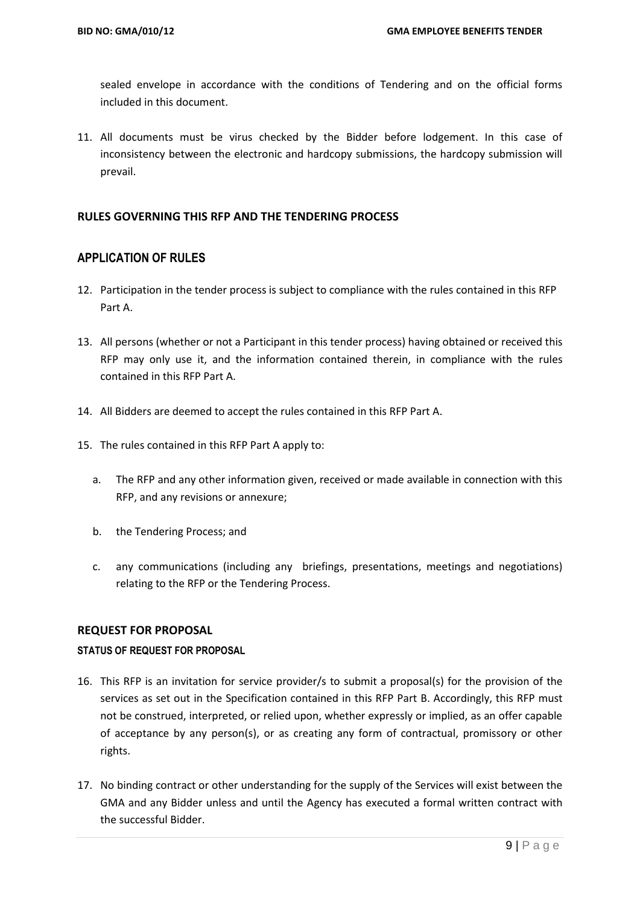sealed envelope in accordance with the conditions of Tendering and on the official forms included in this document.

11. All documents must be virus checked by the Bidder before lodgement. In this case of inconsistency between the electronic and hardcopy submissions, the hardcopy submission will prevail.

## RULES GOVERNING THIS RFP AND THE TENDERING PROCESS

## APPLICATION OF RULES

12. Participation in the tender process is subject to compliance with the rules contained in this RFP Part A.

13. All persons (whether or not a Participant in this tender process) having obtained or received this RFP may only use it, and the information contained therein, in compliance with the rules contained in this RFP Part A.

14. All Bidders are deemed to accept the rules contained in this RFP Part A.

15. The rules contained in this RFP Part A apply to:

    a. The RFP and any other information given, received or made available in connection with this RFP, and any revisions or annexure;

    b. the Tendering Process; and

    c. any communications (including any briefings, presentations, meetings and negotiations) relating to the RFP or the Tendering Process.

## REQUEST FOR PROPOSAL

### STATUS OF REQUEST FOR PROPOSAL

16. This RFP is an invitation for service provider/s to submit a proposal(s) for the provision of the services as set out in the Specification contained in this RFP Part B. Accordingly, this RFP must not be construed, interpreted, or relied upon, whether expressly or implied, as an offer capable of acceptance by any person(s), or as creating any form of contractual, promissory or other rights.

17. No binding contract or other understanding for the supply of the Services will exist between the GMA and any Bidder unless and until the Agency has executed a formal written contract with the successful Bidder.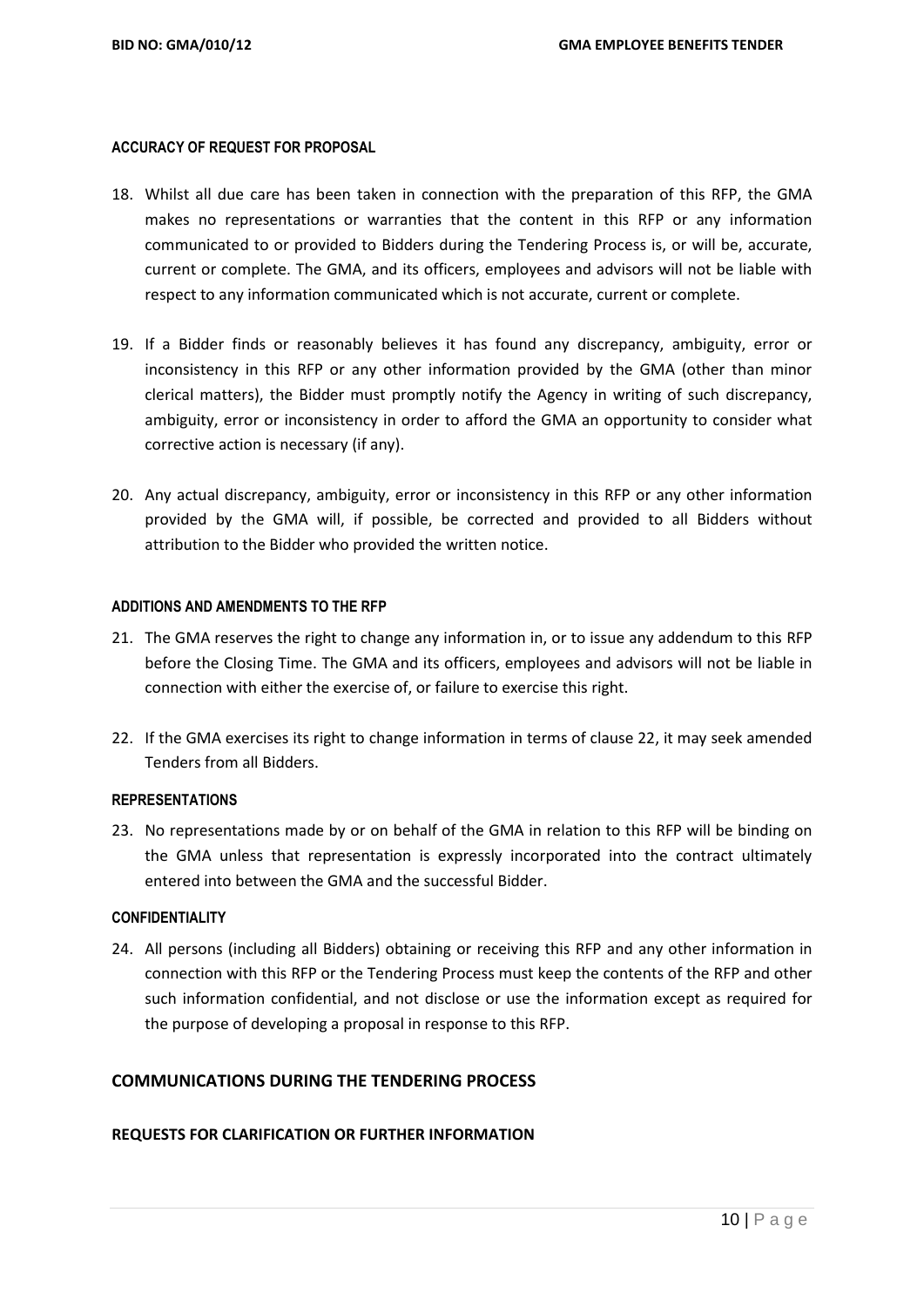#### ACCURACY OF REQUEST FOR PROPOSAL

18. Whilst all due care has been taken in connection with the preparation of this RFP, the GMA makes no representations or warranties that the content in this RFP or any information communicated to or provided to Bidders during the Tendering Process is, or will be, accurate, current or complete. The GMA, and its officers, employees and advisors will not be liable with respect to any information communicated which is not accurate, current or complete.

19. If a Bidder finds or reasonably believes it has found any discrepancy, ambiguity, error or inconsistency in this RFP or any other information provided by the GMA (other than minor clerical matters), the Bidder must promptly notify the Agency in writing of such discrepancy, ambiguity, error or inconsistency in order to afford the GMA an opportunity to consider what corrective action is necessary (if any).

20. Any actual discrepancy, ambiguity, error or inconsistency in this RFP or any other information provided by the GMA will, if possible, be corrected and provided to all Bidders without attribution to the Bidder who provided the written notice.

#### ADDITIONS AND AMENDMENTS TO THE RFP

21. The GMA reserves the right to change any information in, or to issue any addendum to this RFP before the Closing Time. The GMA and its officers, employees and advisors will not be liable in connection with either the exercise of, or failure to exercise this right.

22. If the GMA exercises its right to change information in terms of clause 22, it may seek amended Tenders from all Bidders.

#### REPRESENTATIONS

23. No representations made by or on behalf of the GMA in relation to this RFP will be binding on the GMA unless that representation is expressly incorporated into the contract ultimately entered into between the GMA and the successful Bidder.

#### CONFIDENTIALITY

24. All persons (including all Bidders) obtaining or receiving this RFP and any other information in connection with this RFP or the Tendering Process must keep the contents of the RFP and other such information confidential, and not disclose or use the information except as required for the purpose of developing a proposal in response to this RFP.

## COMMUNICATIONS DURING THE TENDERING PROCESS

### REQUESTS FOR CLARIFICATION OR FURTHER INFORMATION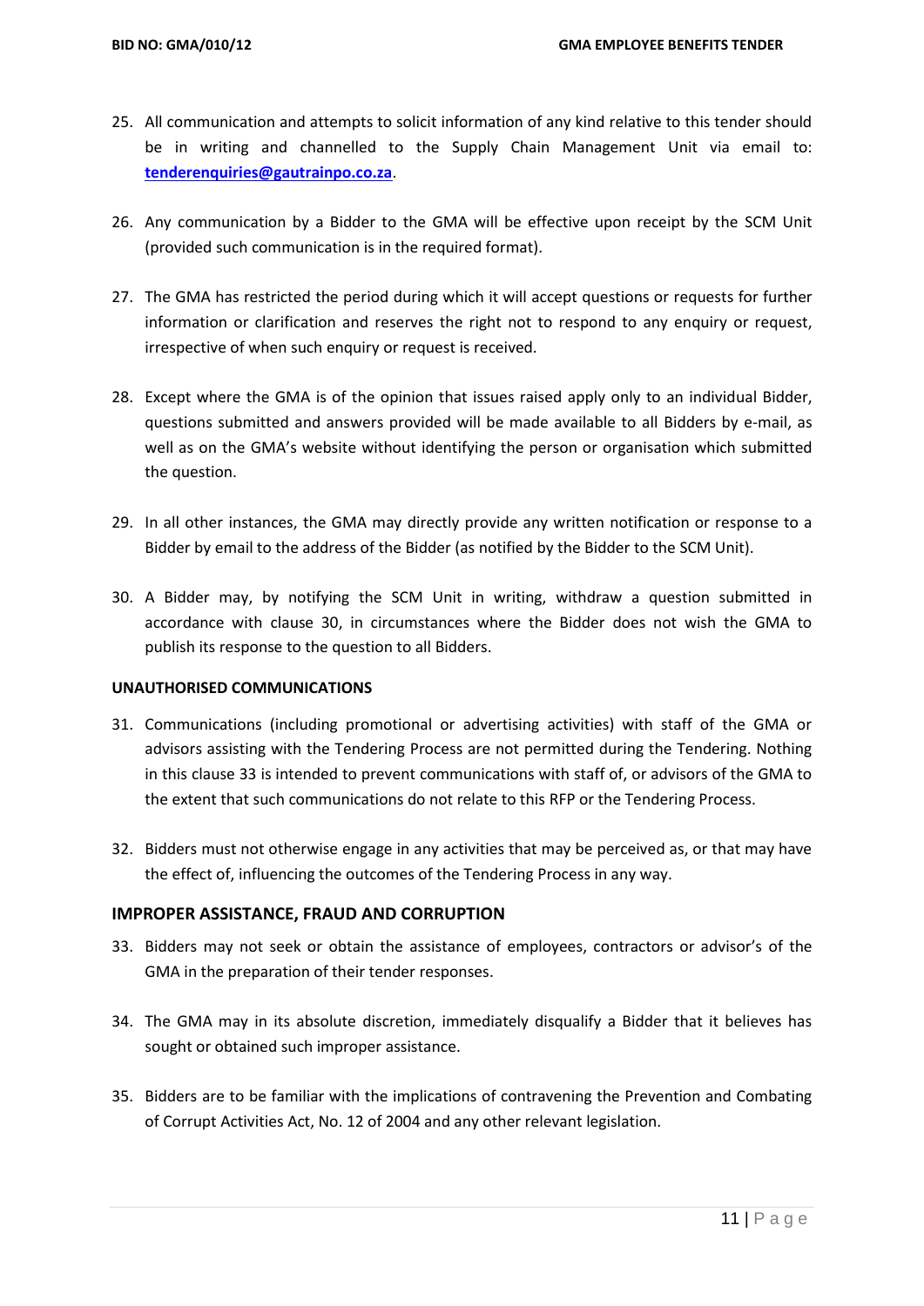25. All communication and attempts to solicit information of any kind relative to this tender should be in writing and channelled to the Supply Chain Management Unit via email to: **tenderenquiries@gautrainpo.co.za**.

26. Any communication by a Bidder to the GMA will be effective upon receipt by the SCM Unit (provided such communication is in the required format).

27. The GMA has restricted the period during which it will accept questions or requests for further information or clarification and reserves the right not to respond to any enquiry or request, irrespective of when such enquiry or request is received.

28. Except where the GMA is of the opinion that issues raised apply only to an individual Bidder, questions submitted and answers provided will be made available to all Bidders by e-mail, as well as on the GMA's website without identifying the person or organisation which submitted the question.

29. In all other instances, the GMA may directly provide any written notification or response to a Bidder by email to the address of the Bidder (as notified by the Bidder to the SCM Unit).

30. A Bidder may, by notifying the SCM Unit in writing, withdraw a question submitted in accordance with clause 30, in circumstances where the Bidder does not wish the GMA to publish its response to the question to all Bidders.

**UNAUTHORISED COMMUNICATIONS**

31. Communications (including promotional or advertising activities) with staff of the GMA or advisors assisting with the Tendering Process are not permitted during the Tendering. Nothing in this clause 33 is intended to prevent communications with staff of, or advisors of the GMA to the extent that such communications do not relate to this RFP or the Tendering Process.

32. Bidders must not otherwise engage in any activities that may be perceived as, or that may have the effect of, influencing the outcomes of the Tendering Process in any way.

### IMPROPER ASSISTANCE, FRAUD AND CORRUPTION

33. Bidders may not seek or obtain the assistance of employees, contractors or advisor's of the GMA in the preparation of their tender responses.

34. The GMA may in its absolute discretion, immediately disqualify a Bidder that it believes has sought or obtained such improper assistance.

35. Bidders are to be familiar with the implications of contravening the Prevention and Combating of Corrupt Activities Act, No. 12 of 2004 and any other relevant legislation.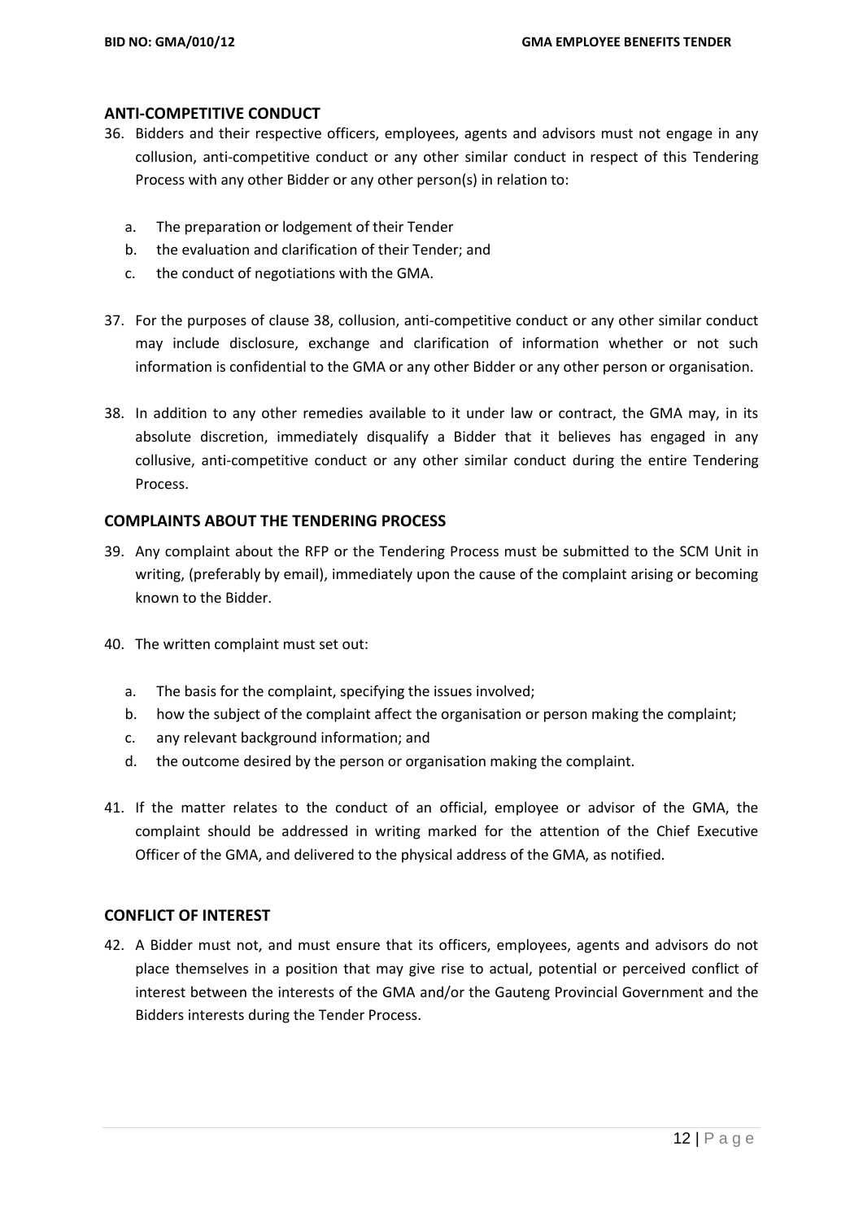## ANTI-COMPETITIVE CONDUCT

36. Bidders and their respective officers, employees, agents and advisors must not engage in any collusion, anti-competitive conduct or any other similar conduct in respect of this Tendering Process with any other Bidder or any other person(s) in relation to:

    a. The preparation or lodgement of their Tender
    b. the evaluation and clarification of their Tender; and
    c. the conduct of negotiations with the GMA.

37. For the purposes of clause 38, collusion, anti-competitive conduct or any other similar conduct may include disclosure, exchange and clarification of information whether or not such information is confidential to the GMA or any other Bidder or any other person or organisation.

38. In addition to any other remedies available to it under law or contract, the GMA may, in its absolute discretion, immediately disqualify a Bidder that it believes has engaged in any collusive, anti-competitive conduct or any other similar conduct during the entire Tendering Process.

## COMPLAINTS ABOUT THE TENDERING PROCESS

39. Any complaint about the RFP or the Tendering Process must be submitted to the SCM Unit in writing, (preferably by email), immediately upon the cause of the complaint arising or becoming known to the Bidder.

40. The written complaint must set out:

    a. The basis for the complaint, specifying the issues involved;
    b. how the subject of the complaint affect the organisation or person making the complaint;
    c. any relevant background information; and
    d. the outcome desired by the person or organisation making the complaint.

41. If the matter relates to the conduct of an official, employee or advisor of the GMA, the complaint should be addressed in writing marked for the attention of the Chief Executive Officer of the GMA, and delivered to the physical address of the GMA, as notified.

## CONFLICT OF INTEREST

42. A Bidder must not, and must ensure that its officers, employees, agents and advisors do not place themselves in a position that may give rise to actual, potential or perceived conflict of interest between the interests of the GMA and/or the Gauteng Provincial Government and the Bidders interests during the Tender Process.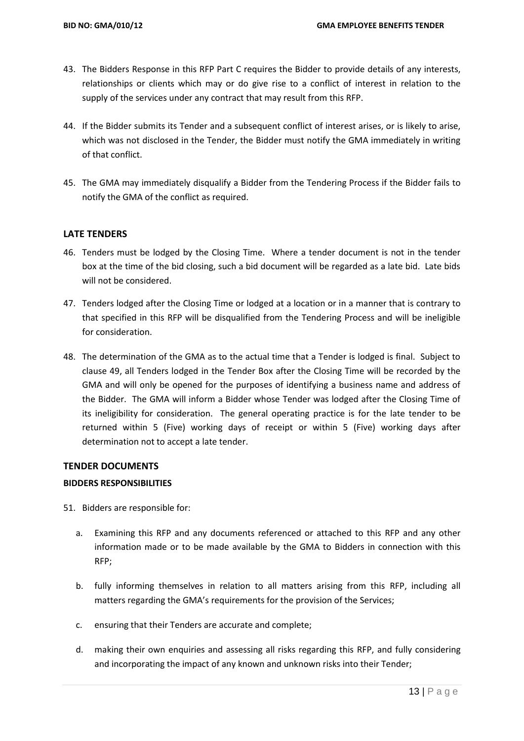43. The Bidders Response in this RFP Part C requires the Bidder to provide details of any interests, relationships or clients which may or do give rise to a conflict of interest in relation to the supply of the services under any contract that may result from this RFP.

44. If the Bidder submits its Tender and a subsequent conflict of interest arises, or is likely to arise, which was not disclosed in the Tender, the Bidder must notify the GMA immediately in writing of that conflict.

45. The GMA may immediately disqualify a Bidder from the Tendering Process if the Bidder fails to notify the GMA of the conflict as required.

## LATE TENDERS

46. Tenders must be lodged by the Closing Time. Where a tender document is not in the tender box at the time of the bid closing, such a bid document will be regarded as a late bid. Late bids will not be considered.

47. Tenders lodged after the Closing Time or lodged at a location or in a manner that is contrary to that specified in this RFP will be disqualified from the Tendering Process and will be ineligible for consideration.

48. The determination of the GMA as to the actual time that a Tender is lodged is final. Subject to clause 49, all Tenders lodged in the Tender Box after the Closing Time will be recorded by the GMA and will only be opened for the purposes of identifying a business name and address of the Bidder. The GMA will inform a Bidder whose Tender was lodged after the Closing Time of its ineligibility for consideration. The general operating practice is for the late tender to be returned within 5 (Five) working days of receipt or within 5 (Five) working days after determination not to accept a late tender.

## TENDER DOCUMENTS

### BIDDERS RESPONSIBILITIES

51. Bidders are responsible for:

    a. Examining this RFP and any documents referenced or attached to this RFP and any other information made or to be made available by the GMA to Bidders in connection with this RFP;

    b. fully informing themselves in relation to all matters arising from this RFP, including all matters regarding the GMA's requirements for the provision of the Services;

    c. ensuring that their Tenders are accurate and complete;

    d. making their own enquiries and assessing all risks regarding this RFP, and fully considering and incorporating the impact of any known and unknown risks into their Tender;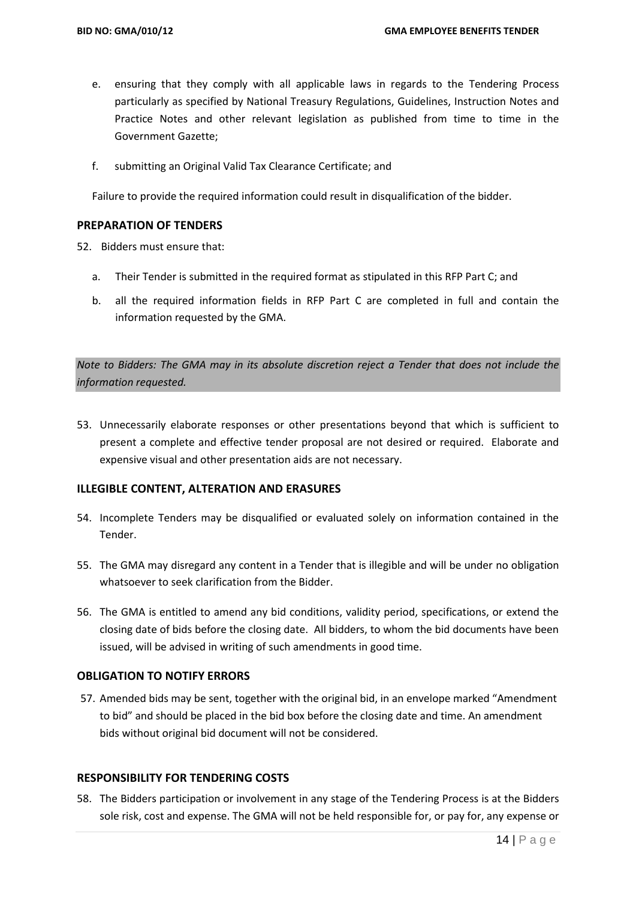e. ensuring that they comply with all applicable laws in regards to the Tendering Process particularly as specified by National Treasury Regulations, Guidelines, Instruction Notes and Practice Notes and other relevant legislation as published from time to time in the Government Gazette;

f. submitting an Original Valid Tax Clearance Certificate; and

Failure to provide the required information could result in disqualification of the bidder.

## PREPARATION OF TENDERS

52. Bidders must ensure that:

    a. Their Tender is submitted in the required format as stipulated in this RFP Part C; and

    b. all the required information fields in RFP Part C are completed in full and contain the information requested by the GMA.

*Note to Bidders: The GMA may in its absolute discretion reject a Tender that does not include the information requested.*

53. Unnecessarily elaborate responses or other presentations beyond that which is sufficient to present a complete and effective tender proposal are not desired or required. Elaborate and expensive visual and other presentation aids are not necessary.

## ILLEGIBLE CONTENT, ALTERATION AND ERASURES

54. Incomplete Tenders may be disqualified or evaluated solely on information contained in the Tender.

55. The GMA may disregard any content in a Tender that is illegible and will be under no obligation whatsoever to seek clarification from the Bidder.

56. The GMA is entitled to amend any bid conditions, validity period, specifications, or extend the closing date of bids before the closing date. All bidders, to whom the bid documents have been issued, will be advised in writing of such amendments in good time.

## OBLIGATION TO NOTIFY ERRORS

57. Amended bids may be sent, together with the original bid, in an envelope marked "Amendment to bid" and should be placed in the bid box before the closing date and time. An amendment bids without original bid document will not be considered.

## RESPONSIBILITY FOR TENDERING COSTS

58. The Bidders participation or involvement in any stage of the Tendering Process is at the Bidders sole risk, cost and expense. The GMA will not be held responsible for, or pay for, any expense or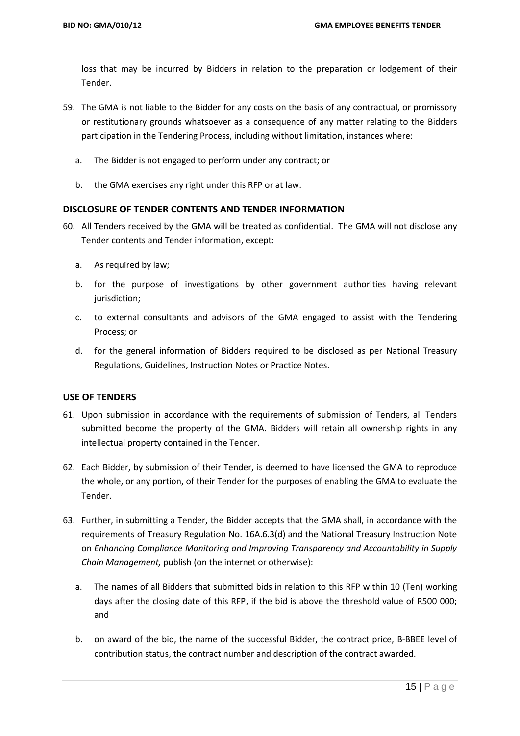loss that may be incurred by Bidders in relation to the preparation or lodgement of their Tender.

59. The GMA is not liable to the Bidder for any costs on the basis of any contractual, or promissory or restitutionary grounds whatsoever as a consequence of any matter relating to the Bidders participation in the Tendering Process, including without limitation, instances where:

    a. The Bidder is not engaged to perform under any contract; or

    b. the GMA exercises any right under this RFP or at law.

## DISCLOSURE OF TENDER CONTENTS AND TENDER INFORMATION

60. All Tenders received by the GMA will be treated as confidential. The GMA will not disclose any Tender contents and Tender information, except:

    a. As required by law;

    b. for the purpose of investigations by other government authorities having relevant jurisdiction;

    c. to external consultants and advisors of the GMA engaged to assist with the Tendering Process; or

    d. for the general information of Bidders required to be disclosed as per National Treasury Regulations, Guidelines, Instruction Notes or Practice Notes.

## USE OF TENDERS

61. Upon submission in accordance with the requirements of submission of Tenders, all Tenders submitted become the property of the GMA. Bidders will retain all ownership rights in any intellectual property contained in the Tender.

62. Each Bidder, by submission of their Tender, is deemed to have licensed the GMA to reproduce the whole, or any portion, of their Tender for the purposes of enabling the GMA to evaluate the Tender.

63. Further, in submitting a Tender, the Bidder accepts that the GMA shall, in accordance with the requirements of Treasury Regulation No. 16A.6.3(d) and the National Treasury Instruction Note on *Enhancing Compliance Monitoring and Improving Transparency and Accountability in Supply Chain Management,* publish (on the internet or otherwise):

    a. The names of all Bidders that submitted bids in relation to this RFP within 10 (Ten) working days after the closing date of this RFP, if the bid is above the threshold value of R500 000; and

    b. on award of the bid, the name of the successful Bidder, the contract price, B-BBEE level of contribution status, the contract number and description of the contract awarded.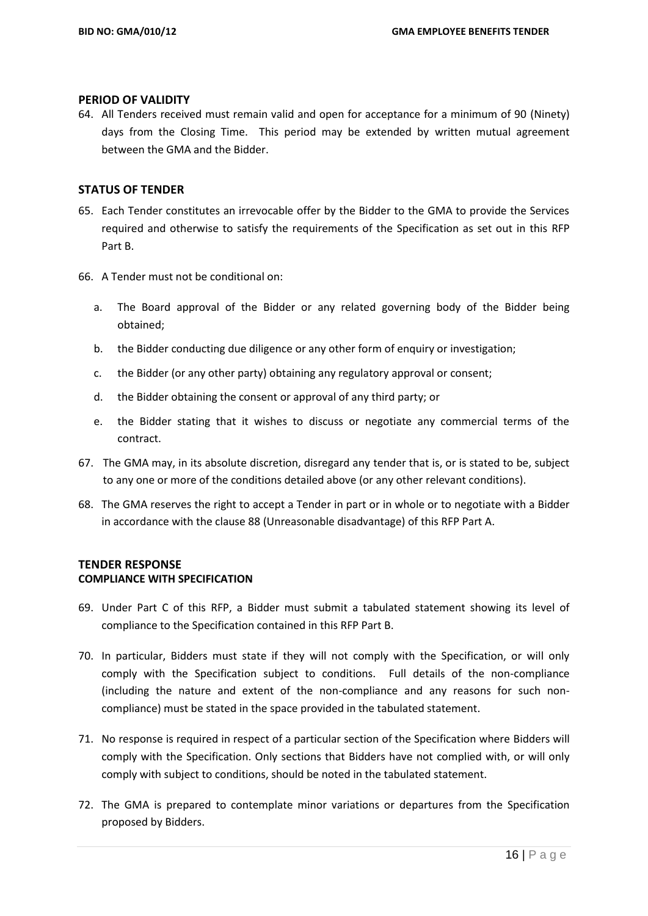## PERIOD OF VALIDITY

64. All Tenders received must remain valid and open for acceptance for a minimum of 90 (Ninety) days from the Closing Time. This period may be extended by written mutual agreement between the GMA and the Bidder.

## STATUS OF TENDER

65. Each Tender constitutes an irrevocable offer by the Bidder to the GMA to provide the Services required and otherwise to satisfy the requirements of the Specification as set out in this RFP Part B.

66. A Tender must not be conditional on:

    a. The Board approval of the Bidder or any related governing body of the Bidder being obtained;

    b. the Bidder conducting due diligence or any other form of enquiry or investigation;

    c. the Bidder (or any other party) obtaining any regulatory approval or consent;

    d. the Bidder obtaining the consent or approval of any third party; or

    e. the Bidder stating that it wishes to discuss or negotiate any commercial terms of the contract.

67. The GMA may, in its absolute discretion, disregard any tender that is, or is stated to be, subject to any one or more of the conditions detailed above (or any other relevant conditions).

68. The GMA reserves the right to accept a Tender in part or in whole or to negotiate with a Bidder in accordance with the clause 88 (Unreasonable disadvantage) of this RFP Part A.

## TENDER RESPONSE

### COMPLIANCE WITH SPECIFICATION

69. Under Part C of this RFP, a Bidder must submit a tabulated statement showing its level of compliance to the Specification contained in this RFP Part B.

70. In particular, Bidders must state if they will not comply with the Specification, or will only comply with the Specification subject to conditions. Full details of the non-compliance (including the nature and extent of the non-compliance and any reasons for such non-compliance) must be stated in the space provided in the tabulated statement.

71. No response is required in respect of a particular section of the Specification where Bidders will comply with the Specification. Only sections that Bidders have not complied with, or will only comply with subject to conditions, should be noted in the tabulated statement.

72. The GMA is prepared to contemplate minor variations or departures from the Specification proposed by Bidders.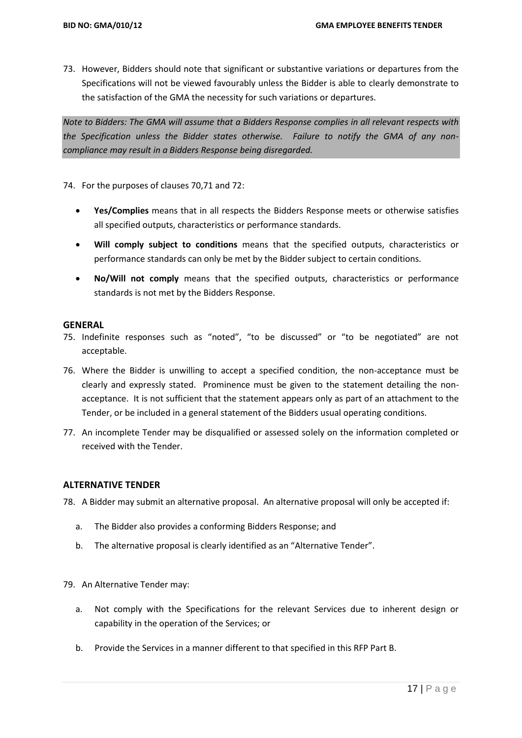73. However, Bidders should note that significant or substantive variations or departures from the Specifications will not be viewed favourably unless the Bidder is able to clearly demonstrate to the satisfaction of the GMA the necessity for such variations or departures.

*Note to Bidders: The GMA will assume that a Bidders Response complies in all relevant respects with the Specification unless the Bidder states otherwise. Failure to notify the GMA of any non-compliance may result in a Bidders Response being disregarded.*

74. For the purposes of clauses 70,71 and 72:

- **Yes/Complies** means that in all respects the Bidders Response meets or otherwise satisfies all specified outputs, characteristics or performance standards.
- **Will comply subject to conditions** means that the specified outputs, characteristics or performance standards can only be met by the Bidder subject to certain conditions.
- **No/Will not comply** means that the specified outputs, characteristics or performance standards is not met by the Bidders Response.

## GENERAL

75. Indefinite responses such as "noted", "to be discussed" or "to be negotiated" are not acceptable.
76. Where the Bidder is unwilling to accept a specified condition, the non-acceptance must be clearly and expressly stated. Prominence must be given to the statement detailing the non-acceptance. It is not sufficient that the statement appears only as part of an attachment to the Tender, or be included in a general statement of the Bidders usual operating conditions.
77. An incomplete Tender may be disqualified or assessed solely on the information completed or received with the Tender.

## ALTERNATIVE TENDER

78. A Bidder may submit an alternative proposal. An alternative proposal will only be accepted if:
   a. The Bidder also provides a conforming Bidders Response; and
   b. The alternative proposal is clearly identified as an "Alternative Tender".

79. An Alternative Tender may:
   a. Not comply with the Specifications for the relevant Services due to inherent design or capability in the operation of the Services; or
   b. Provide the Services in a manner different to that specified in this RFP Part B.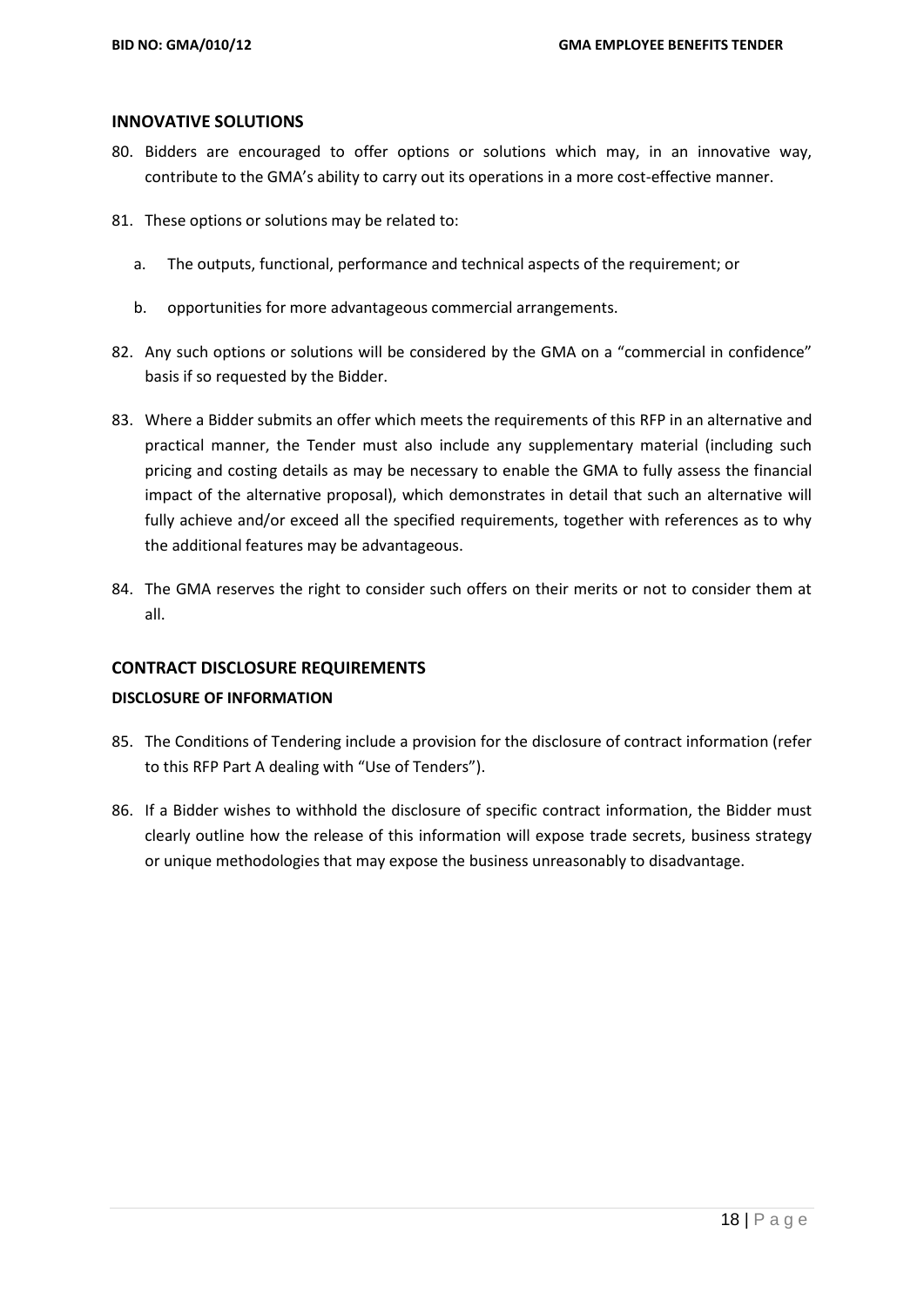## INNOVATIVE SOLUTIONS

80. Bidders are encouraged to offer options or solutions which may, in an innovative way, contribute to the GMA's ability to carry out its operations in a more cost-effective manner.

81. These options or solutions may be related to:

    a. The outputs, functional, performance and technical aspects of the requirement; or

    b. opportunities for more advantageous commercial arrangements.

82. Any such options or solutions will be considered by the GMA on a "commercial in confidence" basis if so requested by the Bidder.

83. Where a Bidder submits an offer which meets the requirements of this RFP in an alternative and practical manner, the Tender must also include any supplementary material (including such pricing and costing details as may be necessary to enable the GMA to fully assess the financial impact of the alternative proposal), which demonstrates in detail that such an alternative will fully achieve and/or exceed all the specified requirements, together with references as to why the additional features may be advantageous.

84. The GMA reserves the right to consider such offers on their merits or not to consider them at all.

## CONTRACT DISCLOSURE REQUIREMENTS

### DISCLOSURE OF INFORMATION

85. The Conditions of Tendering include a provision for the disclosure of contract information (refer to this RFP Part A dealing with "Use of Tenders").

86. If a Bidder wishes to withhold the disclosure of specific contract information, the Bidder must clearly outline how the release of this information will expose trade secrets, business strategy or unique methodologies that may expose the business unreasonably to disadvantage.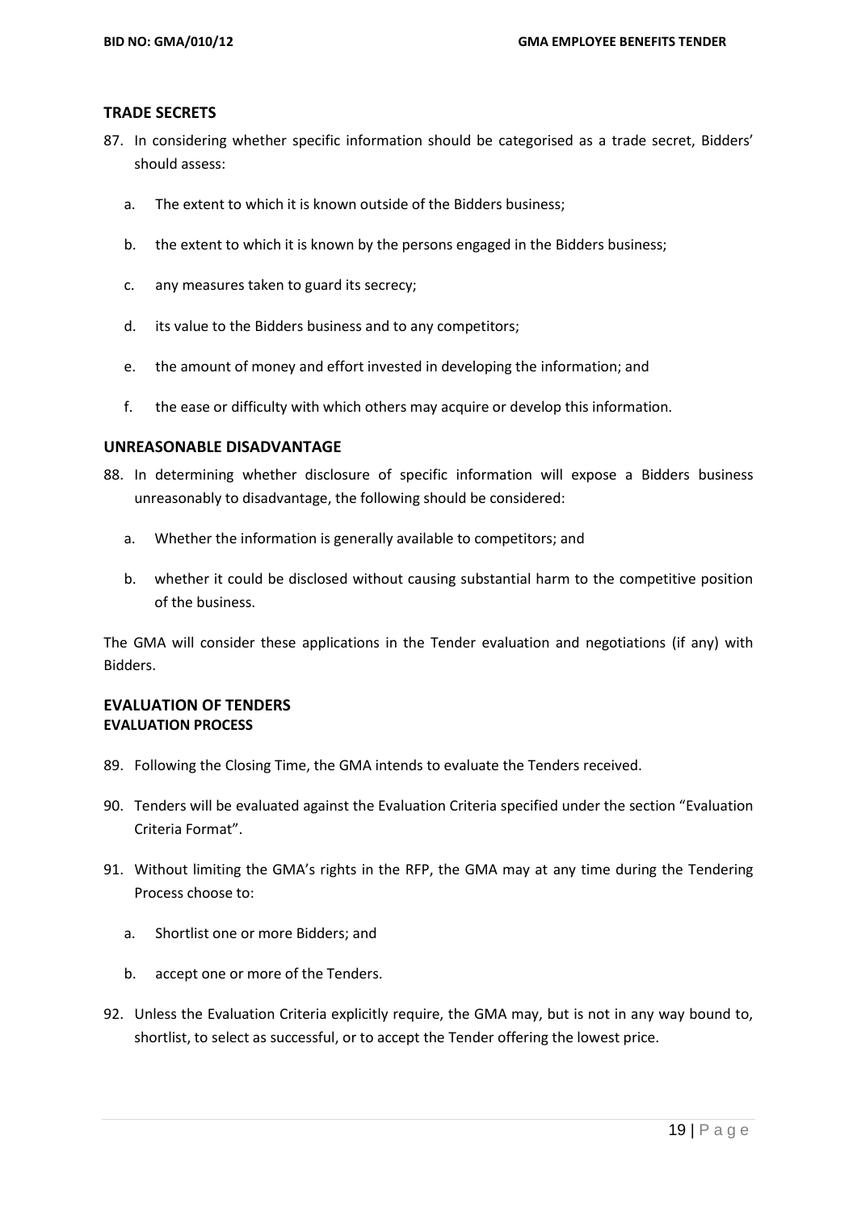## TRADE SECRETS

87. In considering whether specific information should be categorised as a trade secret, Bidders' should assess:

    a. The extent to which it is known outside of the Bidders business;

    b. the extent to which it is known by the persons engaged in the Bidders business;

    c. any measures taken to guard its secrecy;

    d. its value to the Bidders business and to any competitors;

    e. the amount of money and effort invested in developing the information; and

    f. the ease or difficulty with which others may acquire or develop this information.

## UNREASONABLE DISADVANTAGE

88. In determining whether disclosure of specific information will expose a Bidders business unreasonably to disadvantage, the following should be considered:

    a. Whether the information is generally available to competitors; and

    b. whether it could be disclosed without causing substantial harm to the competitive position of the business.

The GMA will consider these applications in the Tender evaluation and negotiations (if any) with Bidders.

## EVALUATION OF TENDERS

### EVALUATION PROCESS

89. Following the Closing Time, the GMA intends to evaluate the Tenders received.

90. Tenders will be evaluated against the Evaluation Criteria specified under the section "Evaluation Criteria Format".

91. Without limiting the GMA's rights in the RFP, the GMA may at any time during the Tendering Process choose to:

    a. Shortlist one or more Bidders; and

    b. accept one or more of the Tenders.

92. Unless the Evaluation Criteria explicitly require, the GMA may, but is not in any way bound to, shortlist, to select as successful, or to accept the Tender offering the lowest price.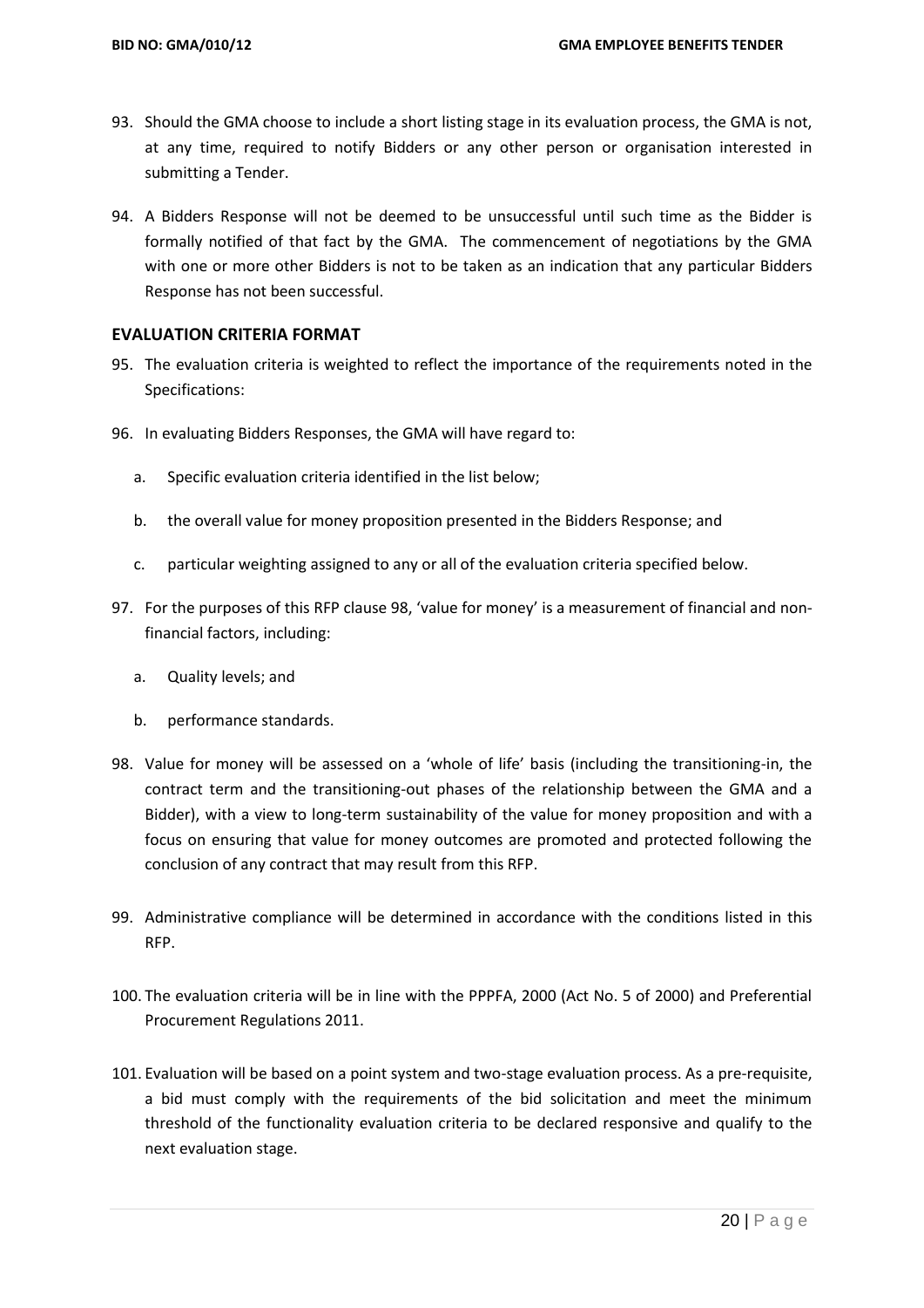93. Should the GMA choose to include a short listing stage in its evaluation process, the GMA is not, at any time, required to notify Bidders or any other person or organisation interested in submitting a Tender.

94. A Bidders Response will not be deemed to be unsuccessful until such time as the Bidder is formally notified of that fact by the GMA. The commencement of negotiations by the GMA with one or more other Bidders is not to be taken as an indication that any particular Bidders Response has not been successful.

## EVALUATION CRITERIA FORMAT

95. The evaluation criteria is weighted to reflect the importance of the requirements noted in the Specifications:

96. In evaluating Bidders Responses, the GMA will have regard to:

    a. Specific evaluation criteria identified in the list below;

    b. the overall value for money proposition presented in the Bidders Response; and

    c. particular weighting assigned to any or all of the evaluation criteria specified below.

97. For the purposes of this RFP clause 98, 'value for money' is a measurement of financial and non-financial factors, including:

    a. Quality levels; and

    b. performance standards.

98. Value for money will be assessed on a 'whole of life' basis (including the transitioning-in, the contract term and the transitioning-out phases of the relationship between the GMA and a Bidder), with a view to long-term sustainability of the value for money proposition and with a focus on ensuring that value for money outcomes are promoted and protected following the conclusion of any contract that may result from this RFP.

99. Administrative compliance will be determined in accordance with the conditions listed in this RFP.

100. The evaluation criteria will be in line with the PPPFA, 2000 (Act No. 5 of 2000) and Preferential Procurement Regulations 2011.

101. Evaluation will be based on a point system and two-stage evaluation process. As a pre-requisite, a bid must comply with the requirements of the bid solicitation and meet the minimum threshold of the functionality evaluation criteria to be declared responsive and qualify to the next evaluation stage.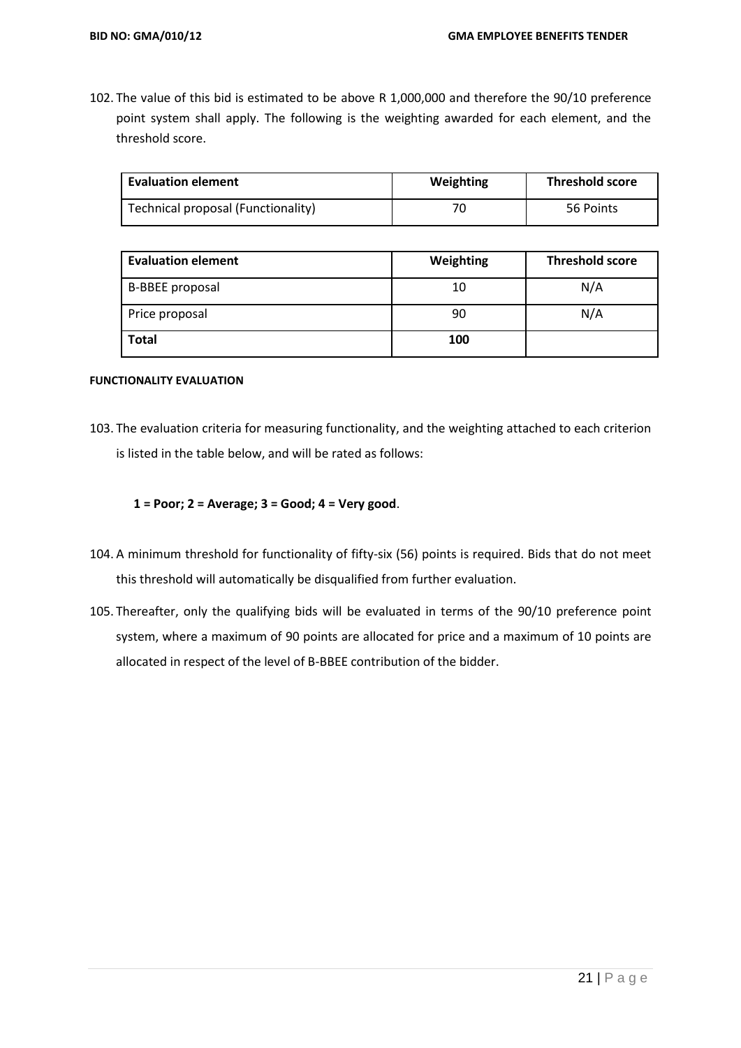102. The value of this bid is estimated to be above R 1,000,000 and therefore the 90/10 preference point system shall apply. The following is the weighting awarded for each element, and the threshold score.

| Evaluation element | Weighting | Threshold score |
|---|---|---|
| Technical proposal (Functionality) | 70 | 56 Points |

| Evaluation element | Weighting | Threshold score |
|---|---|---|
| B-BBEE proposal | 10 | N/A |
| Price proposal | 90 | N/A |
| **Total** | **100** | |

**FUNCTIONALITY EVALUATION**

103. The evaluation criteria for measuring functionality, and the weighting attached to each criterion is listed in the table below, and will be rated as follows:

**1 = Poor; 2 = Average; 3 = Good; 4 = Very good**.

104. A minimum threshold for functionality of fifty-six (56) points is required. Bids that do not meet this threshold will automatically be disqualified from further evaluation.

105. Thereafter, only the qualifying bids will be evaluated in terms of the 90/10 preference point system, where a maximum of 90 points are allocated for price and a maximum of 10 points are allocated in respect of the level of B-BBEE contribution of the bidder.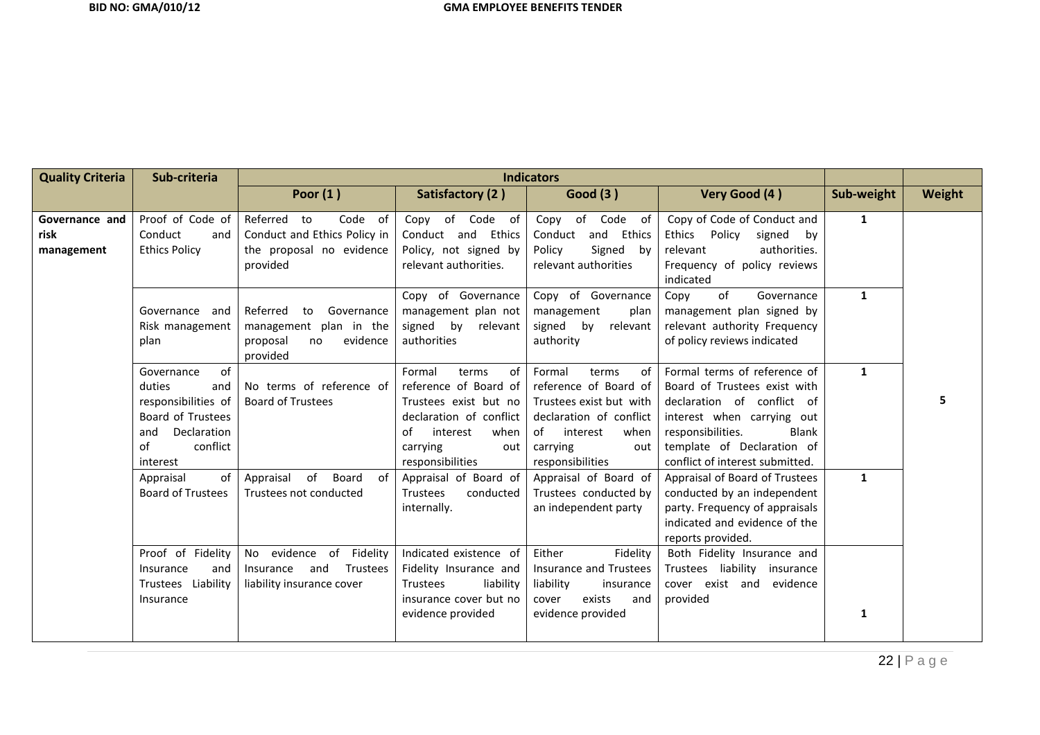| Quality Criteria | Sub-criteria | Indicators | | | | | |
|---|---|---|---|---|---|---|---|
| | | Poor (1 ) | Satisfactory (2 ) | Good (3 ) | Very Good (4 ) | Sub-weight | Weight |
| Governance and risk management | Proof of Code of Conduct and Ethics Policy | Referred to Code of Conduct and Ethics Policy in the proposal no evidence provided | Copy of Code of Conduct and Ethics Policy, not signed by relevant authorities. | Copy of Code of Conduct and Ethics Policy Signed by relevant authorities | Copy of Code of Conduct and Ethics Policy signed by relevant authorities. Frequency of policy reviews indicated | 1 | 5 |
| | Governance and Risk management plan | Referred to Governance management plan in the proposal no evidence provided | Copy of Governance management plan not signed by relevant authorities | Copy of Governance management plan signed by relevant authority | Copy of Governance management plan signed by relevant authority Frequency of policy reviews indicated | 1 | |
| | Governance of duties and responsibilities of Board of Trustees and Declaration of conflict interest | No terms of reference of Board of Trustees | Formal terms of reference of Board of Trustees exist but no declaration of conflict of interest when carrying out responsibilities | Formal terms of reference of Board of Trustees exist but with declaration of conflict of interest when carrying out responsibilities | Formal terms of reference of Board of Trustees exist with declaration of conflict of interest when carrying out responsibilities. Blank template of Declaration of conflict of interest submitted. | 1 | |
| | Appraisal of Board of Trustees | Appraisal of Board of Trustees not conducted | Appraisal of Board of Trustees conducted internally. | Appraisal of Board of Trustees conducted by an independent party | Appraisal of Board of Trustees conducted by an independent party. Frequency of appraisals indicated and evidence of the reports provided. | 1 | |
| | Proof of Fidelity Insurance and Trustees Liability Insurance | No evidence of Fidelity Insurance and Trustees liability insurance cover | Indicated existence of Fidelity Insurance and Trustees liability insurance cover but no evidence provided | Either Fidelity Insurance and Trustees liability insurance cover exists and evidence provided | Both Fidelity Insurance and Trustees liability insurance cover exist and evidence provided | 1 | |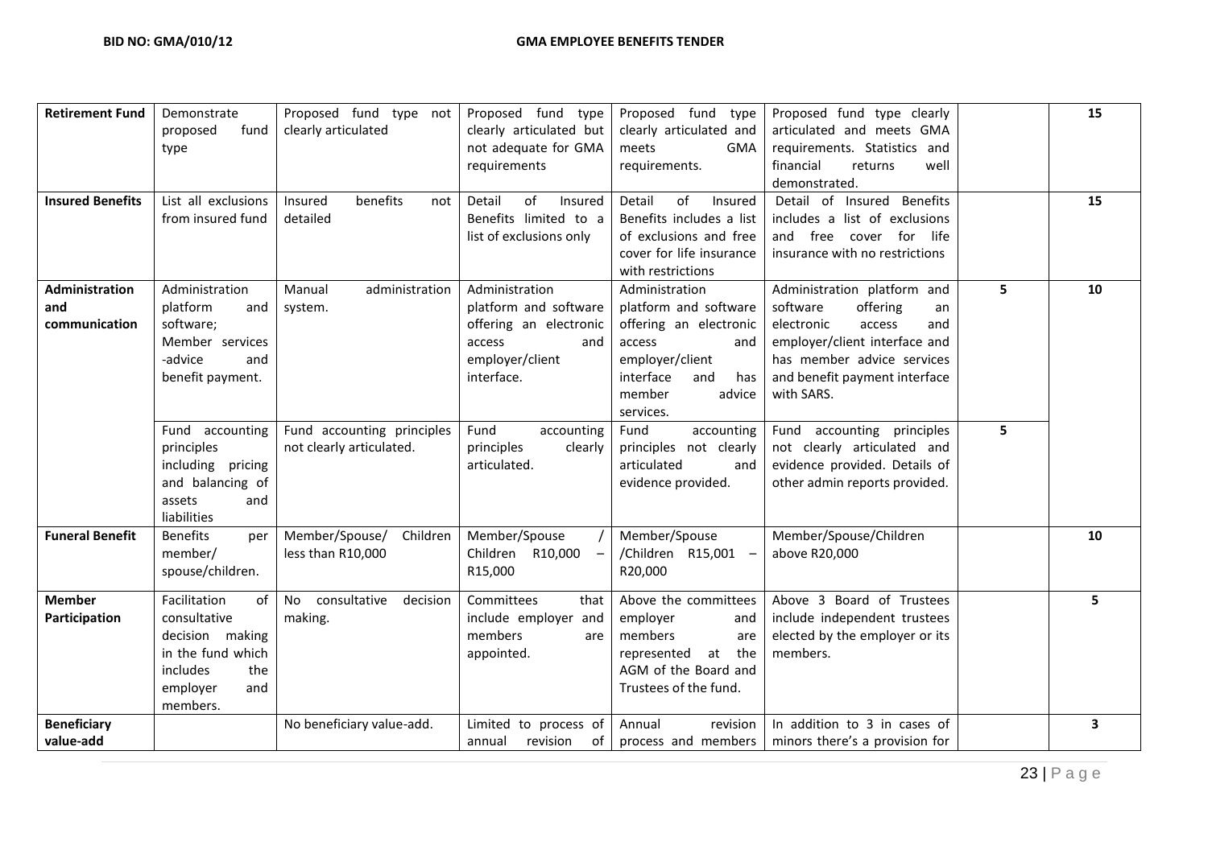| **Retirement Fund** | Demonstrate proposed fund type | Proposed fund type not clearly articulated | Proposed fund type clearly articulated but not adequate for GMA requirements | Proposed fund type clearly articulated and meets GMA requirements. | Proposed fund type clearly articulated and meets GMA requirements. Statistics and financial returns well demonstrated. | | **15** |
|---|---|---|---|---|---|---|---|
| **Insured Benefits** | List all exclusions from insured fund | Insured benefits not detailed | Detail of Insured Benefits limited to a list of exclusions only | Detail of Insured Benefits includes a list of exclusions and free cover for life insurance with restrictions | Detail of Insured Benefits includes a list of exclusions and free cover for life insurance with no restrictions | | **15** |
| **Administration and communication** | Administration platform and software; Member services -advice and benefit payment. | Manual administration system. | Administration platform and software offering an electronic access and employer/client interface. | Administration platform and software offering an electronic access and employer/client interface and has member advice services. | Administration platform and software offering an electronic access and employer/client interface and has member advice services and benefit payment interface with SARS. | 5 | **10** |
| | Fund accounting principles including pricing and balancing of assets and liabilities | Fund accounting principles not clearly articulated. | Fund accounting principles clearly articulated. | Fund accounting principles not clearly articulated and evidence provided. | Fund accounting principles not clearly articulated and evidence provided. Details of other admin reports provided. | 5 | |
| **Funeral Benefit** | Benefits per member/ spouse/children. | Member/Spouse/ Children less than R10,000 | Member/Spouse / Children R10,000 – R15,000 | Member/Spouse /Children R15,001 – R20,000 | Member/Spouse/Children above R20,000 | | **10** |
| **Member Participation** | Facilitation of consultative decision making in the fund which includes the employer and members. | No consultative decision making. | Committees that include employer and members are appointed. | Above the committees employer and members are represented at the AGM of the Board and Trustees of the fund. | Above 3 Board of Trustees include independent trustees elected by the employer or its members. | | **5** |
| **Beneficiary value-add** | | No beneficiary value-add. | Limited to process of annual revision of | Annual revision process and members | In addition to 3 in cases of minors there's a provision for | | **3** |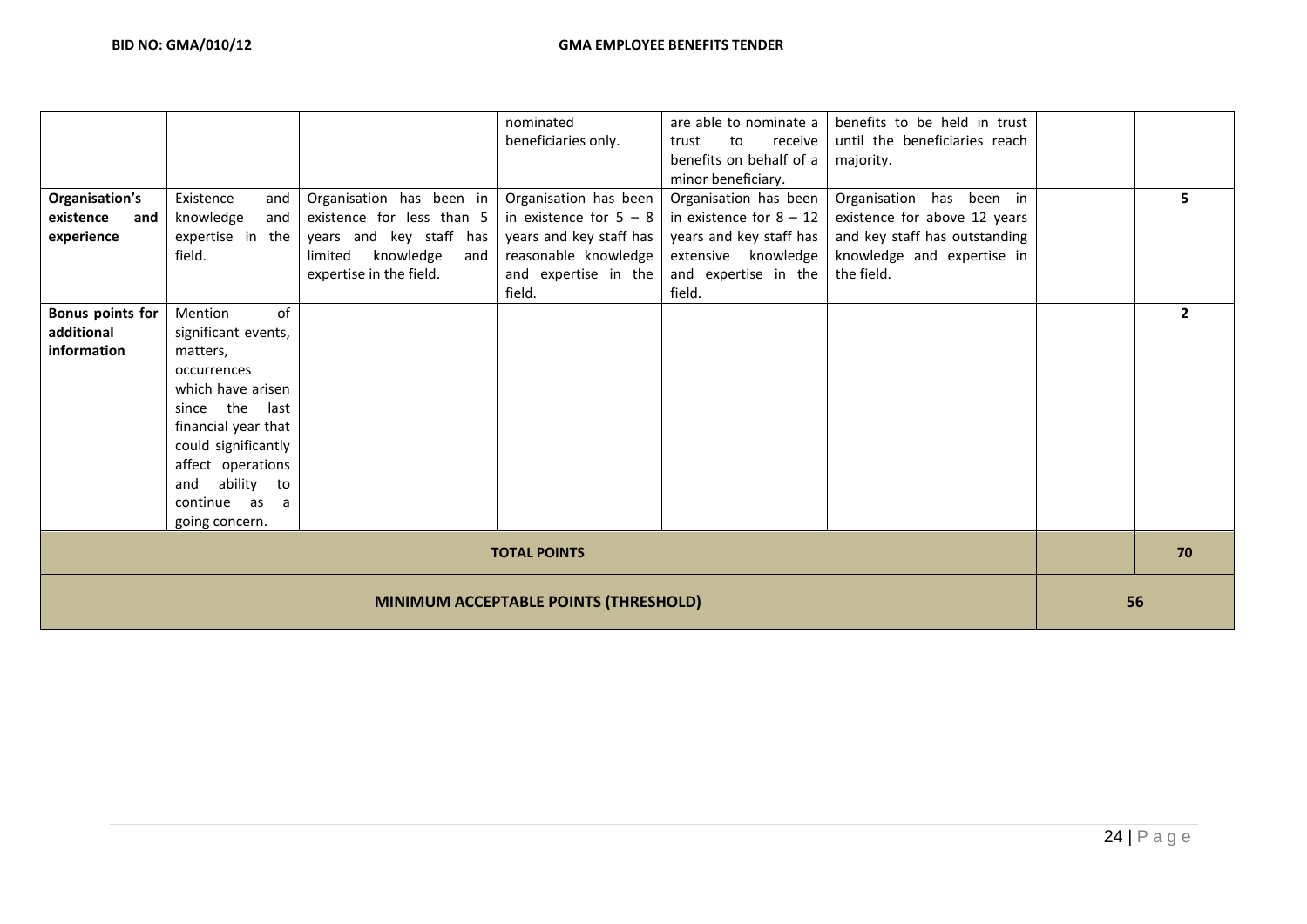| | | | | | | | |
|---|---|---|---|---|---|---|---|
| | | | nominated beneficiaries only. | are able to nominate a trust to receive benefits on behalf of a minor beneficiary. | benefits to be held in trust until the beneficiaries reach majority. | | |
| **Organisation's existence and experience** | Existence and knowledge and expertise in the field. | Organisation has been in existence for less than 5 years and key staff has limited knowledge and expertise in the field. | Organisation has been in existence for 5 – 8 years and key staff has reasonable knowledge and expertise in the field. | Organisation has been in existence for 8 – 12 years and key staff has extensive knowledge and expertise in the field. | Organisation has been in existence for above 12 years and key staff has outstanding knowledge and expertise in the field. | | **5** |
| **Bonus points for additional information** | Mention of significant events, matters, occurrences which have arisen since the last financial year that could significantly affect operations and ability to continue as a going concern. | | | | | | **2** |
| **TOTAL POINTS** | | | | | | | **70** |
| **MINIMUM ACCEPTABLE POINTS (THRESHOLD)** | | | | | | **56** | |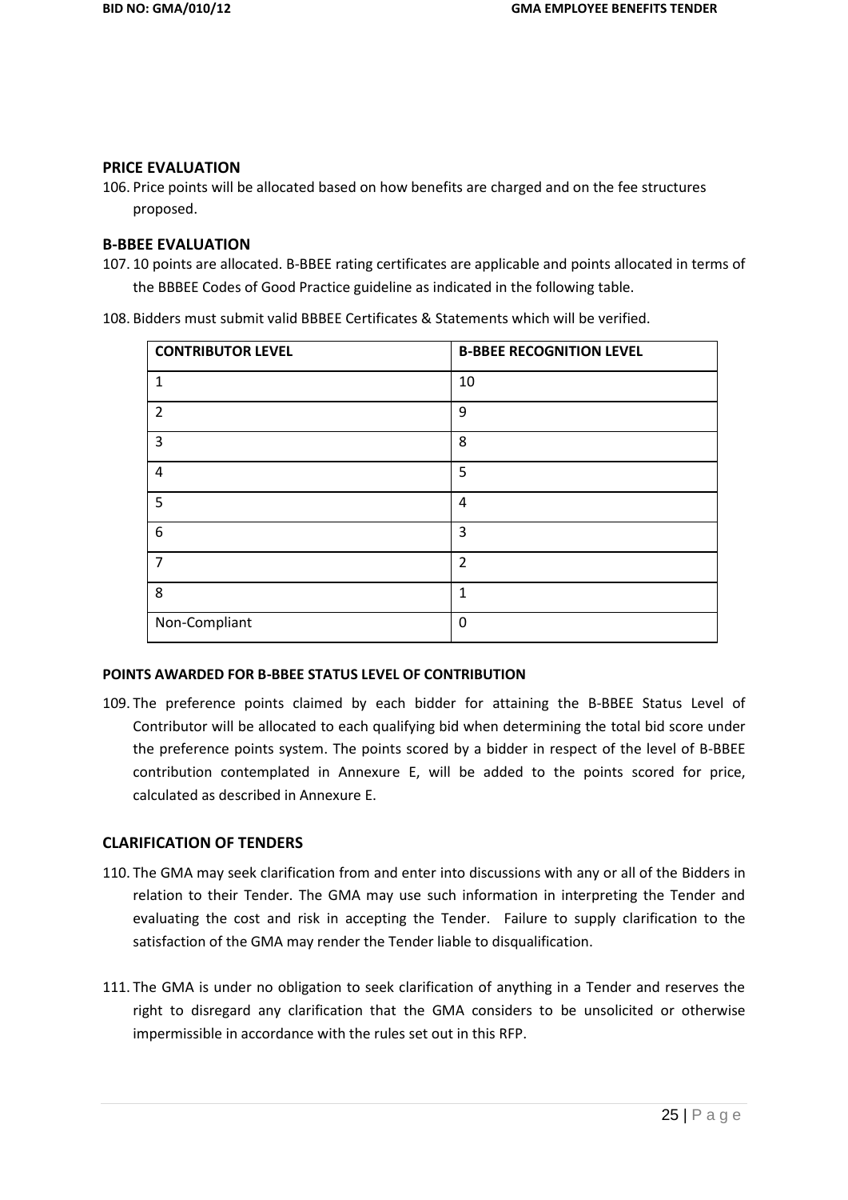## PRICE EVALUATION

106. Price points will be allocated based on how benefits are charged and on the fee structures proposed.

## B-BBEE EVALUATION

107. 10 points are allocated. B-BBEE rating certificates are applicable and points allocated in terms of the BBBEE Codes of Good Practice guideline as indicated in the following table.

108. Bidders must submit valid BBBEE Certificates & Statements which will be verified.

| CONTRIBUTOR LEVEL | B-BBEE RECOGNITION LEVEL |
|---|---|
| 1 | 10 |
| 2 | 9 |
| 3 | 8 |
| 4 | 5 |
| 5 | 4 |
| 6 | 3 |
| 7 | 2 |
| 8 | 1 |
| Non-Compliant | 0 |

### POINTS AWARDED FOR B-BBEE STATUS LEVEL OF CONTRIBUTION

109. The preference points claimed by each bidder for attaining the B-BBEE Status Level of Contributor will be allocated to each qualifying bid when determining the total bid score under the preference points system. The points scored by a bidder in respect of the level of B-BBEE contribution contemplated in Annexure E, will be added to the points scored for price, calculated as described in Annexure E.

## CLARIFICATION OF TENDERS

110. The GMA may seek clarification from and enter into discussions with any or all of the Bidders in relation to their Tender. The GMA may use such information in interpreting the Tender and evaluating the cost and risk in accepting the Tender. Failure to supply clarification to the satisfaction of the GMA may render the Tender liable to disqualification.

111. The GMA is under no obligation to seek clarification of anything in a Tender and reserves the right to disregard any clarification that the GMA considers to be unsolicited or otherwise impermissible in accordance with the rules set out in this RFP.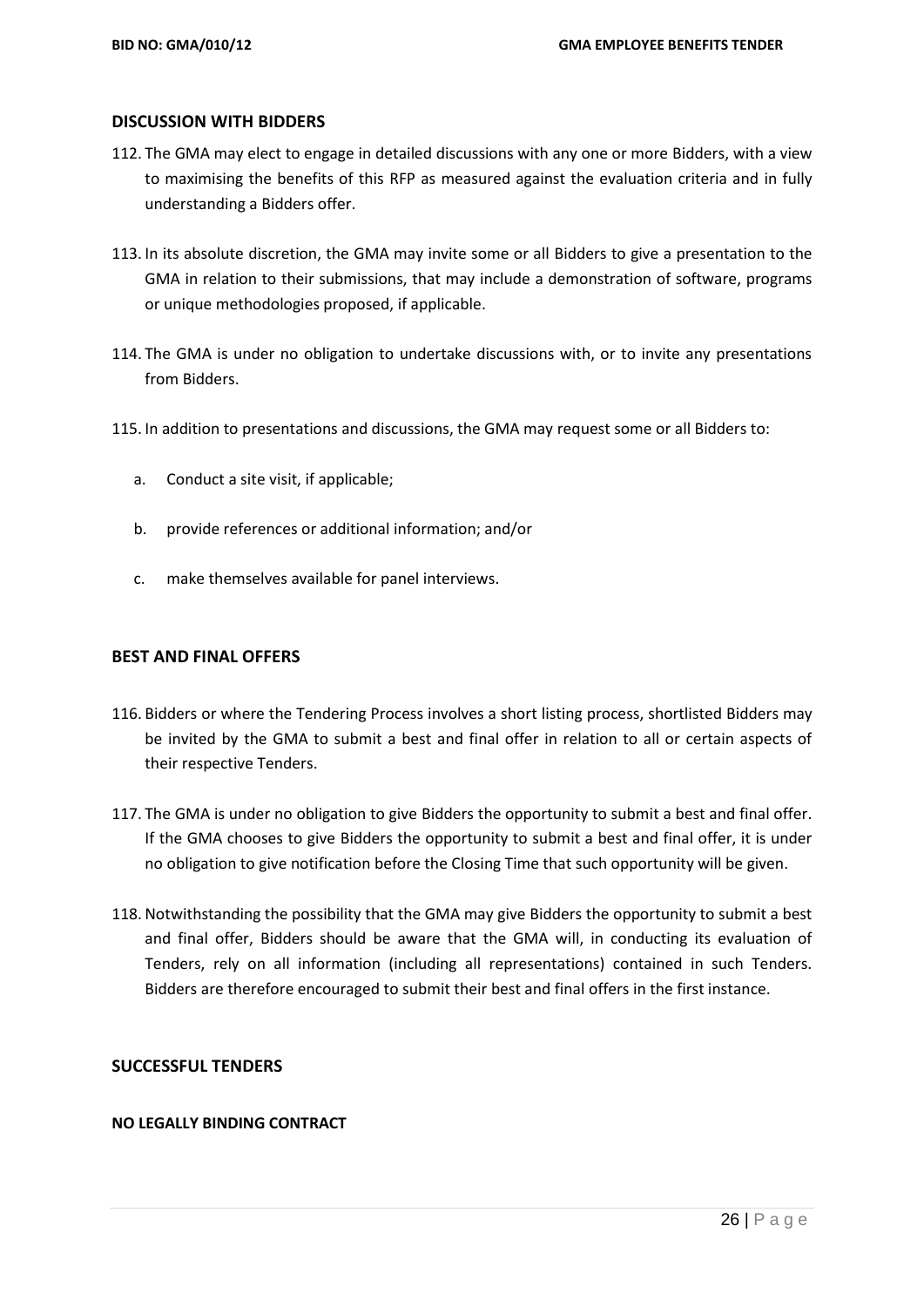## DISCUSSION WITH BIDDERS

112. The GMA may elect to engage in detailed discussions with any one or more Bidders, with a view to maximising the benefits of this RFP as measured against the evaluation criteria and in fully understanding a Bidders offer.

113. In its absolute discretion, the GMA may invite some or all Bidders to give a presentation to the GMA in relation to their submissions, that may include a demonstration of software, programs or unique methodologies proposed, if applicable.

114. The GMA is under no obligation to undertake discussions with, or to invite any presentations from Bidders.

115. In addition to presentations and discussions, the GMA may request some or all Bidders to:

    a. Conduct a site visit, if applicable;

    b. provide references or additional information; and/or

    c. make themselves available for panel interviews.

## BEST AND FINAL OFFERS

116. Bidders or where the Tendering Process involves a short listing process, shortlisted Bidders may be invited by the GMA to submit a best and final offer in relation to all or certain aspects of their respective Tenders.

117. The GMA is under no obligation to give Bidders the opportunity to submit a best and final offer. If the GMA chooses to give Bidders the opportunity to submit a best and final offer, it is under no obligation to give notification before the Closing Time that such opportunity will be given.

118. Notwithstanding the possibility that the GMA may give Bidders the opportunity to submit a best and final offer, Bidders should be aware that the GMA will, in conducting its evaluation of Tenders, rely on all information (including all representations) contained in such Tenders. Bidders are therefore encouraged to submit their best and final offers in the first instance.

## SUCCESSFUL TENDERS

### NO LEGALLY BINDING CONTRACT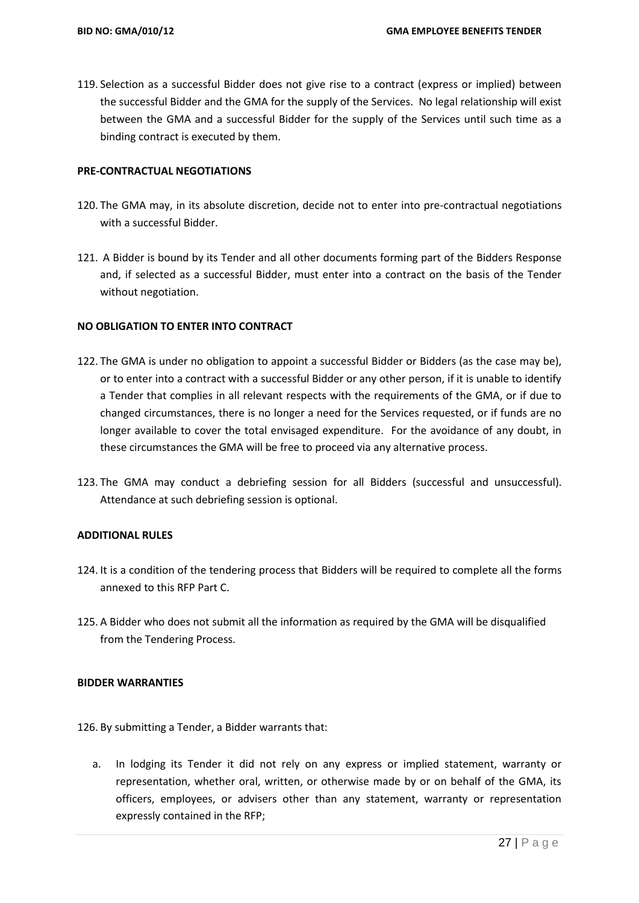119. Selection as a successful Bidder does not give rise to a contract (express or implied) between the successful Bidder and the GMA for the supply of the Services. No legal relationship will exist between the GMA and a successful Bidder for the supply of the Services until such time as a binding contract is executed by them.

**PRE-CONTRACTUAL NEGOTIATIONS**

120. The GMA may, in its absolute discretion, decide not to enter into pre-contractual negotiations with a successful Bidder.

121. A Bidder is bound by its Tender and all other documents forming part of the Bidders Response and, if selected as a successful Bidder, must enter into a contract on the basis of the Tender without negotiation.

**NO OBLIGATION TO ENTER INTO CONTRACT**

122. The GMA is under no obligation to appoint a successful Bidder or Bidders (as the case may be), or to enter into a contract with a successful Bidder or any other person, if it is unable to identify a Tender that complies in all relevant respects with the requirements of the GMA, or if due to changed circumstances, there is no longer a need for the Services requested, or if funds are no longer available to cover the total envisaged expenditure. For the avoidance of any doubt, in these circumstances the GMA will be free to proceed via any alternative process.

123. The GMA may conduct a debriefing session for all Bidders (successful and unsuccessful). Attendance at such debriefing session is optional.

**ADDITIONAL RULES**

124. It is a condition of the tendering process that Bidders will be required to complete all the forms annexed to this RFP Part C.

125. A Bidder who does not submit all the information as required by the GMA will be disqualified from the Tendering Process.

**BIDDER WARRANTIES**

126. By submitting a Tender, a Bidder warrants that:

a. In lodging its Tender it did not rely on any express or implied statement, warranty or representation, whether oral, written, or otherwise made by or on behalf of the GMA, its officers, employees, or advisers other than any statement, warranty or representation expressly contained in the RFP;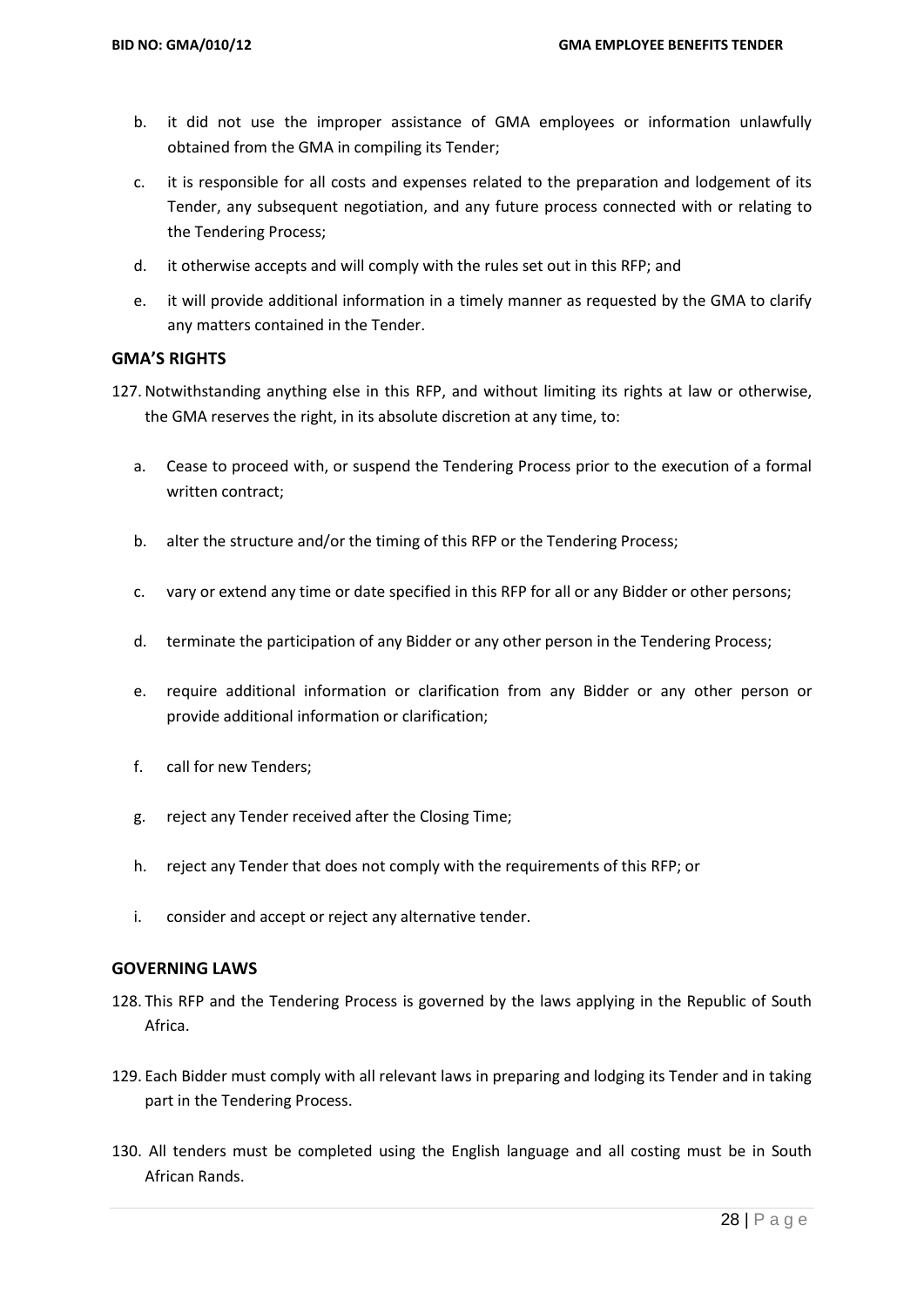b. it did not use the improper assistance of GMA employees or information unlawfully obtained from the GMA in compiling its Tender;

c. it is responsible for all costs and expenses related to the preparation and lodgement of its Tender, any subsequent negotiation, and any future process connected with or relating to the Tendering Process;

d. it otherwise accepts and will comply with the rules set out in this RFP; and

e. it will provide additional information in a timely manner as requested by the GMA to clarify any matters contained in the Tender.

### GMA'S RIGHTS

127. Notwithstanding anything else in this RFP, and without limiting its rights at law or otherwise, the GMA reserves the right, in its absolute discretion at any time, to:

   a. Cease to proceed with, or suspend the Tendering Process prior to the execution of a formal written contract;

   b. alter the structure and/or the timing of this RFP or the Tendering Process;

   c. vary or extend any time or date specified in this RFP for all or any Bidder or other persons;

   d. terminate the participation of any Bidder or any other person in the Tendering Process;

   e. require additional information or clarification from any Bidder or any other person or provide additional information or clarification;

   f. call for new Tenders;

   g. reject any Tender received after the Closing Time;

   h. reject any Tender that does not comply with the requirements of this RFP; or

   i. consider and accept or reject any alternative tender.

### GOVERNING LAWS

128. This RFP and the Tendering Process is governed by the laws applying in the Republic of South Africa.

129. Each Bidder must comply with all relevant laws in preparing and lodging its Tender and in taking part in the Tendering Process.

130. All tenders must be completed using the English language and all costing must be in South African Rands.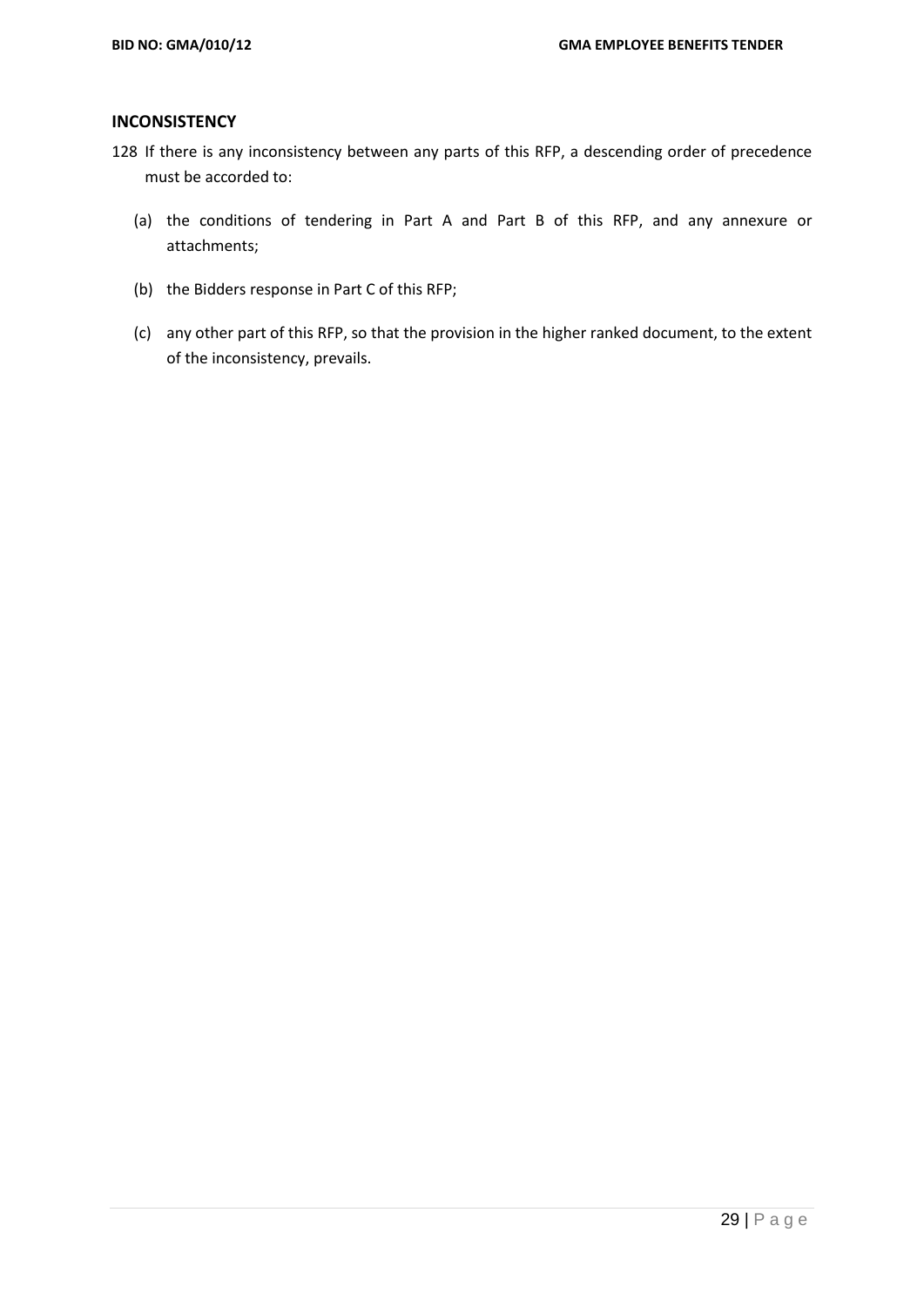## INCONSISTENCY

128 If there is any inconsistency between any parts of this RFP, a descending order of precedence must be accorded to:

(a) the conditions of tendering in Part A and Part B of this RFP, and any annexure or attachments;

(b) the Bidders response in Part C of this RFP;

(c) any other part of this RFP, so that the provision in the higher ranked document, to the extent of the inconsistency, prevails.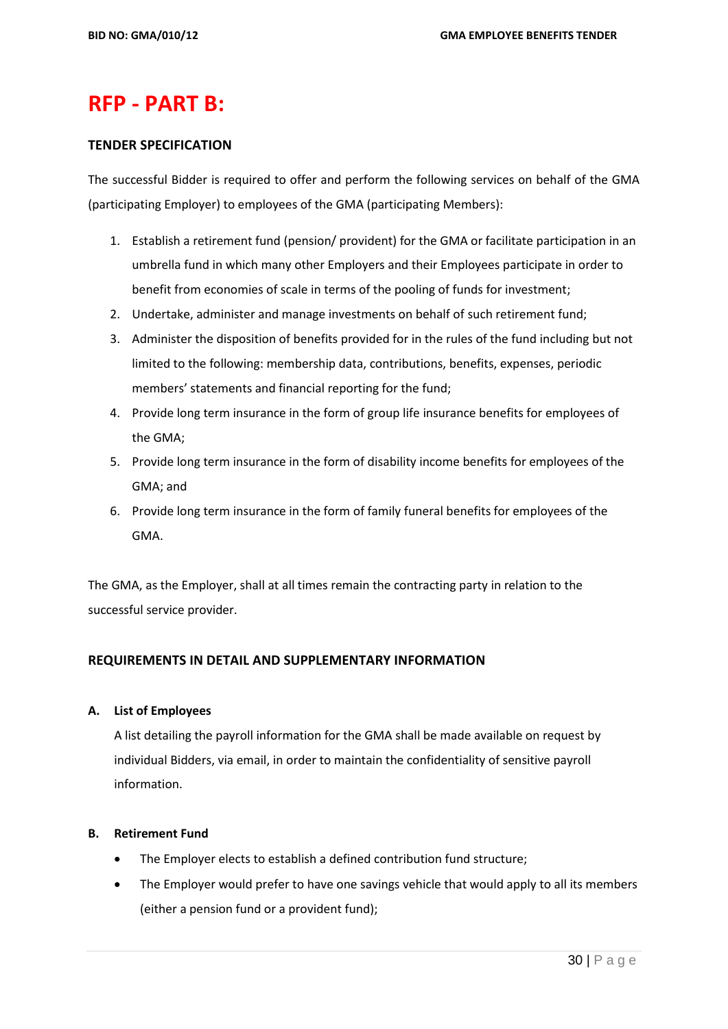# RFP - PART B:

**TENDER SPECIFICATION**

The successful Bidder is required to offer and perform the following services on behalf of the GMA (participating Employer) to employees of the GMA (participating Members):

1. Establish a retirement fund (pension/ provident) for the GMA or facilitate participation in an umbrella fund in which many other Employers and their Employees participate in order to benefit from economies of scale in terms of the pooling of funds for investment;
2. Undertake, administer and manage investments on behalf of such retirement fund;
3. Administer the disposition of benefits provided for in the rules of the fund including but not limited to the following: membership data, contributions, benefits, expenses, periodic members' statements and financial reporting for the fund;
4. Provide long term insurance in the form of group life insurance benefits for employees of the GMA;
5. Provide long term insurance in the form of disability income benefits for employees of the GMA; and
6. Provide long term insurance in the form of family funeral benefits for employees of the GMA.

The GMA, as the Employer, shall at all times remain the contracting party in relation to the successful service provider.

**REQUIREMENTS IN DETAIL AND SUPPLEMENTARY INFORMATION**

**A. List of Employees**

A list detailing the payroll information for the GMA shall be made available on request by individual Bidders, via email, in order to maintain the confidentiality of sensitive payroll information.

**B. Retirement Fund**

- The Employer elects to establish a defined contribution fund structure;
- The Employer would prefer to have one savings vehicle that would apply to all its members (either a pension fund or a provident fund);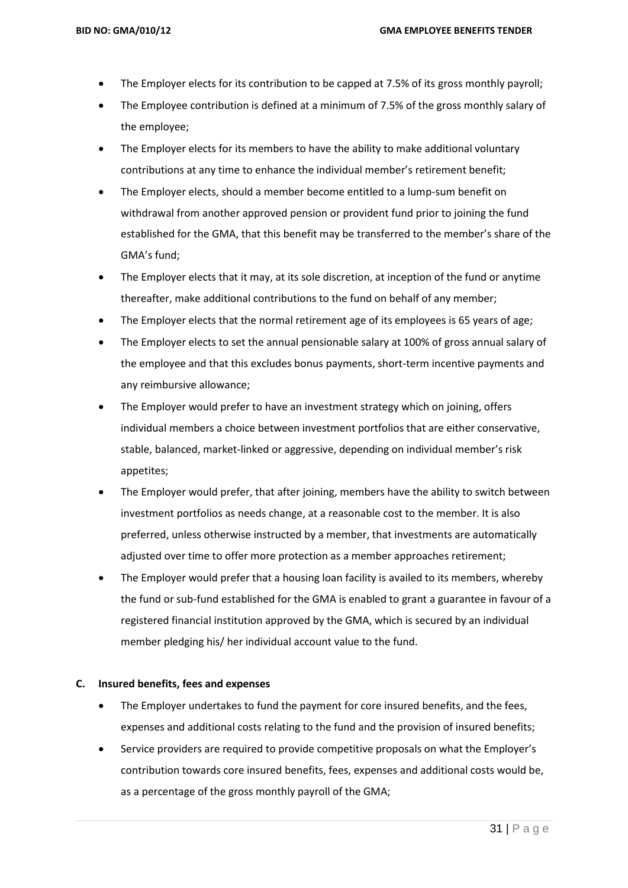- The Employer elects for its contribution to be capped at 7.5% of its gross monthly payroll;
- The Employee contribution is defined at a minimum of 7.5% of the gross monthly salary of the employee;
- The Employer elects for its members to have the ability to make additional voluntary contributions at any time to enhance the individual member's retirement benefit;
- The Employer elects, should a member become entitled to a lump-sum benefit on withdrawal from another approved pension or provident fund prior to joining the fund established for the GMA, that this benefit may be transferred to the member's share of the GMA's fund;
- The Employer elects that it may, at its sole discretion, at inception of the fund or anytime thereafter, make additional contributions to the fund on behalf of any member;
- The Employer elects that the normal retirement age of its employees is 65 years of age;
- The Employer elects to set the annual pensionable salary at 100% of gross annual salary of the employee and that this excludes bonus payments, short-term incentive payments and any reimbursive allowance;
- The Employer would prefer to have an investment strategy which on joining, offers individual members a choice between investment portfolios that are either conservative, stable, balanced, market-linked or aggressive, depending on individual member's risk appetites;
- The Employer would prefer, that after joining, members have the ability to switch between investment portfolios as needs change, at a reasonable cost to the member. It is also preferred, unless otherwise instructed by a member, that investments are automatically adjusted over time to offer more protection as a member approaches retirement;
- The Employer would prefer that a housing loan facility is availed to its members, whereby the fund or sub-fund established for the GMA is enabled to grant a guarantee in favour of a registered financial institution approved by the GMA, which is secured by an individual member pledging his/ her individual account value to the fund.

**C. Insured benefits, fees and expenses**

- The Employer undertakes to fund the payment for core insured benefits, and the fees, expenses and additional costs relating to the fund and the provision of insured benefits;
- Service providers are required to provide competitive proposals on what the Employer's contribution towards core insured benefits, fees, expenses and additional costs would be, as a percentage of the gross monthly payroll of the GMA;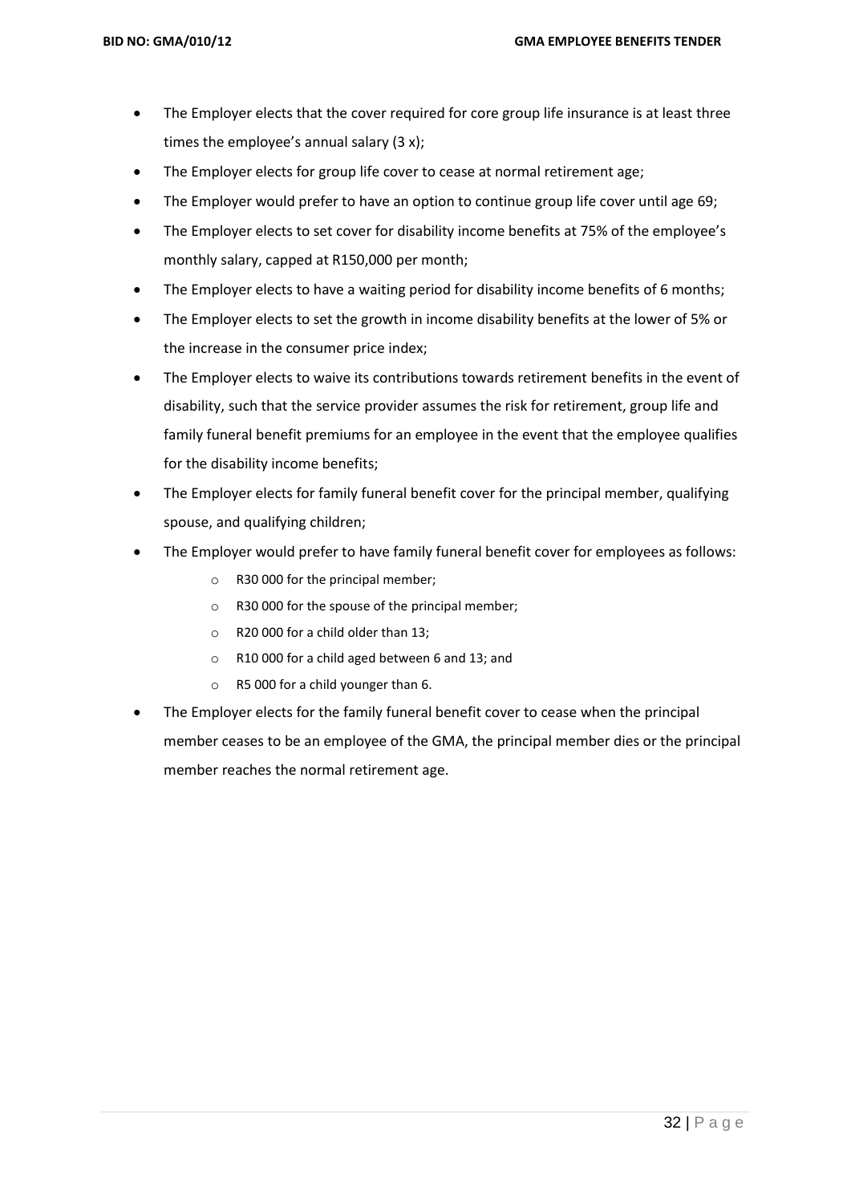- The Employer elects that the cover required for core group life insurance is at least three times the employee's annual salary (3 x);
- The Employer elects for group life cover to cease at normal retirement age;
- The Employer would prefer to have an option to continue group life cover until age 69;
- The Employer elects to set cover for disability income benefits at 75% of the employee's monthly salary, capped at R150,000 per month;
- The Employer elects to have a waiting period for disability income benefits of 6 months;
- The Employer elects to set the growth in income disability benefits at the lower of 5% or the increase in the consumer price index;
- The Employer elects to waive its contributions towards retirement benefits in the event of disability, such that the service provider assumes the risk for retirement, group life and family funeral benefit premiums for an employee in the event that the employee qualifies for the disability income benefits;
- The Employer elects for family funeral benefit cover for the principal member, qualifying spouse, and qualifying children;
- The Employer would prefer to have family funeral benefit cover for employees as follows:
  - R30 000 for the principal member;
  - R30 000 for the spouse of the principal member;
  - R20 000 for a child older than 13;
  - R10 000 for a child aged between 6 and 13; and
  - R5 000 for a child younger than 6.
- The Employer elects for the family funeral benefit cover to cease when the principal member ceases to be an employee of the GMA, the principal member dies or the principal member reaches the normal retirement age.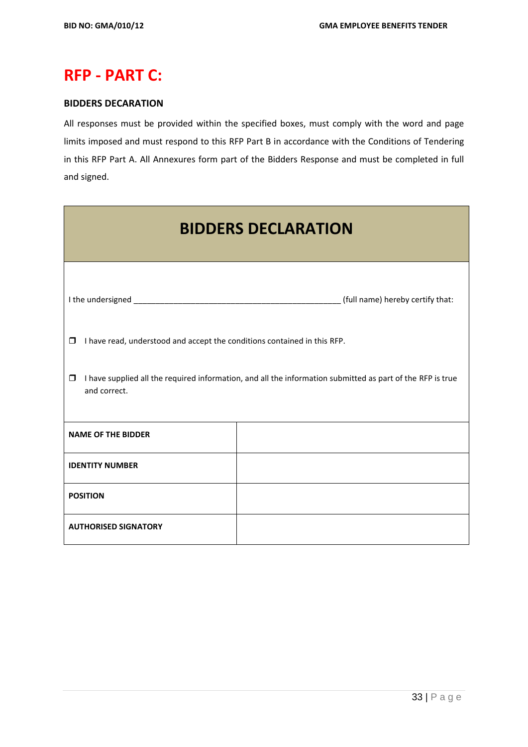# RFP - PART C:

**BIDDERS DECARATION**

All responses must be provided within the specified boxes, must comply with the word and page limits imposed and must respond to this RFP Part B in accordance with the Conditions of Tendering in this RFP Part A. All Annexures form part of the Bidders Response and must be completed in full and signed.

## BIDDERS DECLARATION

I the undersigned ________________________________________________ (full name) hereby certify that:

- ❐ I have read, understood and accept the conditions contained in this RFP.
- ❐ I have supplied all the required information, and all the information submitted as part of the RFP is true and correct.

| | |
|---|---|
| **NAME OF THE BIDDER** | |
| **IDENTITY NUMBER** | |
| **POSITION** | |
| **AUTHORISED SIGNATORY** | |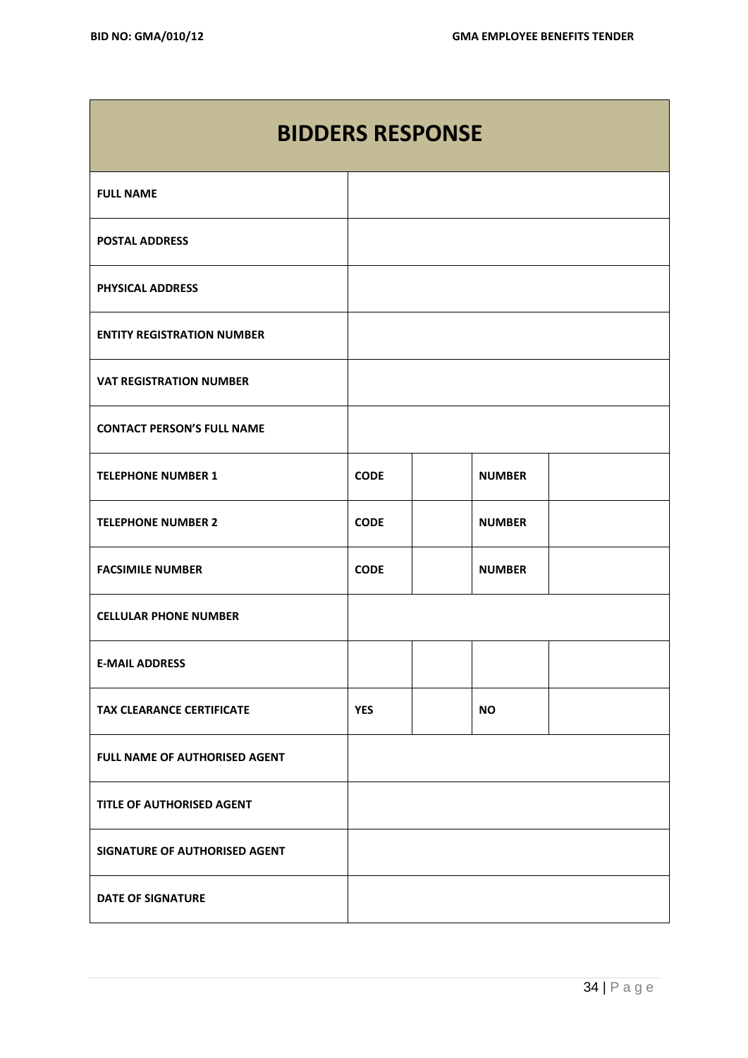| BIDDERS RESPONSE | | | | |
|---|---|---|---|---|
| **FULL NAME** | | | | |
| **POSTAL ADDRESS** | | | | |
| **PHYSICAL ADDRESS** | | | | |
| **ENTITY REGISTRATION NUMBER** | | | | |
| **VAT REGISTRATION NUMBER** | | | | |
| **CONTACT PERSON'S FULL NAME** | | | | |
| **TELEPHONE NUMBER 1** | **CODE** | | **NUMBER** | |
| **TELEPHONE NUMBER 2** | **CODE** | | **NUMBER** | |
| **FACSIMILE NUMBER** | **CODE** | | **NUMBER** | |
| **CELLULAR PHONE NUMBER** | | | | |
| **E-MAIL ADDRESS** | | | | |
| **TAX CLEARANCE CERTIFICATE** | **YES** | | **NO** | |
| **FULL NAME OF AUTHORISED AGENT** | | | | |
| **TITLE OF AUTHORISED AGENT** | | | | |
| **SIGNATURE OF AUTHORISED AGENT** | | | | |
| **DATE OF SIGNATURE** | | | | |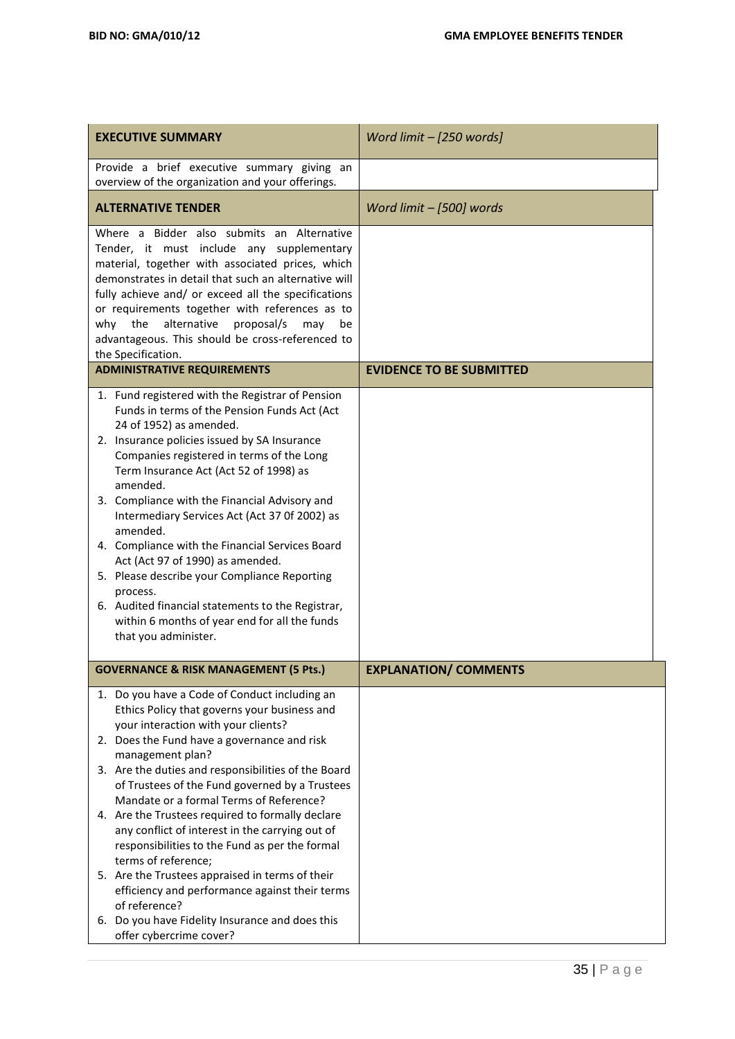| **EXECUTIVE SUMMARY** | *Word limit – [250 words]* |
|---|---|
| Provide a brief executive summary giving an overview of the organization and your offerings. | |
| **ALTERNATIVE TENDER** | *Word limit – [500] words* |
| Where a Bidder also submits an Alternative Tender, it must include any supplementary material, together with associated prices, which demonstrates in detail that such an alternative will fully achieve and/ or exceed all the specifications or requirements together with references as to why the alternative proposal/s may be advantageous. This should be cross-referenced to the Specification. | |
| **ADMINISTRATIVE REQUIREMENTS** | **EVIDENCE TO BE SUBMITTED** |
| 1. Fund registered with the Registrar of Pension Funds in terms of the Pension Funds Act (Act 24 of 1952) as amended.<br>2. Insurance policies issued by SA Insurance Companies registered in terms of the Long Term Insurance Act (Act 52 of 1998) as amended.<br>3. Compliance with the Financial Advisory and Intermediary Services Act (Act 37 0f 2002) as amended.<br>4. Compliance with the Financial Services Board Act (Act 97 of 1990) as amended.<br>5. Please describe your Compliance Reporting process.<br>6. Audited financial statements to the Registrar, within 6 months of year end for all the funds that you administer. | |
| **GOVERNANCE & RISK MANAGEMENT (5 Pts.)** | **EXPLANATION/ COMMENTS** |
| 1. Do you have a Code of Conduct including an Ethics Policy that governs your business and your interaction with your clients?<br>2. Does the Fund have a governance and risk management plan?<br>3. Are the duties and responsibilities of the Board of Trustees of the Fund governed by a Trustees Mandate or a formal Terms of Reference?<br>4. Are the Trustees required to formally declare any conflict of interest in the carrying out of responsibilities to the Fund as per the formal terms of reference;<br>5. Are the Trustees appraised in terms of their efficiency and performance against their terms of reference?<br>6. Do you have Fidelity Insurance and does this offer cybercrime cover? | |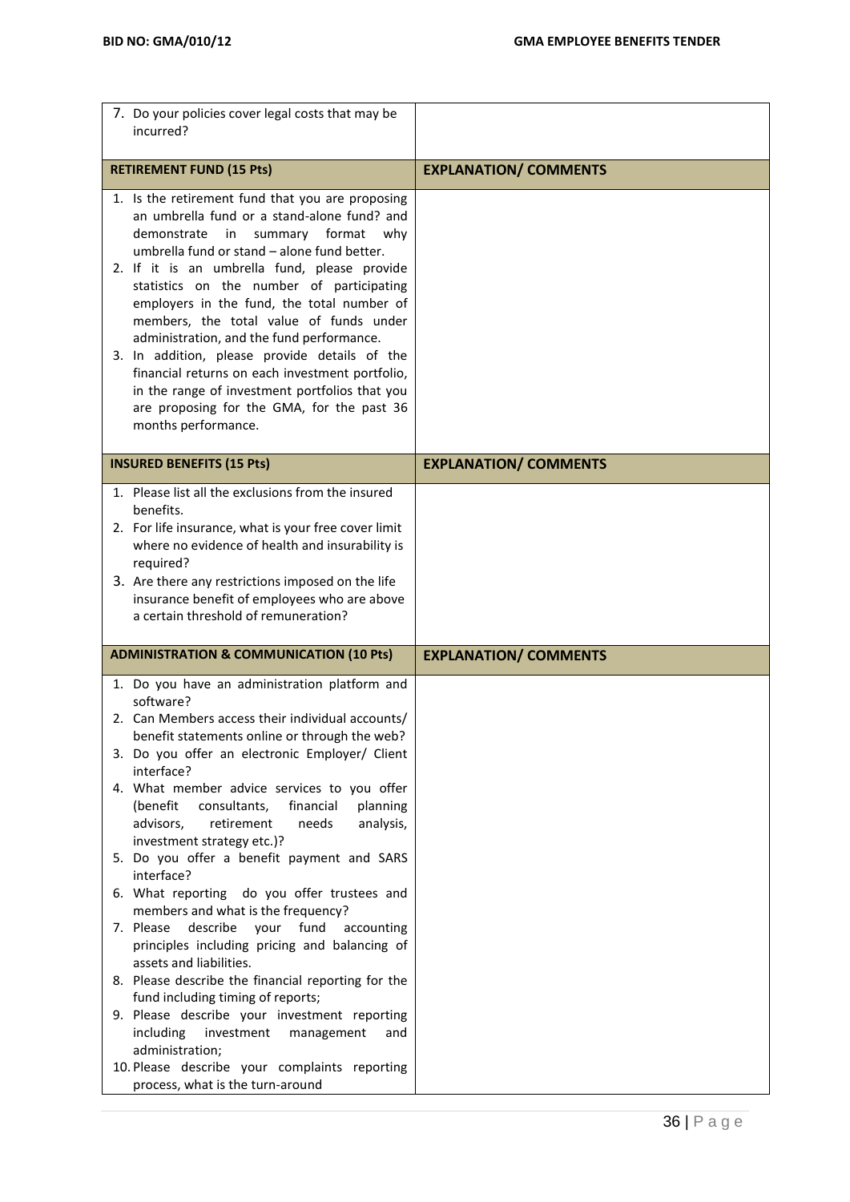| 7. Do your policies cover legal costs that may be incurred? | |
|---|---|
| **RETIREMENT FUND (15 Pts)** | **EXPLANATION/ COMMENTS** |
| 1. Is the retirement fund that you are proposing an umbrella fund or a stand-alone fund? and demonstrate in summary format why umbrella fund or stand – alone fund better.<br>2. If it is an umbrella fund, please provide statistics on the number of participating employers in the fund, the total number of members, the total value of funds under administration, and the fund performance.<br>3. In addition, please provide details of the financial returns on each investment portfolio, in the range of investment portfolios that you are proposing for the GMA, for the past 36 months performance. | |
| **INSURED BENEFITS (15 Pts)** | **EXPLANATION/ COMMENTS** |
| 1. Please list all the exclusions from the insured benefits.<br>2. For life insurance, what is your free cover limit where no evidence of health and insurability is required?<br>3. Are there any restrictions imposed on the life insurance benefit of employees who are above a certain threshold of remuneration? | |
| **ADMINISTRATION & COMMUNICATION (10 Pts)** | **EXPLANATION/ COMMENTS** |
| 1. Do you have an administration platform and software?<br>2. Can Members access their individual accounts/ benefit statements online or through the web?<br>3. Do you offer an electronic Employer/ Client interface?<br>4. What member advice services to you offer (benefit consultants, financial planning advisors, retirement needs analysis, investment strategy etc.)?<br>5. Do you offer a benefit payment and SARS interface?<br>6. What reporting do you offer trustees and members and what is the frequency?<br>7. Please describe your fund accounting principles including pricing and balancing of assets and liabilities.<br>8. Please describe the financial reporting for the fund including timing of reports;<br>9. Please describe your investment reporting including investment management and administration;<br>10. Please describe your complaints reporting process, what is the turn-around | |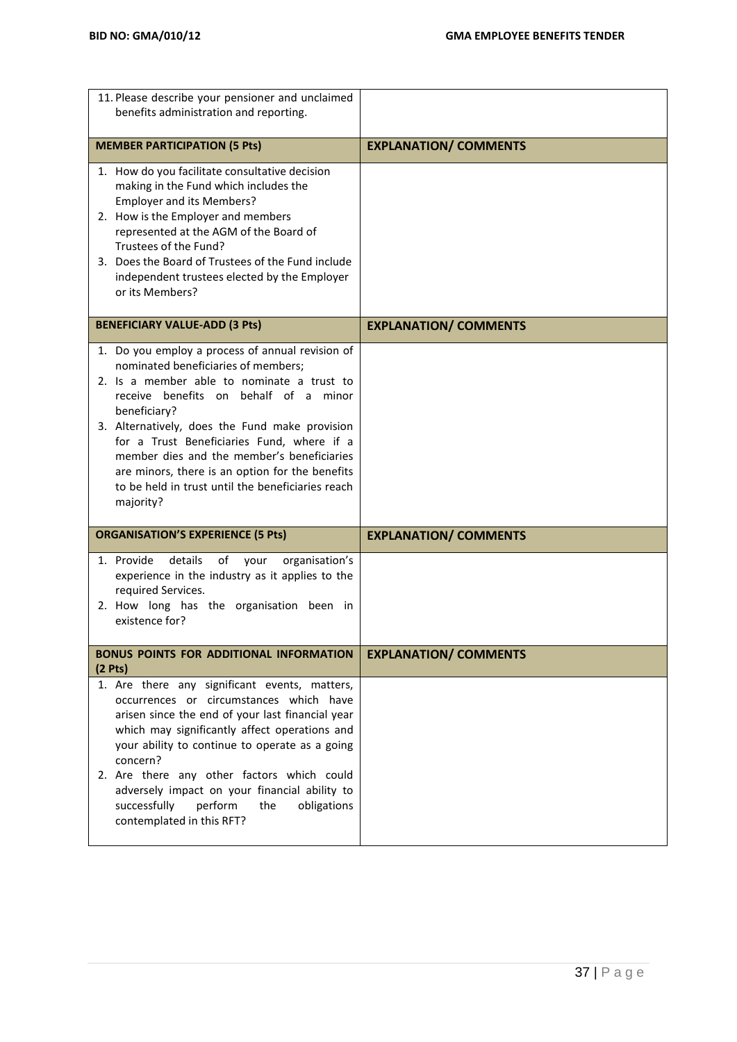| 11. Please describe your pensioner and unclaimed benefits administration and reporting. | |
|---|---|
| **MEMBER PARTICIPATION (5 Pts)** | **EXPLANATION/ COMMENTS** |
| 1. How do you facilitate consultative decision making in the Fund which includes the Employer and its Members?<br>2. How is the Employer and members represented at the AGM of the Board of Trustees of the Fund?<br>3. Does the Board of Trustees of the Fund include independent trustees elected by the Employer or its Members? | |
| **BENEFICIARY VALUE-ADD (3 Pts)** | **EXPLANATION/ COMMENTS** |
| 1. Do you employ a process of annual revision of nominated beneficiaries of members;<br>2. Is a member able to nominate a trust to receive benefits on behalf of a minor beneficiary?<br>3. Alternatively, does the Fund make provision for a Trust Beneficiaries Fund, where if a member dies and the member's beneficiaries are minors, there is an option for the benefits to be held in trust until the beneficiaries reach majority? | |
| **ORGANISATION'S EXPERIENCE (5 Pts)** | **EXPLANATION/ COMMENTS** |
| 1. Provide details of your organisation's experience in the industry as it applies to the required Services.<br>2. How long has the organisation been in existence for? | |
| **BONUS POINTS FOR ADDITIONAL INFORMATION (2 Pts)** | **EXPLANATION/ COMMENTS** |
| 1. Are there any significant events, matters, occurrences or circumstances which have arisen since the end of your last financial year which may significantly affect operations and your ability to continue to operate as a going concern?<br>2. Are there any other factors which could adversely impact on your financial ability to successfully perform the obligations contemplated in this RFT? | |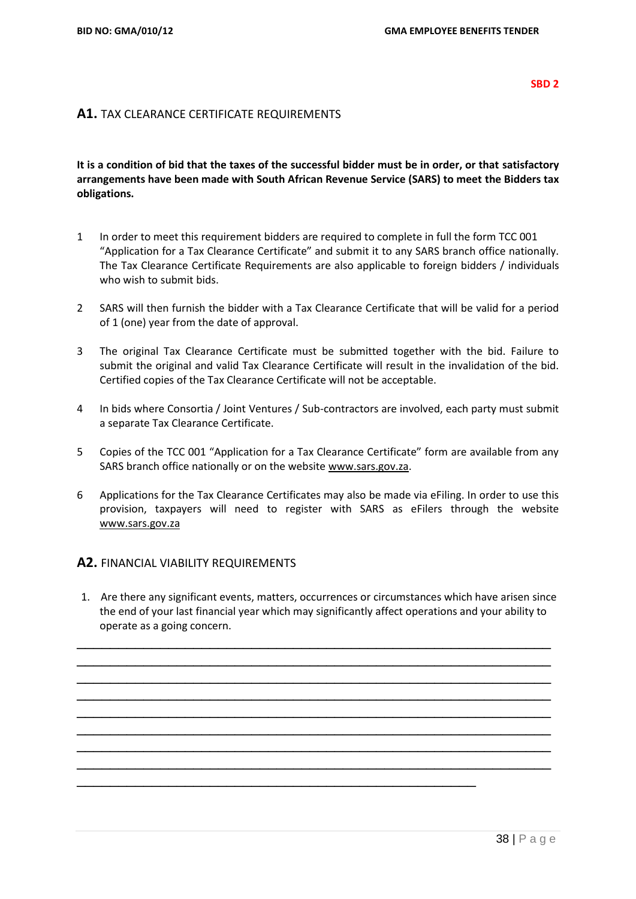**SBD 2**

## A1. TAX CLEARANCE CERTIFICATE REQUIREMENTS

**It is a condition of bid that the taxes of the successful bidder must be in order, or that satisfactory arrangements have been made with South African Revenue Service (SARS) to meet the Bidders tax obligations.**

1 In order to meet this requirement bidders are required to complete in full the form TCC 001 "Application for a Tax Clearance Certificate" and submit it to any SARS branch office nationally. The Tax Clearance Certificate Requirements are also applicable to foreign bidders / individuals who wish to submit bids.

2 SARS will then furnish the bidder with a Tax Clearance Certificate that will be valid for a period of 1 (one) year from the date of approval.

3 The original Tax Clearance Certificate must be submitted together with the bid. Failure to submit the original and valid Tax Clearance Certificate will result in the invalidation of the bid. Certified copies of the Tax Clearance Certificate will not be acceptable.

4 In bids where Consortia / Joint Ventures / Sub-contractors are involved, each party must submit a separate Tax Clearance Certificate.

5 Copies of the TCC 001 "Application for a Tax Clearance Certificate" form are available from any SARS branch office nationally or on the website www.sars.gov.za.

6 Applications for the Tax Clearance Certificates may also be made via eFiling. In order to use this provision, taxpayers will need to register with SARS as eFilers through the website www.sars.gov.za

## A2. FINANCIAL VIABILITY REQUIREMENTS

1. Are there any significant events, matters, occurrences or circumstances which have arisen since the end of your last financial year which may significantly affect operations and your ability to operate as a going concern.

______________________________________________________________________________

______________________________________________________________________________

______________________________________________________________________________

______________________________________________________________________________

______________________________________________________________________________

______________________________________________________________________________

______________________________________________________________________________

______________________________________________________________________________

_________________________________________________________________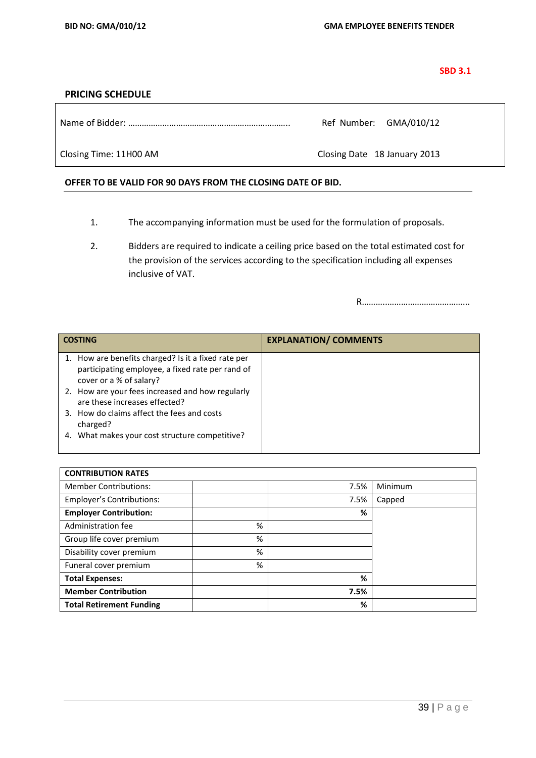SBD 3.1

## PRICING SCHEDULE

| Name of Bidder: ……………………………………………………………….. | Ref Number: GMA/010/12 |
|---|---|
| Closing Time: 11H00 AM | Closing Date 18 January 2013 |

**OFFER TO BE VALID FOR 90 DAYS FROM THE CLOSING DATE OF BID.**

1. The accompanying information must be used for the formulation of proposals.

2. Bidders are required to indicate a ceiling price based on the total estimated cost for the provision of the services according to the specification including all expenses inclusive of VAT.

R……….…………………………….

| COSTING | EXPLANATION/ COMMENTS |
|---|---|
| 1. How are benefits charged? Is it a fixed rate per participating employee, a fixed rate per rand of cover or a % of salary?<br>2. How are your fees increased and how regularly are these increases effected?<br>3. How do claims affect the fees and costs charged?<br>4. What makes your cost structure competitive? | |

| CONTRIBUTION RATES | | | |
|---|---|---|---|
| Member Contributions: | | 7.5% | Minimum |
| Employer's Contributions: | | 7.5% | Capped |
| **Employer Contribution:** | | **%** | |
| Administration fee | % | | |
| Group life cover premium | % | | |
| Disability cover premium | % | | |
| Funeral cover premium | % | | |
| **Total Expenses:** | | **%** | |
| **Member Contribution** | | **7.5%** | |
| **Total Retirement Funding** | | **%** | |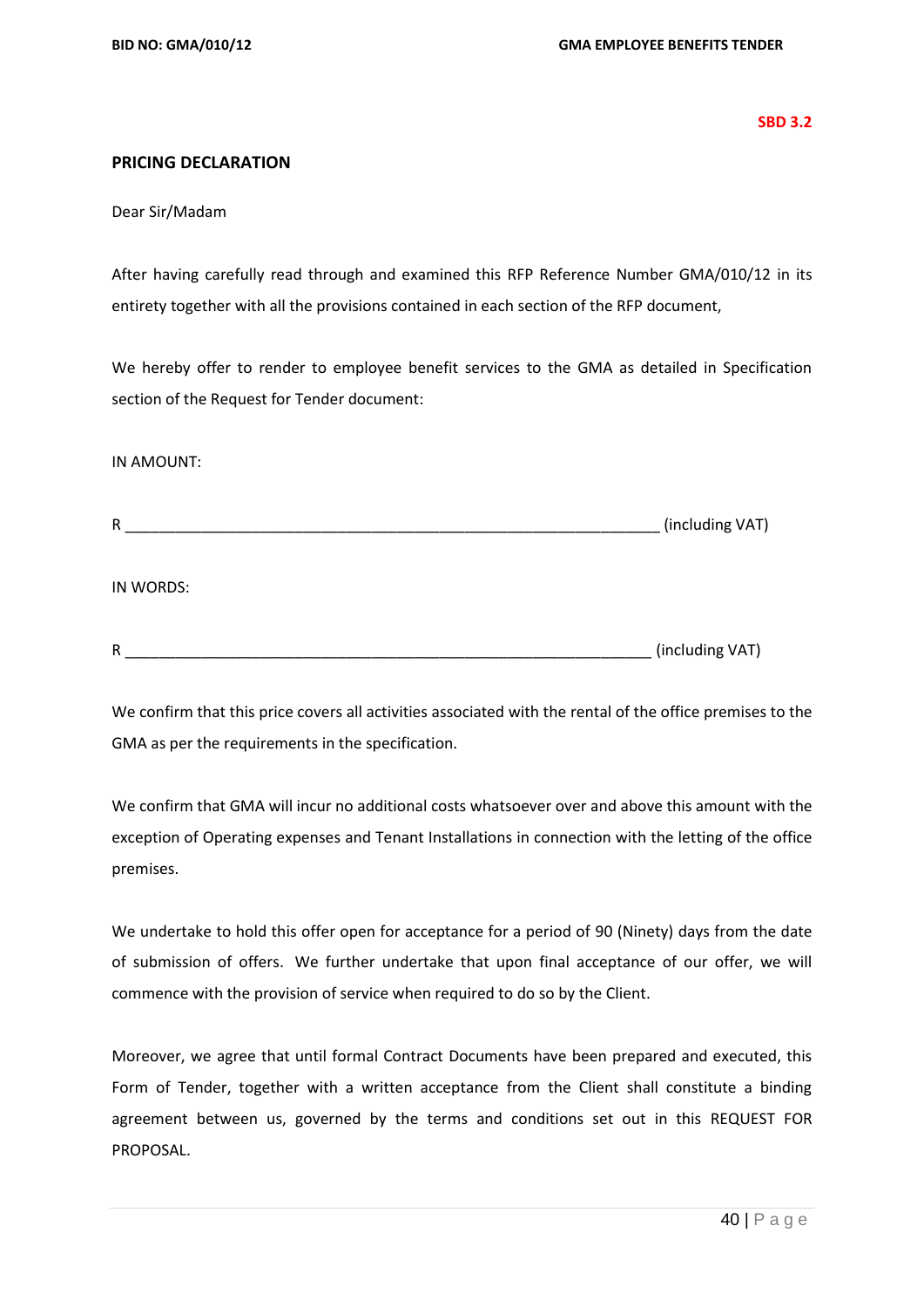**SBD 3.2**

## PRICING DECLARATION

Dear Sir/Madam

After having carefully read through and examined this RFP Reference Number GMA/010/12 in its entirety together with all the provisions contained in each section of the RFP document,

We hereby offer to render to employee benefit services to the GMA as detailed in Specification section of the Request for Tender document:

IN AMOUNT:

R _________________________________________________________________ (including VAT)

IN WORDS:

R _________________________________________________________________ (including VAT)

We confirm that this price covers all activities associated with the rental of the office premises to the GMA as per the requirements in the specification.

We confirm that GMA will incur no additional costs whatsoever over and above this amount with the exception of Operating expenses and Tenant Installations in connection with the letting of the office premises.

We undertake to hold this offer open for acceptance for a period of 90 (Ninety) days from the date of submission of offers. We further undertake that upon final acceptance of our offer, we will commence with the provision of service when required to do so by the Client.

Moreover, we agree that until formal Contract Documents have been prepared and executed, this Form of Tender, together with a written acceptance from the Client shall constitute a binding agreement between us, governed by the terms and conditions set out in this REQUEST FOR PROPOSAL.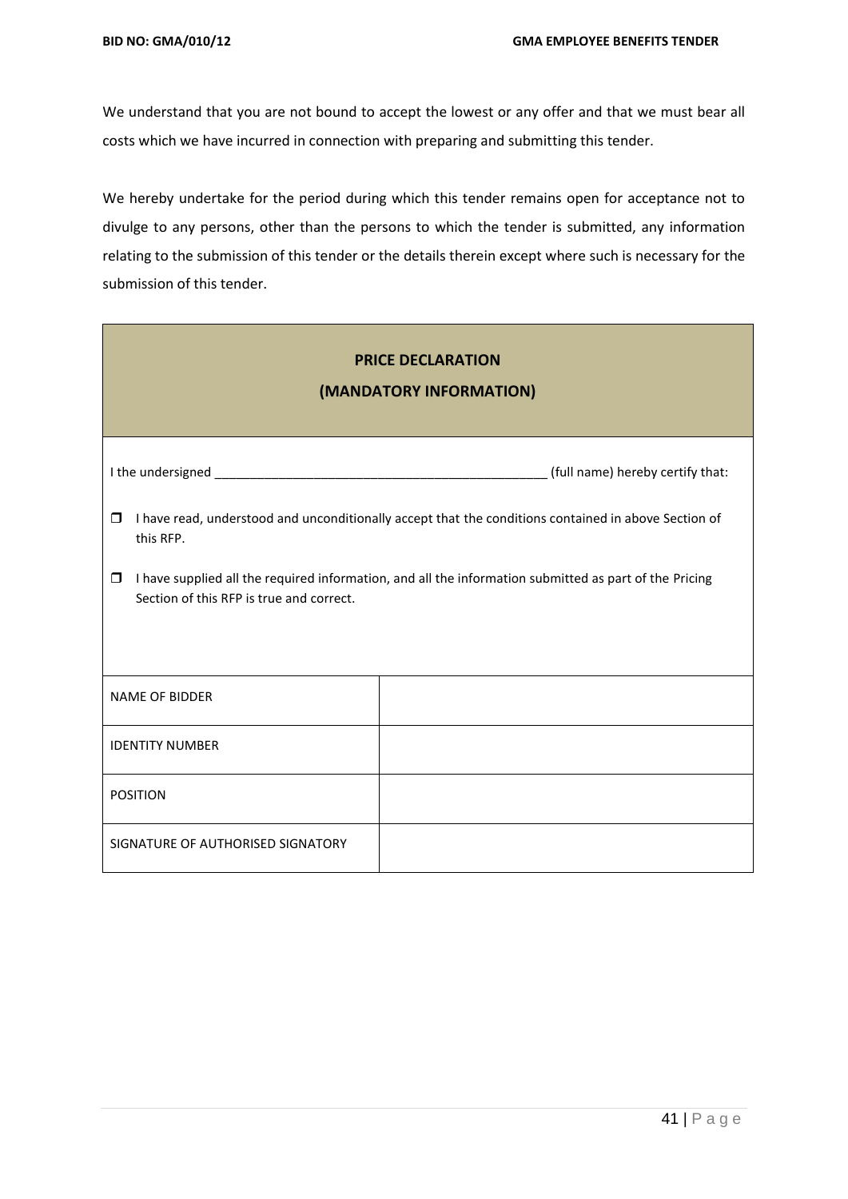We understand that you are not bound to accept the lowest or any offer and that we must bear all costs which we have incurred in connection with preparing and submitting this tender.

We hereby undertake for the period during which this tender remains open for acceptance not to divulge to any persons, other than the persons to which the tender is submitted, any information relating to the submission of this tender or the details therein except where such is necessary for the submission of this tender.

## PRICE DECLARATION
## (MANDATORY INFORMATION)

I the undersigned _______________________________________________ (full name) hereby certify that:

- ☐ I have read, understood and unconditionally accept that the conditions contained in above Section of this RFP.
- ☐ I have supplied all the required information, and all the information submitted as part of the Pricing Section of this RFP is true and correct.

| | |
|---|---|
| NAME OF BIDDER | |
| IDENTITY NUMBER | |
| POSITION | |
| SIGNATURE OF AUTHORISED SIGNATORY | |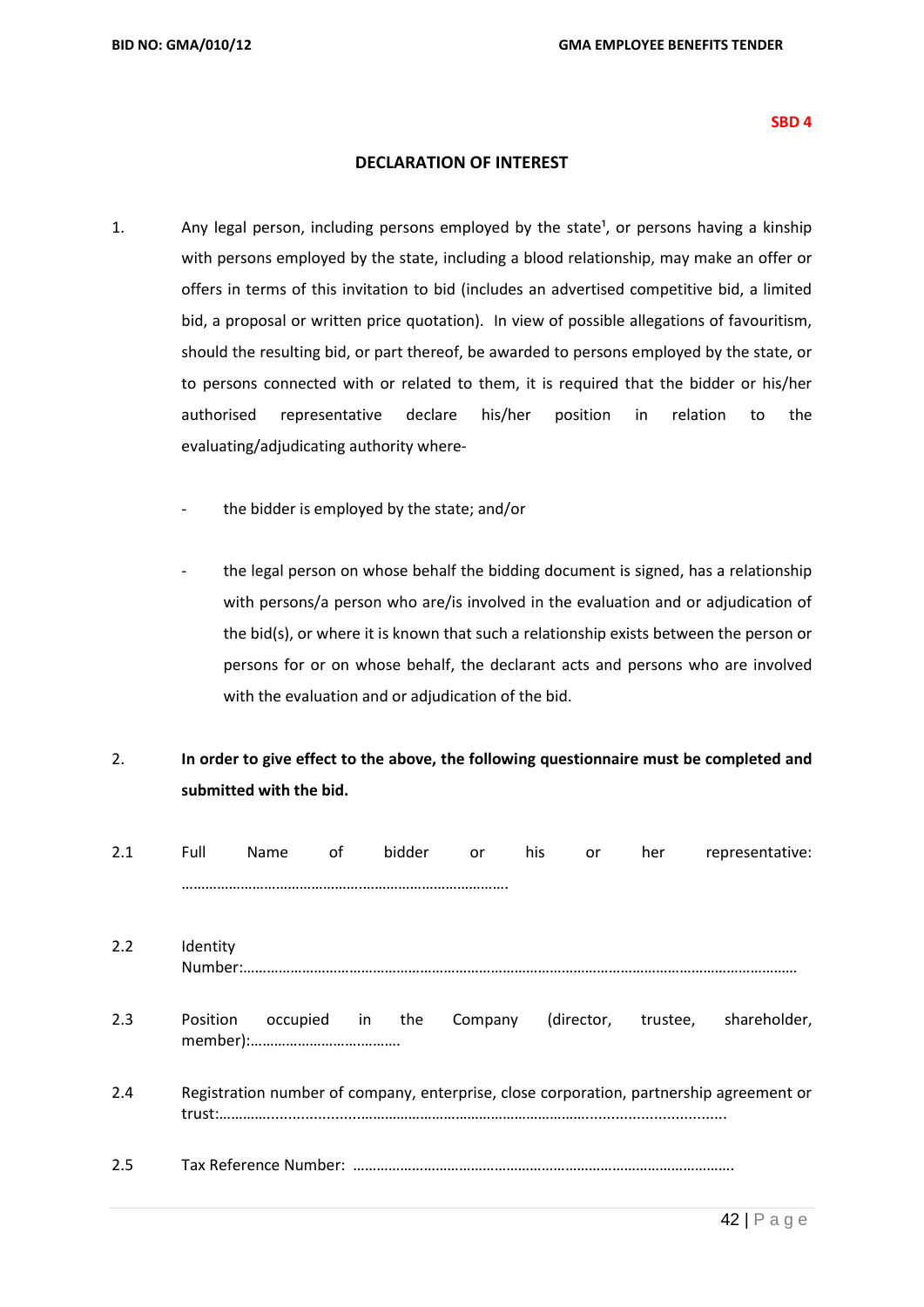**SBD 4**

## DECLARATION OF INTEREST

1. Any legal person, including persons employed by the state[1], or persons having a kinship with persons employed by the state, including a blood relationship, may make an offer or offers in terms of this invitation to bid (includes an advertised competitive bid, a limited bid, a proposal or written price quotation). In view of possible allegations of favouritism, should the resulting bid, or part thereof, be awarded to persons employed by the state, or to persons connected with or related to them, it is required that the bidder or his/her authorised representative declare his/her position in relation to the evaluating/adjudicating authority where-

   - the bidder is employed by the state; and/or

   - the legal person on whose behalf the bidding document is signed, has a relationship with persons/a person who are/is involved in the evaluation and or adjudication of the bid(s), or where it is known that such a relationship exists between the person or persons for or on whose behalf, the declarant acts and persons who are involved with the evaluation and or adjudication of the bid.

2. **In order to give effect to the above, the following questionnaire must be completed and submitted with the bid.**

2.1 Full Name of bidder or his or her representative: ……………………………………….…………………………….

2.2 Identity Number:………………………………………………………………………………………………………………………

2.3 Position occupied in the Company (director, trustee, shareholder, member):……………………………….

2.4 Registration number of company, enterprise, close corporation, partnership agreement or trust:……………...............…………………………………………………….................................

2.5 Tax Reference Number: ……………………………………………………………………………………….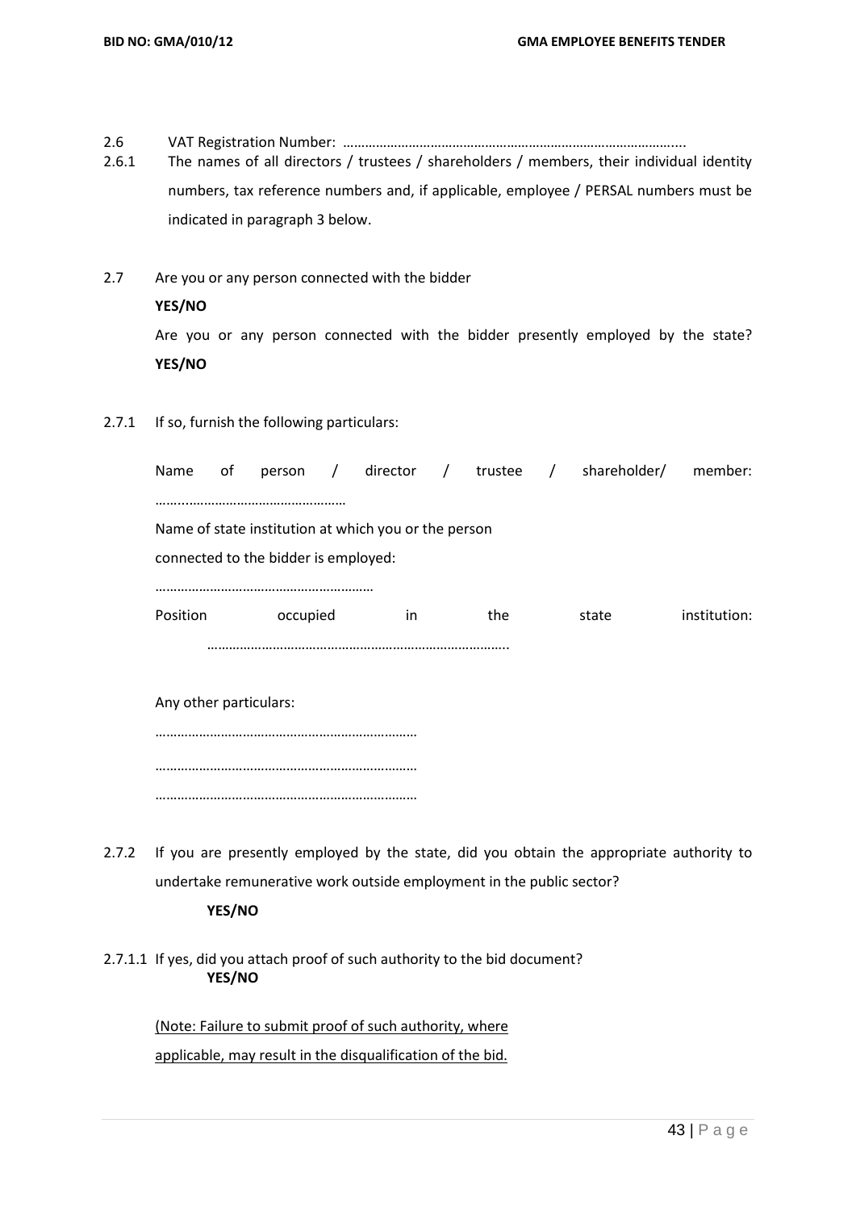2.6 VAT Registration Number: ……………………………………………………………………………….....

2.6.1 The names of all directors / trustees / shareholders / members, their individual identity numbers, tax reference numbers and, if applicable, employee / PERSAL numbers must be indicated in paragraph 3 below.

2.7 Are you or any person connected with the bidder

**YES/NO**

Are you or any person connected with the bidder presently employed by the state? **YES/NO**

2.7.1 If so, furnish the following particulars:

Name of person / director / trustee / shareholder/ member: ……..……………………………………

Name of state institution at which you or the person connected to the bidder is employed:

……………………………………………………

Position occupied in the state institution: ………………………………………………………………………..

Any other particulars:

………………………………………………………………

………………………………………………………………

………………………………………………………………

2.7.2 If you are presently employed by the state, did you obtain the appropriate authority to undertake remunerative work outside employment in the public sector?

**YES/NO**

2.7.1.1 If yes, did you attach proof of such authority to the bid document?

**YES/NO**

<u>(Note: Failure to submit proof of such authority, where applicable, may result in the disqualification of the bid.</u>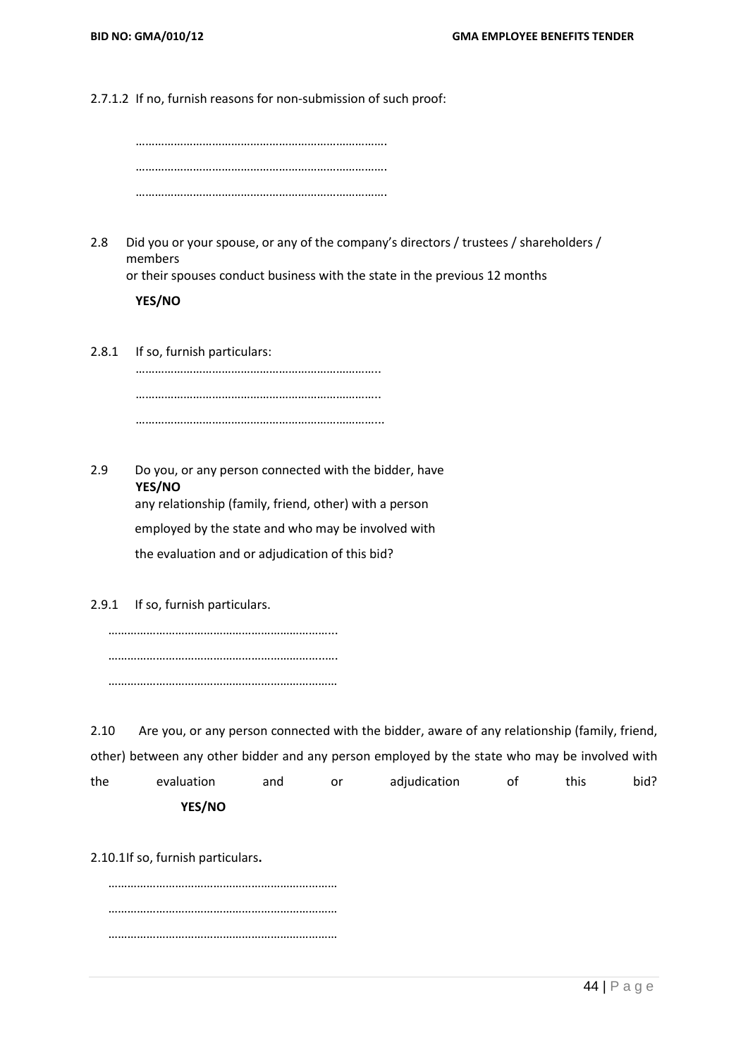2.7.1.2 If no, furnish reasons for non-submission of such proof:

…………………………………………………………………….

…………………………………………………………………….

…………………………………………………………………….

2.8 Did you or your spouse, or any of the company's directors / trustees / shareholders / members or their spouses conduct business with the state in the previous 12 months

**YES/NO**

2.8.1 If so, furnish particulars:

…………………………………………………………………..

…………………………………………………………………..

…………………………………………………………………...

2.9 Do you, or any person connected with the bidder, have any relationship (family, friend, other) with a person employed by the state and who may be involved with the evaluation and or adjudication of this bid?

**YES/NO**

2.9.1 If so, furnish particulars.

……………………………………………………………...

……………………………………………………………...

……………………………………………………………

2.10 Are you, or any person connected with the bidder, aware of any relationship (family, friend, other) between any other bidder and any person employed by the state who may be involved with the evaluation and or adjudication of this bid?

**YES/NO**

2.10.1 If so, furnish particulars**.**

……………………………………………………………

……………………………………………………………

……………………………………………………………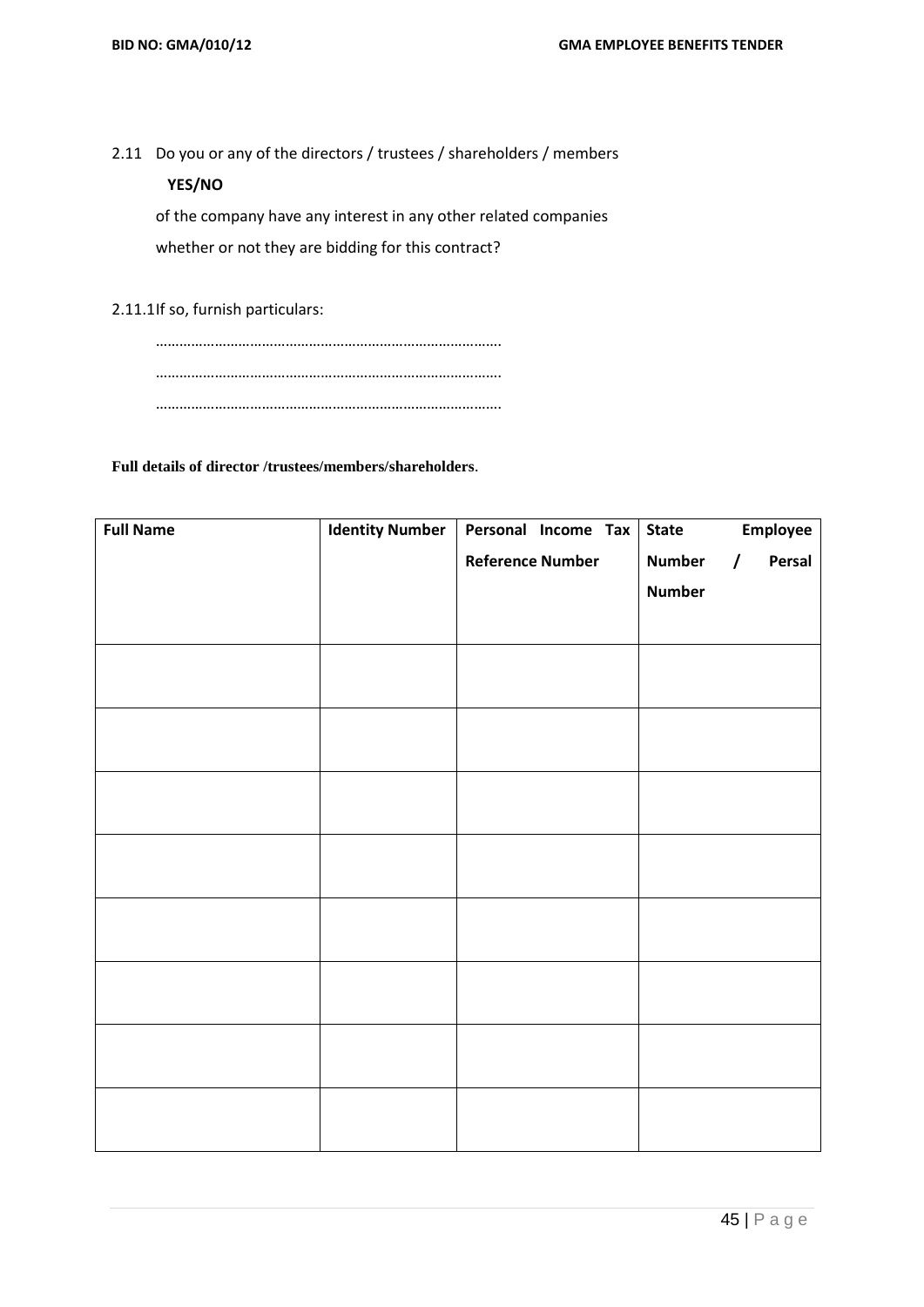2.11 Do you or any of the directors / trustees / shareholders / members **YES/NO** of the company have any interest in any other related companies whether or not they are bidding for this contract?

2.11.1 If so, furnish particulars:

……………………………………………………………………………
……………………………………………………………………………
……………………………………………………………………………

**Full details of director /trustees/members/shareholders**.

| Full Name | Identity Number | Personal Income Tax Reference Number | State Employee Number / Persal Number |
|---|---|---|---|
| | | | |
| | | | |
| | | | |
| | | | |
| | | | |
| | | | |
| | | | |
| | | | |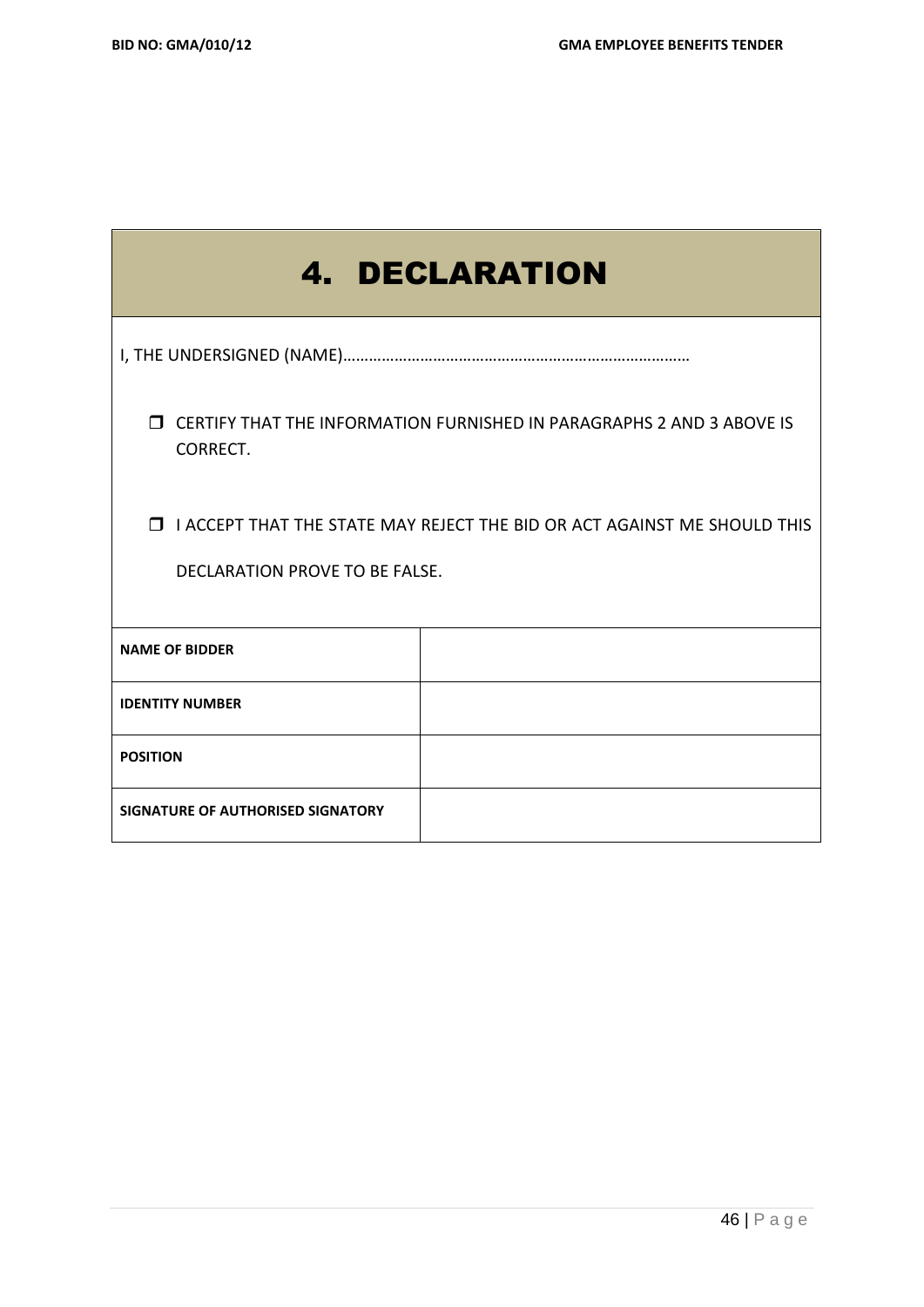# 4. DECLARATION

I, THE UNDERSIGNED (NAME)……………………………………………………………………

- ☐ CERTIFY THAT THE INFORMATION FURNISHED IN PARAGRAPHS 2 AND 3 ABOVE IS CORRECT.
- ☐ I ACCEPT THAT THE STATE MAY REJECT THE BID OR ACT AGAINST ME SHOULD THIS DECLARATION PROVE TO BE FALSE.

| | |
|---|---|
| **NAME OF BIDDER** | |
| **IDENTITY NUMBER** | |
| **POSITION** | |
| **SIGNATURE OF AUTHORISED SIGNATORY** | |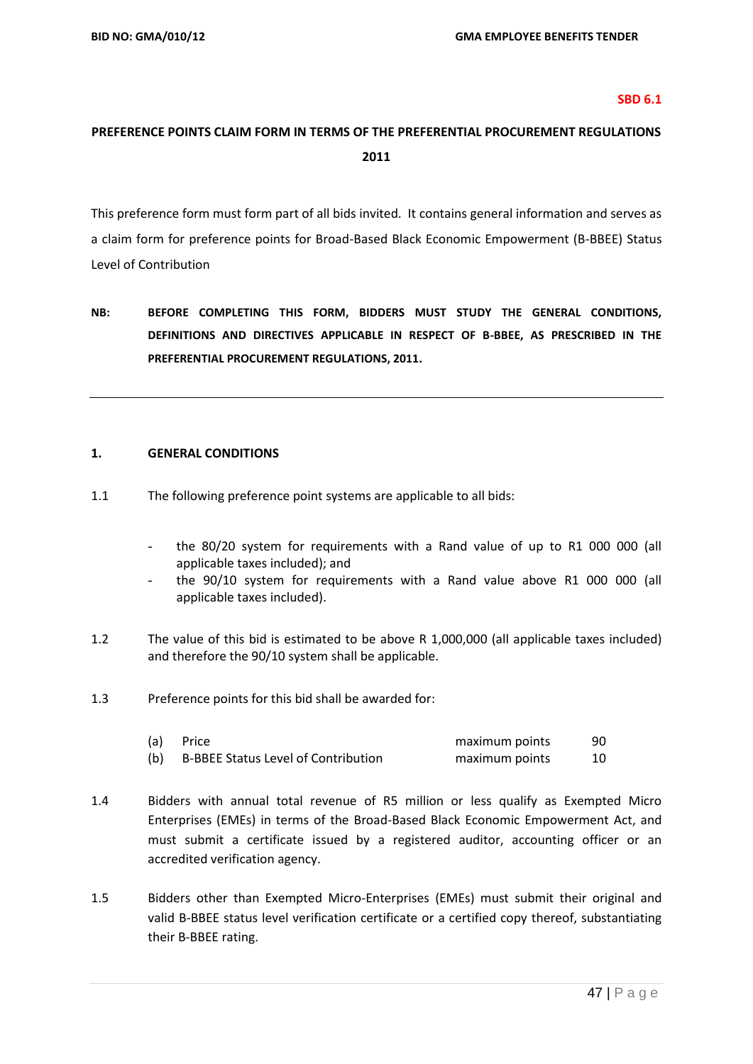**SBD 6.1**

# PREFERENCE POINTS CLAIM FORM IN TERMS OF THE PREFERENTIAL PROCUREMENT REGULATIONS 2011

This preference form must form part of all bids invited. It contains general information and serves as a claim form for preference points for Broad-Based Black Economic Empowerment (B-BBEE) Status Level of Contribution

**NB: BEFORE COMPLETING THIS FORM, BIDDERS MUST STUDY THE GENERAL CONDITIONS, DEFINITIONS AND DIRECTIVES APPLICABLE IN RESPECT OF B-BBEE, AS PRESCRIBED IN THE PREFERENTIAL PROCUREMENT REGULATIONS, 2011.**

---

## 1. GENERAL CONDITIONS

1.1 The following preference point systems are applicable to all bids:

- the 80/20 system for requirements with a Rand value of up to R1 000 000 (all applicable taxes included); and
- the 90/10 system for requirements with a Rand value above R1 000 000 (all applicable taxes included).

1.2 The value of this bid is estimated to be above R 1,000,000 (all applicable taxes included) and therefore the 90/10 system shall be applicable.

1.3 Preference points for this bid shall be awarded for:

| | | | |
|---|---|---|---|
| (a) | Price | maximum points | 90 |
| (b) | B-BBEE Status Level of Contribution | maximum points | 10 |

1.4 Bidders with annual total revenue of R5 million or less qualify as Exempted Micro Enterprises (EMEs) in terms of the Broad-Based Black Economic Empowerment Act, and must submit a certificate issued by a registered auditor, accounting officer or an accredited verification agency.

1.5 Bidders other than Exempted Micro-Enterprises (EMEs) must submit their original and valid B-BBEE status level verification certificate or a certified copy thereof, substantiating their B-BBEE rating.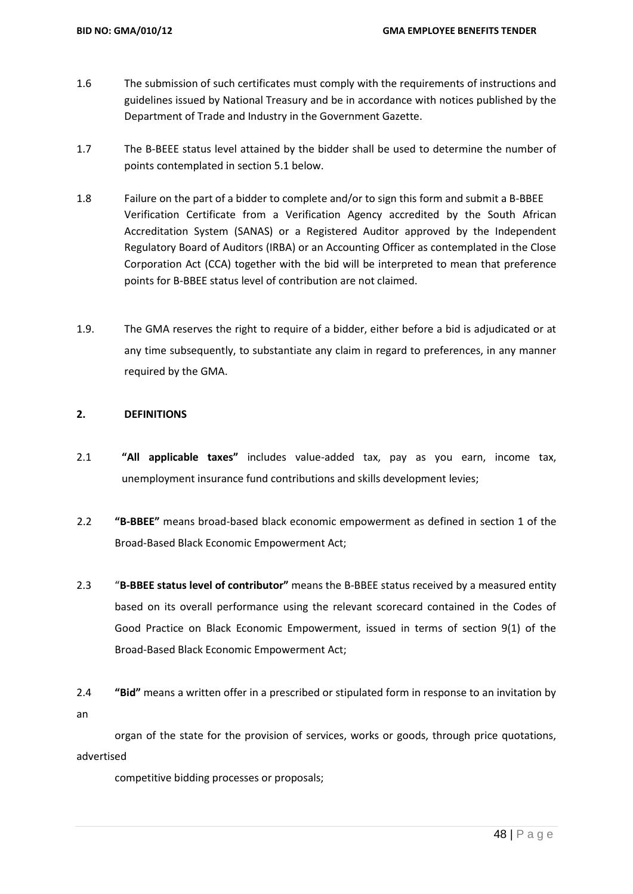1.6 The submission of such certificates must comply with the requirements of instructions and guidelines issued by National Treasury and be in accordance with notices published by the Department of Trade and Industry in the Government Gazette.

1.7 The B-BEEE status level attained by the bidder shall be used to determine the number of points contemplated in section 5.1 below.

1.8 Failure on the part of a bidder to complete and/or to sign this form and submit a B-BBEE Verification Certificate from a Verification Agency accredited by the South African Accreditation System (SANAS) or a Registered Auditor approved by the Independent Regulatory Board of Auditors (IRBA) or an Accounting Officer as contemplated in the Close Corporation Act (CCA) together with the bid will be interpreted to mean that preference points for B-BBEE status level of contribution are not claimed.

1.9. The GMA reserves the right to require of a bidder, either before a bid is adjudicated or at any time subsequently, to substantiate any claim in regard to preferences, in any manner required by the GMA.

## 2. DEFINITIONS

2.1 **"All applicable taxes"** includes value-added tax, pay as you earn, income tax, unemployment insurance fund contributions and skills development levies;

2.2 **"B-BBEE"** means broad-based black economic empowerment as defined in section 1 of the Broad-Based Black Economic Empowerment Act;

2.3 "**B-BBEE status level of contributor"** means the B-BBEE status received by a measured entity based on its overall performance using the relevant scorecard contained in the Codes of Good Practice on Black Economic Empowerment, issued in terms of section 9(1) of the Broad-Based Black Economic Empowerment Act;

2.4 **"Bid"** means a written offer in a prescribed or stipulated form in response to an invitation by an organ of the state for the provision of services, works or goods, through price quotations, advertised competitive bidding processes or proposals;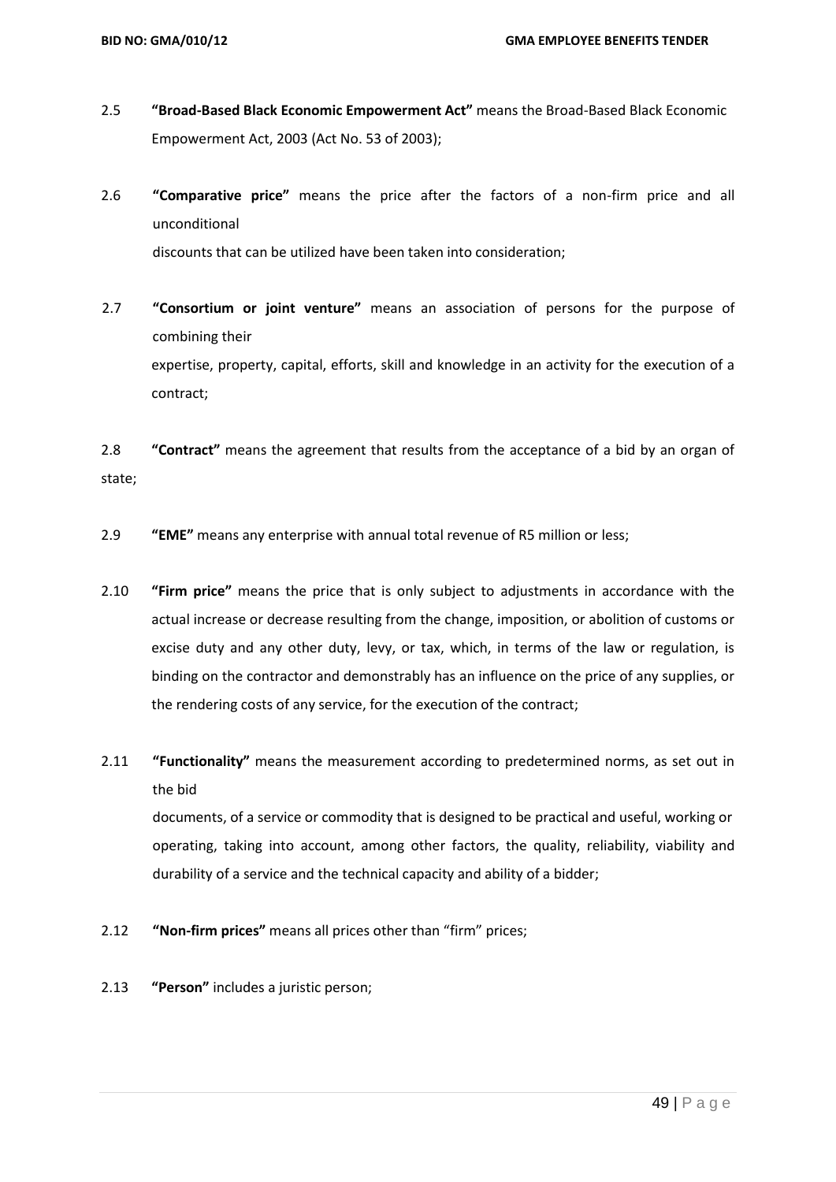2.5 **"Broad-Based Black Economic Empowerment Act"** means the Broad-Based Black Economic Empowerment Act, 2003 (Act No. 53 of 2003);

2.6 **"Comparative price"** means the price after the factors of a non-firm price and all unconditional discounts that can be utilized have been taken into consideration;

2.7 **"Consortium or joint venture"** means an association of persons for the purpose of combining their expertise, property, capital, efforts, skill and knowledge in an activity for the execution of a contract;

2.8 **"Contract"** means the agreement that results from the acceptance of a bid by an organ of state;

2.9 **"EME"** means any enterprise with annual total revenue of R5 million or less;

2.10 **"Firm price"** means the price that is only subject to adjustments in accordance with the actual increase or decrease resulting from the change, imposition, or abolition of customs or excise duty and any other duty, levy, or tax, which, in terms of the law or regulation, is binding on the contractor and demonstrably has an influence on the price of any supplies, or the rendering costs of any service, for the execution of the contract;

2.11 **"Functionality"** means the measurement according to predetermined norms, as set out in the bid documents, of a service or commodity that is designed to be practical and useful, working or operating, taking into account, among other factors, the quality, reliability, viability and durability of a service and the technical capacity and ability of a bidder;

2.12 **"Non-firm prices"** means all prices other than "firm" prices;

2.13 **"Person"** includes a juristic person;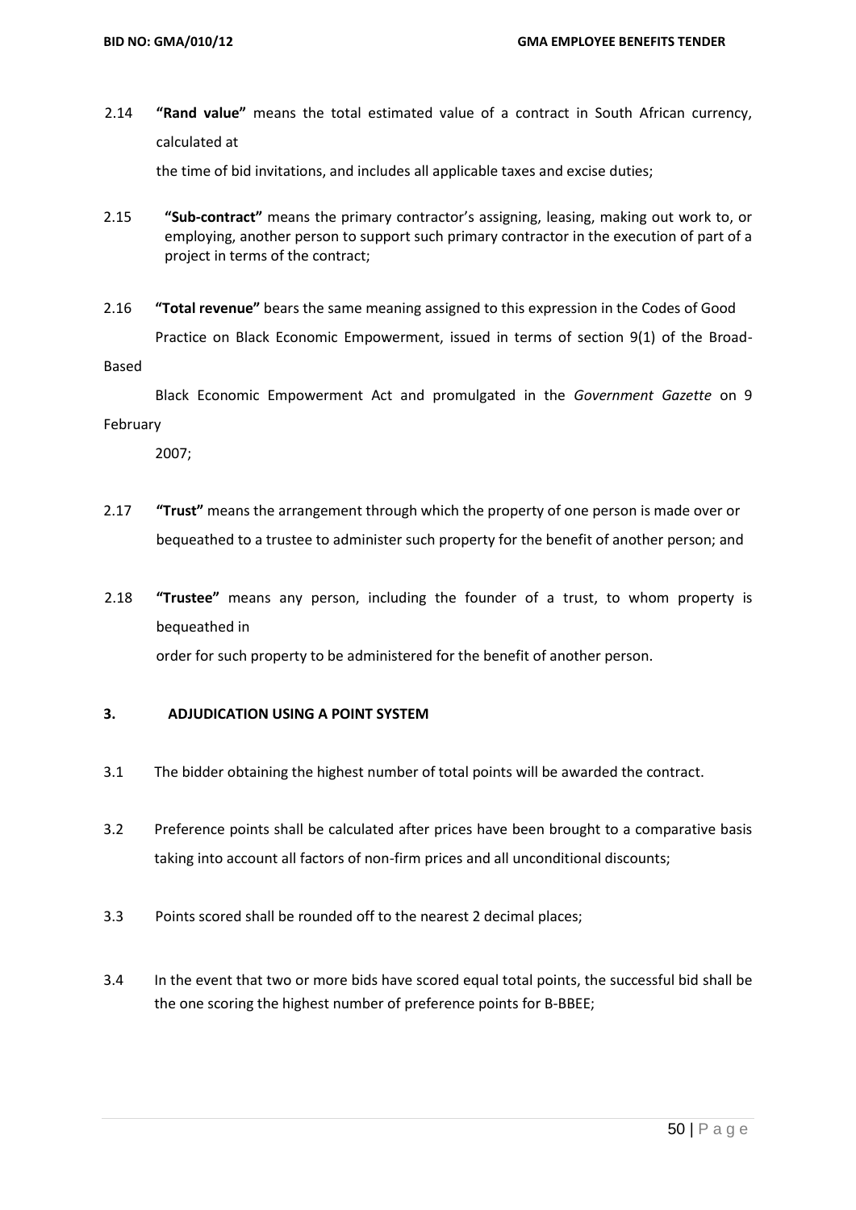2.14 **"Rand value"** means the total estimated value of a contract in South African currency, calculated at the time of bid invitations, and includes all applicable taxes and excise duties;

2.15 **"Sub-contract"** means the primary contractor's assigning, leasing, making out work to, or employing, another person to support such primary contractor in the execution of part of a project in terms of the contract;

2.16 **"Total revenue"** bears the same meaning assigned to this expression in the Codes of Good Practice on Black Economic Empowerment, issued in terms of section 9(1) of the Broad-Based Black Economic Empowerment Act and promulgated in the *Government Gazette* on 9 February 2007;

2.17 **"Trust"** means the arrangement through which the property of one person is made over or bequeathed to a trustee to administer such property for the benefit of another person; and

2.18 **"Trustee"** means any person, including the founder of a trust, to whom property is bequeathed in order for such property to be administered for the benefit of another person.

## 3. ADJUDICATION USING A POINT SYSTEM

3.1 The bidder obtaining the highest number of total points will be awarded the contract.

3.2 Preference points shall be calculated after prices have been brought to a comparative basis taking into account all factors of non-firm prices and all unconditional discounts;

3.3 Points scored shall be rounded off to the nearest 2 decimal places;

3.4 In the event that two or more bids have scored equal total points, the successful bid shall be the one scoring the highest number of preference points for B-BBEE;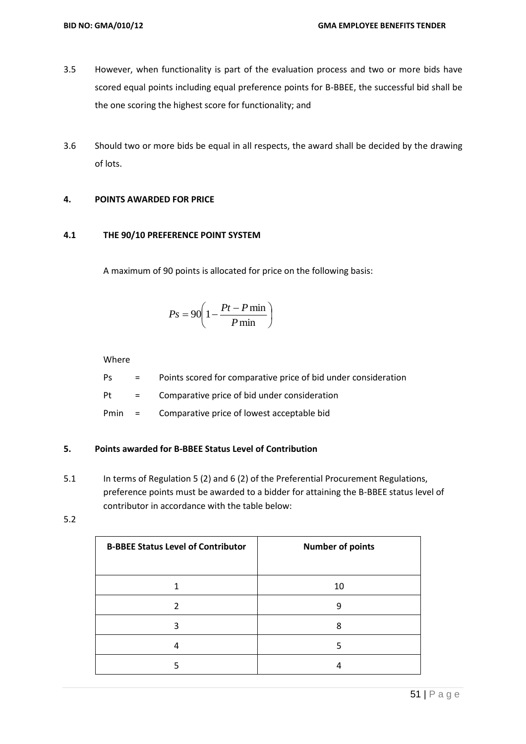3.5 However, when functionality is part of the evaluation process and two or more bids have scored equal points including equal preference points for B-BBEE, the successful bid shall be the one scoring the highest score for functionality; and

3.6 Should two or more bids be equal in all respects, the award shall be decided by the drawing of lots.

## 4. POINTS AWARDED FOR PRICE

### 4.1 THE 90/10 PREFERENCE POINT SYSTEM

A maximum of 90 points is allocated for price on the following basis:

$$Ps = 90\left(1 - \frac{Pt - P\min}{P\min}\right)$$

Where

Ps = Points scored for comparative price of bid under consideration

Pt = Comparative price of bid under consideration

Pmin = Comparative price of lowest acceptable bid

## 5. Points awarded for B-BBEE Status Level of Contribution

5.1 In terms of Regulation 5 (2) and 6 (2) of the Preferential Procurement Regulations, preference points must be awarded to a bidder for attaining the B-BBEE status level of contributor in accordance with the table below:

5.2

| B-BBEE Status Level of Contributor | Number of points |
|---|---|
| 1 | 10 |
| 2 | 9 |
| 3 | 8 |
| 4 | 5 |
| 5 | 4 |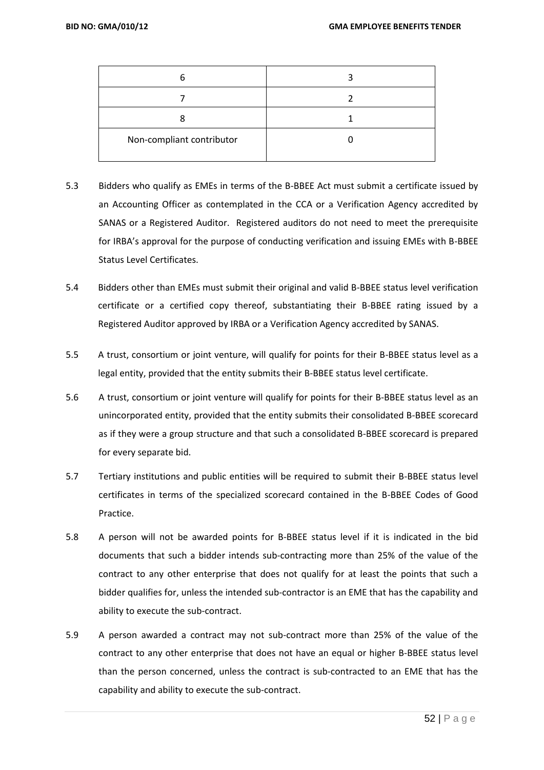| | |
|---|---|
| 6 | 3 |
| 7 | 2 |
| 8 | 1 |
| Non-compliant contributor | 0 |

5.3 Bidders who qualify as EMEs in terms of the B-BBEE Act must submit a certificate issued by an Accounting Officer as contemplated in the CCA or a Verification Agency accredited by SANAS or a Registered Auditor. Registered auditors do not need to meet the prerequisite for IRBA's approval for the purpose of conducting verification and issuing EMEs with B-BBEE Status Level Certificates.

5.4 Bidders other than EMEs must submit their original and valid B-BBEE status level verification certificate or a certified copy thereof, substantiating their B-BBEE rating issued by a Registered Auditor approved by IRBA or a Verification Agency accredited by SANAS.

5.5 A trust, consortium or joint venture, will qualify for points for their B-BBEE status level as a legal entity, provided that the entity submits their B-BBEE status level certificate.

5.6 A trust, consortium or joint venture will qualify for points for their B-BBEE status level as an unincorporated entity, provided that the entity submits their consolidated B-BBEE scorecard as if they were a group structure and that such a consolidated B-BBEE scorecard is prepared for every separate bid.

5.7 Tertiary institutions and public entities will be required to submit their B-BBEE status level certificates in terms of the specialized scorecard contained in the B-BBEE Codes of Good Practice.

5.8 A person will not be awarded points for B-BBEE status level if it is indicated in the bid documents that such a bidder intends sub-contracting more than 25% of the value of the contract to any other enterprise that does not qualify for at least the points that such a bidder qualifies for, unless the intended sub-contractor is an EME that has the capability and ability to execute the sub-contract.

5.9 A person awarded a contract may not sub-contract more than 25% of the value of the contract to any other enterprise that does not have an equal or higher B-BBEE status level than the person concerned, unless the contract is sub-contracted to an EME that has the capability and ability to execute the sub-contract.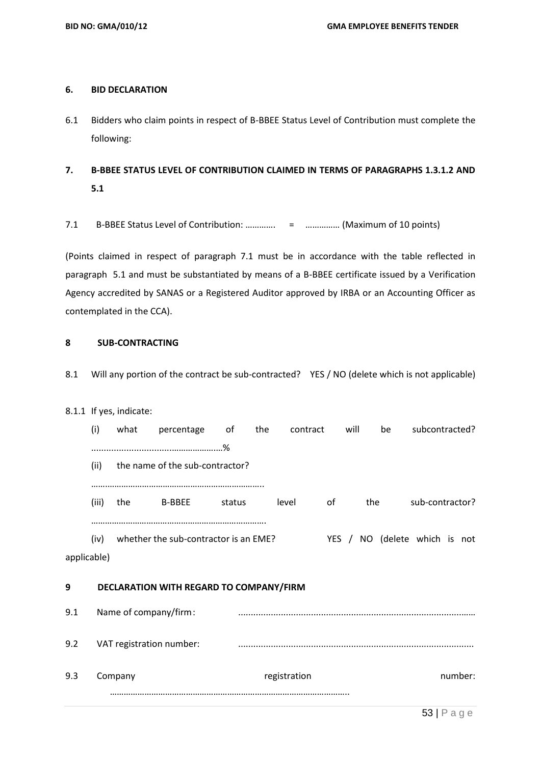## 6. BID DECLARATION

6.1 Bidders who claim points in respect of B-BBEE Status Level of Contribution must complete the following:

## 7. B-BBEE STATUS LEVEL OF CONTRIBUTION CLAIMED IN TERMS OF PARAGRAPHS 1.3.1.2 AND 5.1

7.1 B-BBEE Status Level of Contribution: …………. = …………… (Maximum of 10 points)

(Points claimed in respect of paragraph 7.1 must be in accordance with the table reflected in paragraph 5.1 and must be substantiated by means of a B-BBEE certificate issued by a Verification Agency accredited by SANAS or a Registered Auditor approved by IRBA or an Accounting Officer as contemplated in the CCA).

## 8 SUB-CONTRACTING

8.1 Will any portion of the contract be sub-contracted? YES / NO (delete which is not applicable)

8.1.1 If yes, indicate:

(i) what percentage of the contract will be subcontracted? ...................................…………….…%

(ii) the name of the sub-contractor?

…………………………………………………………………..

(iii) the B-BBEE status level of the sub-contractor?

……………………………………………………………….

(iv) whether the sub-contractor is an EME? YES / NO (delete which is not applicable)

## 9 DECLARATION WITH REGARD TO COMPANY/FIRM

9.1 Name of company/firm: ……………………………………………………………………………………

9.2 VAT registration number: ……………………………………………………………………………………

9.3 Company registration number: ……………………………………………………………………………………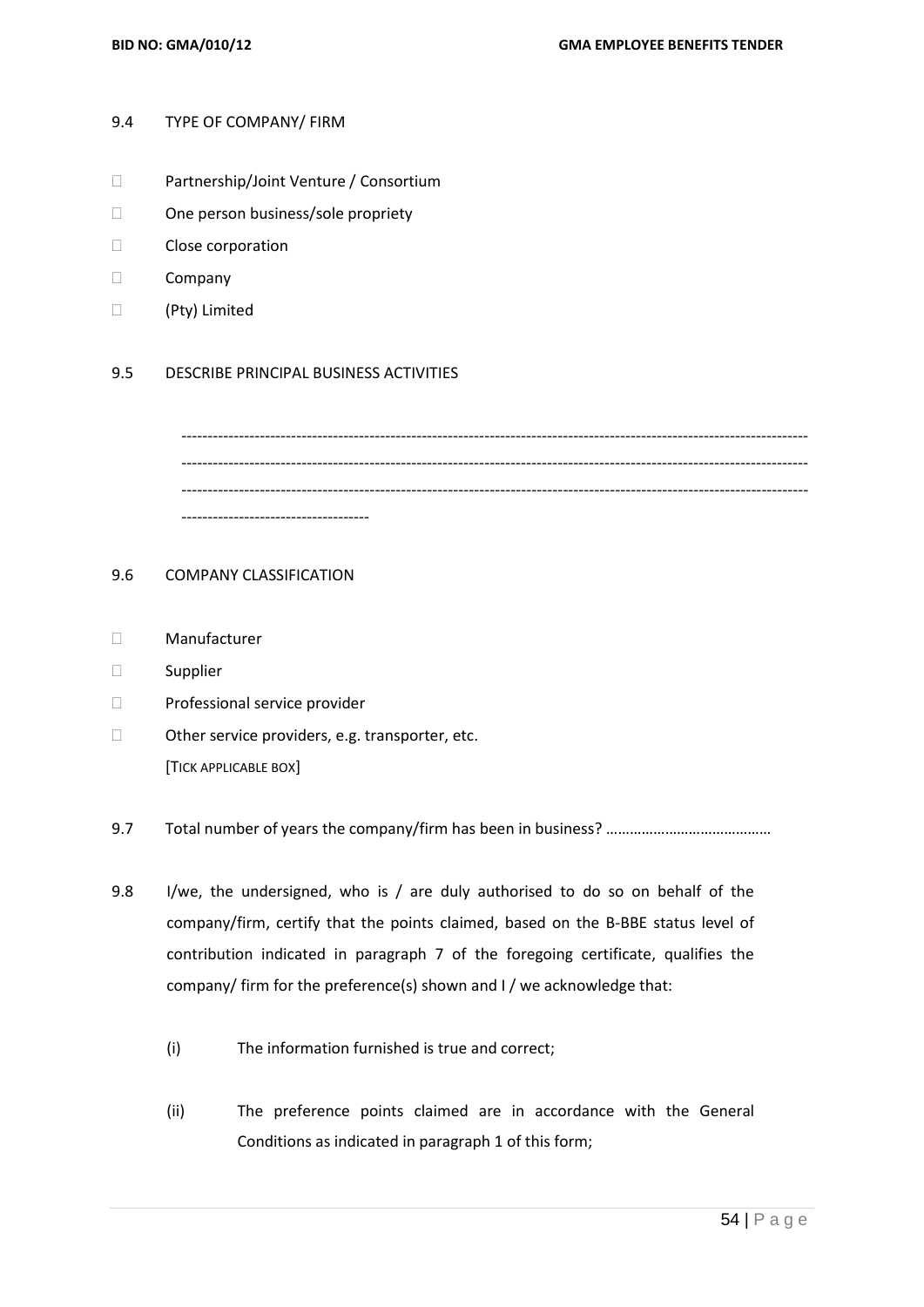9.4 TYPE OF COMPANY/ FIRM

- ☐ Partnership/Joint Venture / Consortium
- ☐ One person business/sole propriety
- ☐ Close corporation
- ☐ Company
- ☐ (Pty) Limited

9.5 DESCRIBE PRINCIPAL BUSINESS ACTIVITIES

--------------------------------------------------------------------------------------------------------------------
--------------------------------------------------------------------------------------------------------------------
--------------------------------------------------------------------------------------------------------------------
-----------------------------------

9.6 COMPANY CLASSIFICATION

- ☐ Manufacturer
- ☐ Supplier
- ☐ Professional service provider
- ☐ Other service providers, e.g. transporter, etc.

[TICK APPLICABLE BOX]

9.7 Total number of years the company/firm has been in business? …………………………………..

9.8 I/we, the undersigned, who is / are duly authorised to do so on behalf of the company/firm, certify that the points claimed, based on the B-BBE status level of contribution indicated in paragraph 7 of the foregoing certificate, qualifies the company/ firm for the preference(s) shown and I / we acknowledge that:

(i) The information furnished is true and correct;

(ii) The preference points claimed are in accordance with the General Conditions as indicated in paragraph 1 of this form;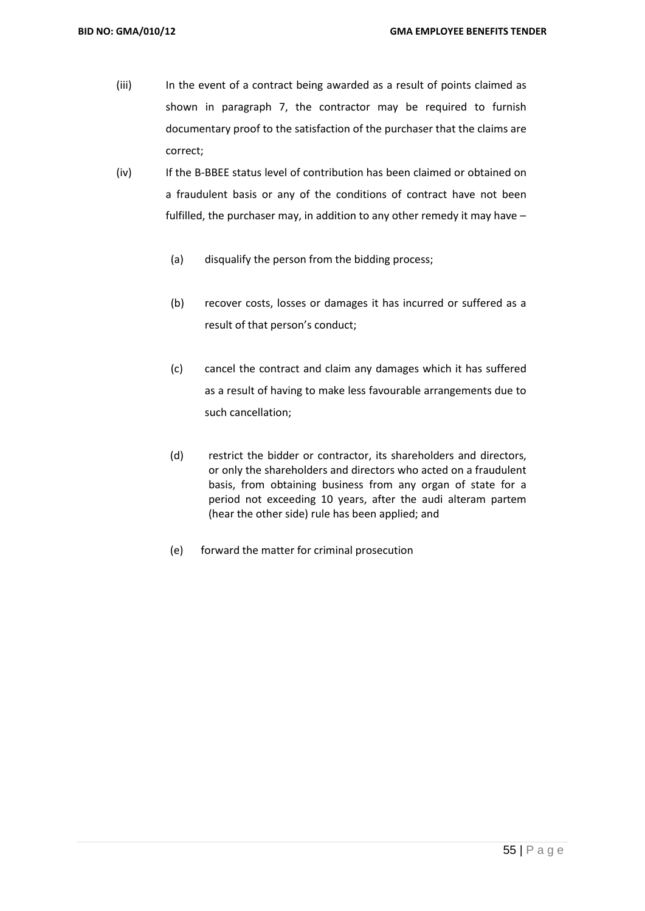(iii) In the event of a contract being awarded as a result of points claimed as shown in paragraph 7, the contractor may be required to furnish documentary proof to the satisfaction of the purchaser that the claims are correct;

(iv) If the B-BBEE status level of contribution has been claimed or obtained on a fraudulent basis or any of the conditions of contract have not been fulfilled, the purchaser may, in addition to any other remedy it may have –

(a) disqualify the person from the bidding process;

(b) recover costs, losses or damages it has incurred or suffered as a result of that person's conduct;

(c) cancel the contract and claim any damages which it has suffered as a result of having to make less favourable arrangements due to such cancellation;

(d) restrict the bidder or contractor, its shareholders and directors, or only the shareholders and directors who acted on a fraudulent basis, from obtaining business from any organ of state for a period not exceeding 10 years, after the audi alteram partem (hear the other side) rule has been applied; and

(e) forward the matter for criminal prosecution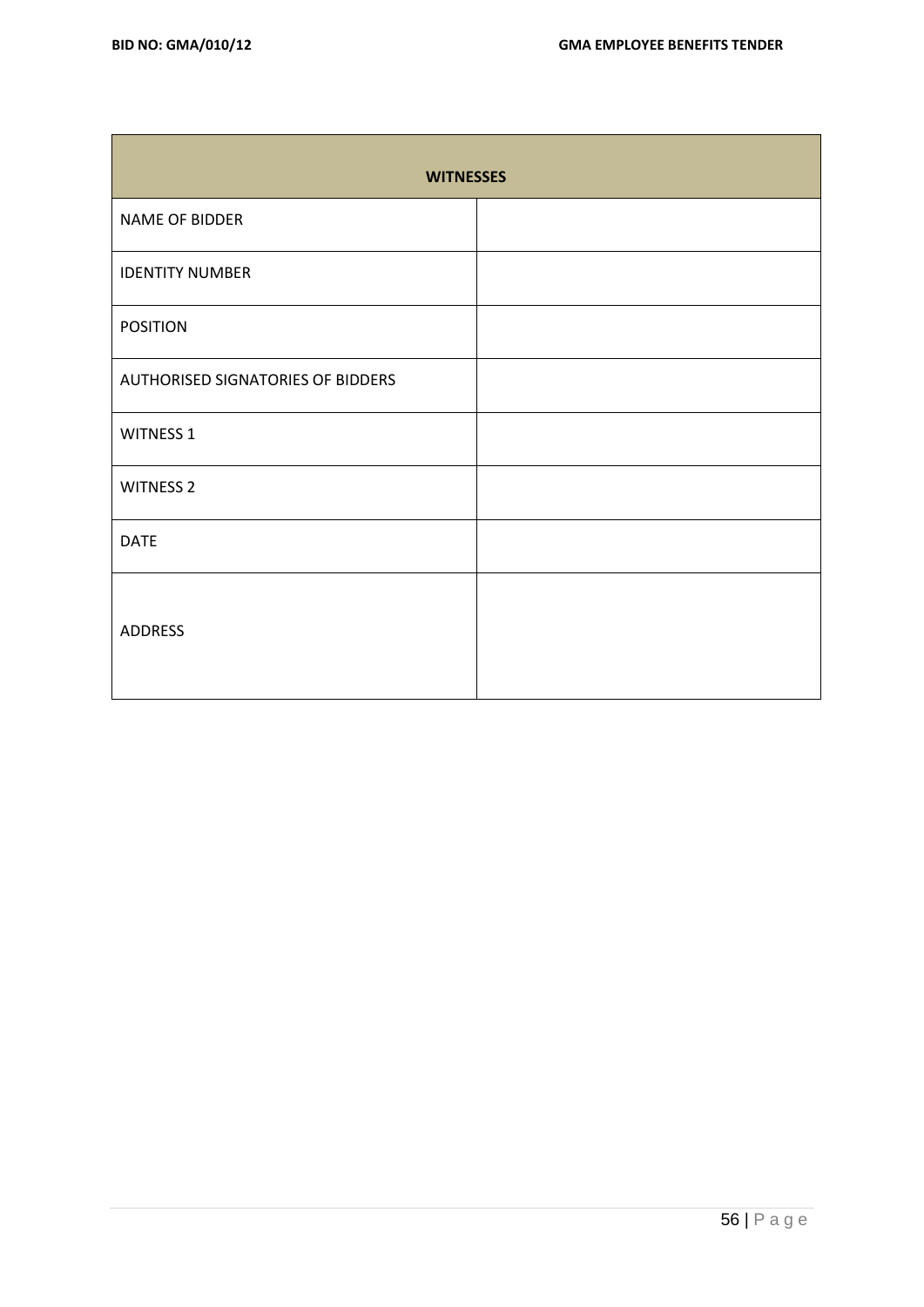| WITNESSES | |
|---|---|
| NAME OF BIDDER | |
| IDENTITY NUMBER | |
| POSITION | |
| AUTHORISED SIGNATORIES OF BIDDERS | |
| WITNESS 1 | |
| WITNESS 2 | |
| DATE | |
| ADDRESS | |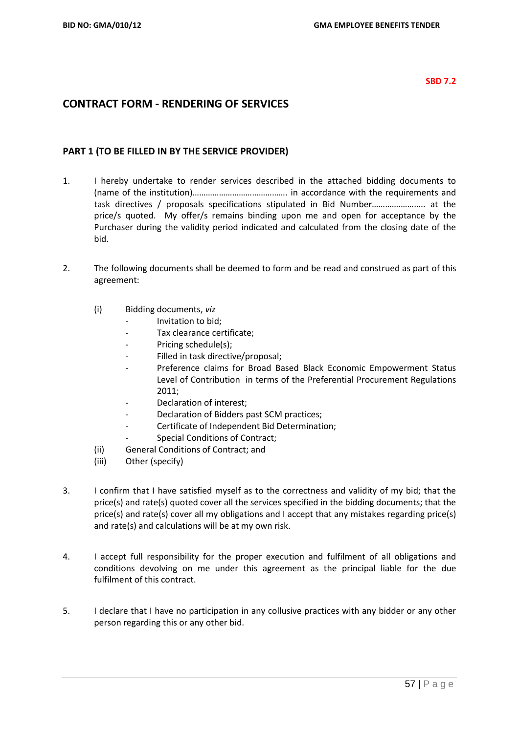**SBD 7.2**

## CONTRACT FORM - RENDERING OF SERVICES

### PART 1 (TO BE FILLED IN BY THE SERVICE PROVIDER)

1. I hereby undertake to render services described in the attached bidding documents to (name of the institution)……………………………………. in accordance with the requirements and task directives / proposals specifications stipulated in Bid Number………………….. at the price/s quoted. My offer/s remains binding upon me and open for acceptance by the Purchaser during the validity period indicated and calculated from the closing date of the bid.

2. The following documents shall be deemed to form and be read and construed as part of this agreement:

   (i) Bidding documents, *viz*
   - Invitation to bid;
   - Tax clearance certificate;
   - Pricing schedule(s);
   - Filled in task directive/proposal;
   - Preference claims for Broad Based Black Economic Empowerment Status Level of Contribution in terms of the Preferential Procurement Regulations 2011;
   - Declaration of interest;
   - Declaration of Bidders past SCM practices;
   - Certificate of Independent Bid Determination;
   - Special Conditions of Contract;

   (ii) General Conditions of Contract; and

   (iii) Other (specify)

3. I confirm that I have satisfied myself as to the correctness and validity of my bid; that the price(s) and rate(s) quoted cover all the services specified in the bidding documents; that the price(s) and rate(s) cover all my obligations and I accept that any mistakes regarding price(s) and rate(s) and calculations will be at my own risk.

4. I accept full responsibility for the proper execution and fulfilment of all obligations and conditions devolving on me under this agreement as the principal liable for the due fulfilment of this contract.

5. I declare that I have no participation in any collusive practices with any bidder or any other person regarding this or any other bid.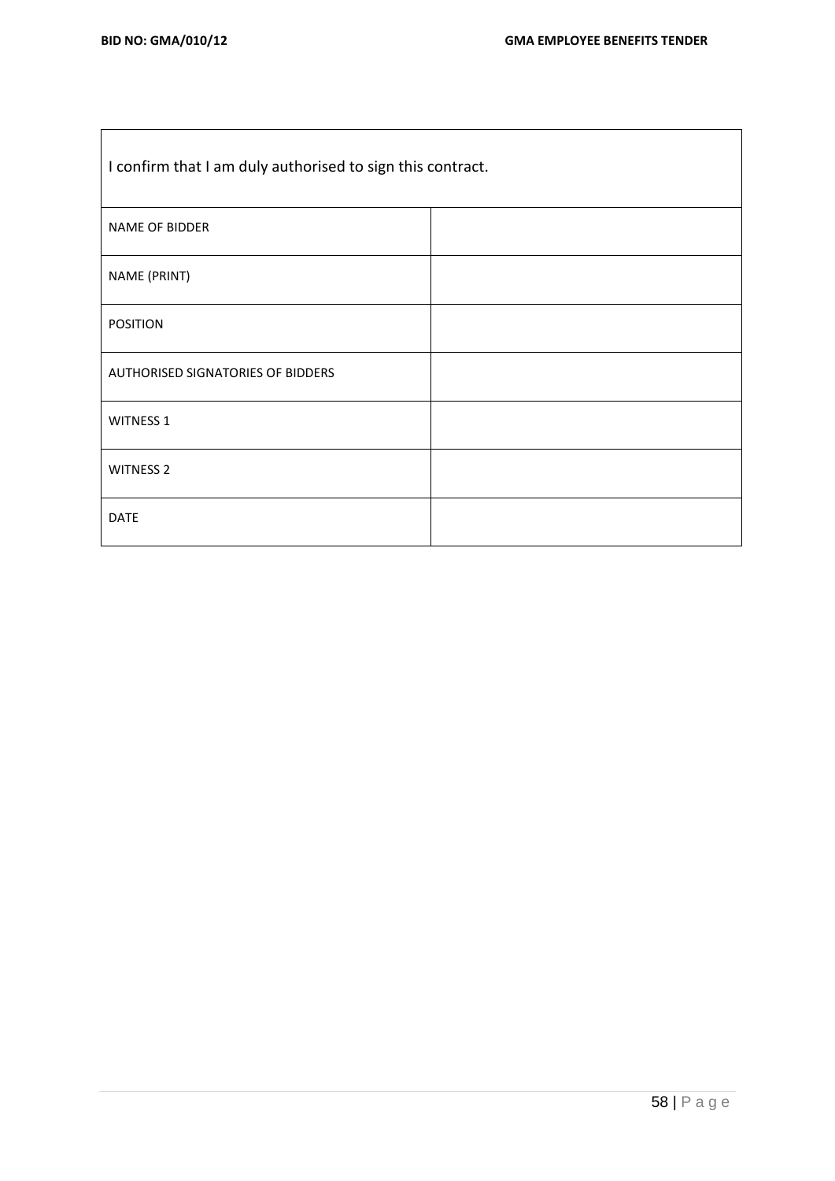| I confirm that I am duly authorised to sign this contract. | |
|---|---|
| NAME OF BIDDER | |
| NAME (PRINT) | |
| POSITION | |
| AUTHORISED SIGNATORIES OF BIDDERS | |
| WITNESS 1 | |
| WITNESS 2 | |
| DATE | |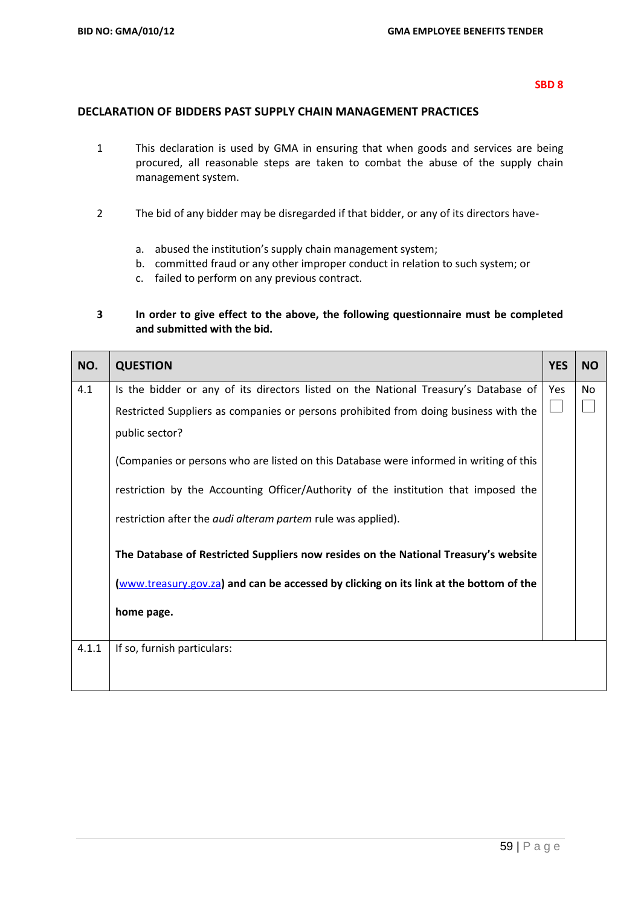SBD 8

## DECLARATION OF BIDDERS PAST SUPPLY CHAIN MANAGEMENT PRACTICES

1. This declaration is used by GMA in ensuring that when goods and services are being procured, all reasonable steps are taken to combat the abuse of the supply chain management system.

2. The bid of any bidder may be disregarded if that bidder, or any of its directors have-

   a. abused the institution's supply chain management system;
   b. committed fraud or any other improper conduct in relation to such system; or
   c. failed to perform on any previous contract.

3. **In order to give effect to the above, the following questionnaire must be completed and submitted with the bid.**

| NO. | QUESTION | YES | NO |
|---|---|---|---|
| 4.1 | Is the bidder or any of its directors listed on the National Treasury's Database of Restricted Suppliers as companies or persons prohibited from doing business with the public sector?<br><br>(Companies or persons who are listed on this Database were informed in writing of this restriction by the Accounting Officer/Authority of the institution that imposed the restriction after the *audi alteram partem* rule was applied).<br><br>**The Database of Restricted Suppliers now resides on the National Treasury's website (www.treasury.gov.za) and can be accessed by clicking on its link at the bottom of the home page.** | Yes ☐ | No ☐ |
| 4.1.1 | If so, furnish particulars: | | |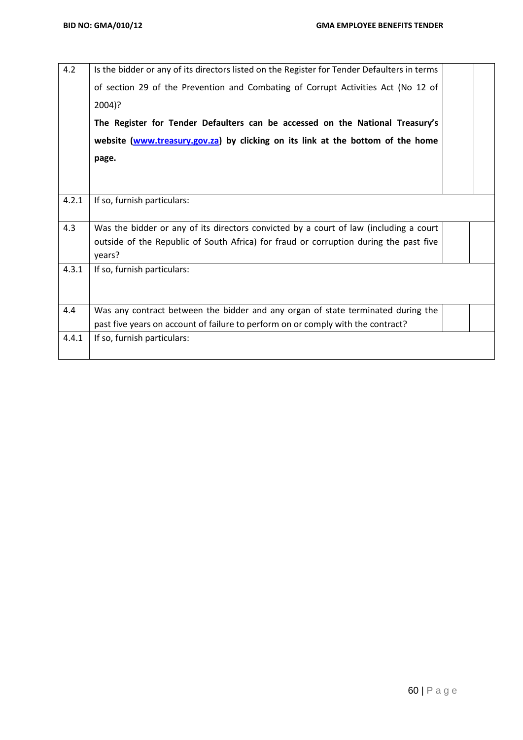| | | | |
|---|---|---|---|
| 4.2 | Is the bidder or any of its directors listed on the Register for Tender Defaulters in terms of section 29 of the Prevention and Combating of Corrupt Activities Act (No 12 of 2004)?<br><br>**The Register for Tender Defaulters can be accessed on the National Treasury's website ([www.treasury.gov.za](http://www.treasury.gov.za)) by clicking on its link at the bottom of the home page.** | | |
| 4.2.1 | If so, furnish particulars: | | |
| 4.3 | Was the bidder or any of its directors convicted by a court of law (including a court outside of the Republic of South Africa) for fraud or corruption during the past five years? | | |
| 4.3.1 | If so, furnish particulars: | | |
| 4.4 | Was any contract between the bidder and any organ of state terminated during the past five years on account of failure to perform on or comply with the contract? | | |
| 4.4.1 | If so, furnish particulars: | | |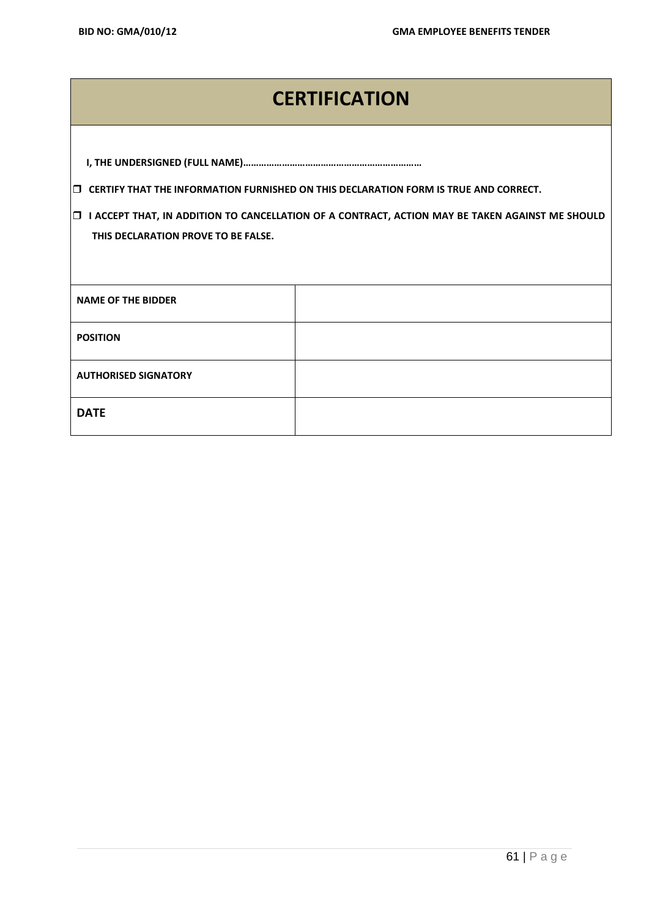# CERTIFICATION

**I, THE UNDERSIGNED (FULL NAME)…………………………………………………………**

- ☐ **CERTIFY THAT THE INFORMATION FURNISHED ON THIS DECLARATION FORM IS TRUE AND CORRECT.**
- ☐ **I ACCEPT THAT, IN ADDITION TO CANCELLATION OF A CONTRACT, ACTION MAY BE TAKEN AGAINST ME SHOULD THIS DECLARATION PROVE TO BE FALSE.**

| | |
|---|---|
| **NAME OF THE BIDDER** | |
| **POSITION** | |
| **AUTHORISED SIGNATORY** | |
| **DATE** | |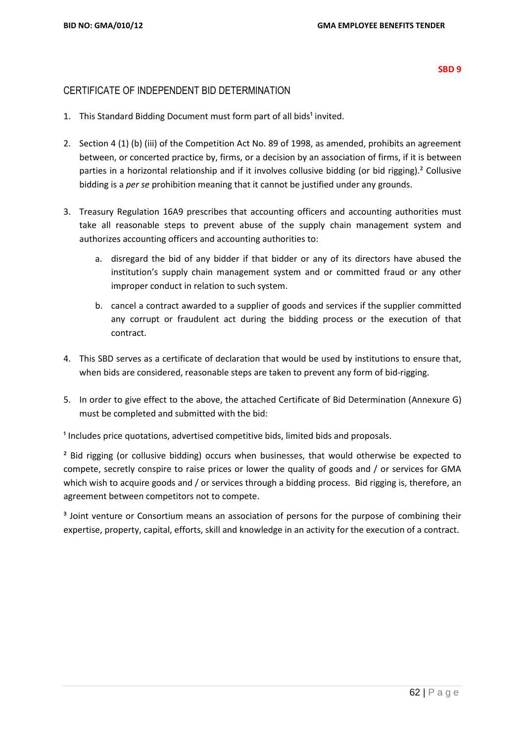**SBD 9**

## CERTIFICATE OF INDEPENDENT BID DETERMINATION

1. This Standard Bidding Document must form part of all bids[1] invited.

2. Section 4 (1) (b) (iii) of the Competition Act No. 89 of 1998, as amended, prohibits an agreement between, or concerted practice by, firms, or a decision by an association of firms, if it is between parties in a horizontal relationship and if it involves collusive bidding (or bid rigging).[2] Collusive bidding is a *per se* prohibition meaning that it cannot be justified under any grounds.

3. Treasury Regulation 16A9 prescribes that accounting officers and accounting authorities must take all reasonable steps to prevent abuse of the supply chain management system and authorizes accounting officers and accounting authorities to:

   a. disregard the bid of any bidder if that bidder or any of its directors have abused the institution's supply chain management system and or committed fraud or any other improper conduct in relation to such system.

   b. cancel a contract awarded to a supplier of goods and services if the supplier committed any corrupt or fraudulent act during the bidding process or the execution of that contract.

4. This SBD serves as a certificate of declaration that would be used by institutions to ensure that, when bids are considered, reasonable steps are taken to prevent any form of bid-rigging.

5. In order to give effect to the above, the attached Certificate of Bid Determination (Annexure G) must be completed and submitted with the bid:

[1] Includes price quotations, advertised competitive bids, limited bids and proposals.

[2] Bid rigging (or collusive bidding) occurs when businesses, that would otherwise be expected to compete, secretly conspire to raise prices or lower the quality of goods and / or services for GMA which wish to acquire goods and / or services through a bidding process. Bid rigging is, therefore, an agreement between competitors not to compete.

[3] Joint venture or Consortium means an association of persons for the purpose of combining their expertise, property, capital, efforts, skill and knowledge in an activity for the execution of a contract.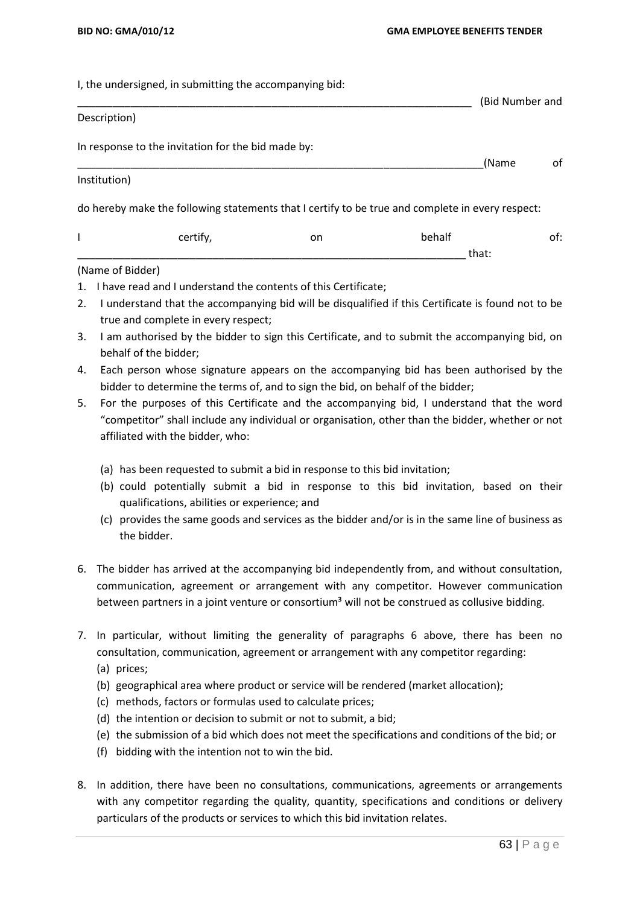I, the undersigned, in submitting the accompanying bid:

___________________________________________________________________ (Bid Number and Description)

In response to the invitation for the bid made by:

______________________________________________________________________(Name of Institution)

do hereby make the following statements that I certify to be true and complete in every respect:

I certify, on behalf of: _________________________________________________________________ that:

(Name of Bidder)

1. I have read and I understand the contents of this Certificate;
2. I understand that the accompanying bid will be disqualified if this Certificate is found not to be true and complete in every respect;
3. I am authorised by the bidder to sign this Certificate, and to submit the accompanying bid, on behalf of the bidder;
4. Each person whose signature appears on the accompanying bid has been authorised by the bidder to determine the terms of, and to sign the bid, on behalf of the bidder;
5. For the purposes of this Certificate and the accompanying bid, I understand that the word "competitor" shall include any individual or organisation, other than the bidder, whether or not affiliated with the bidder, who:

   (a) has been requested to submit a bid in response to this bid invitation;
   (b) could potentially submit a bid in response to this bid invitation, based on their qualifications, abilities or experience; and
   (c) provides the same goods and services as the bidder and/or is in the same line of business as the bidder.

6. The bidder has arrived at the accompanying bid independently from, and without consultation, communication, agreement or arrangement with any competitor. However communication between partners in a joint venture or consortium[3] will not be construed as collusive bidding.

7. In particular, without limiting the generality of paragraphs 6 above, there has been no consultation, communication, agreement or arrangement with any competitor regarding:
   (a) prices;
   (b) geographical area where product or service will be rendered (market allocation);
   (c) methods, factors or formulas used to calculate prices;
   (d) the intention or decision to submit or not to submit, a bid;
   (e) the submission of a bid which does not meet the specifications and conditions of the bid; or
   (f) bidding with the intention not to win the bid.

8. In addition, there have been no consultations, communications, agreements or arrangements with any competitor regarding the quality, quantity, specifications and conditions or delivery particulars of the products or services to which this bid invitation relates.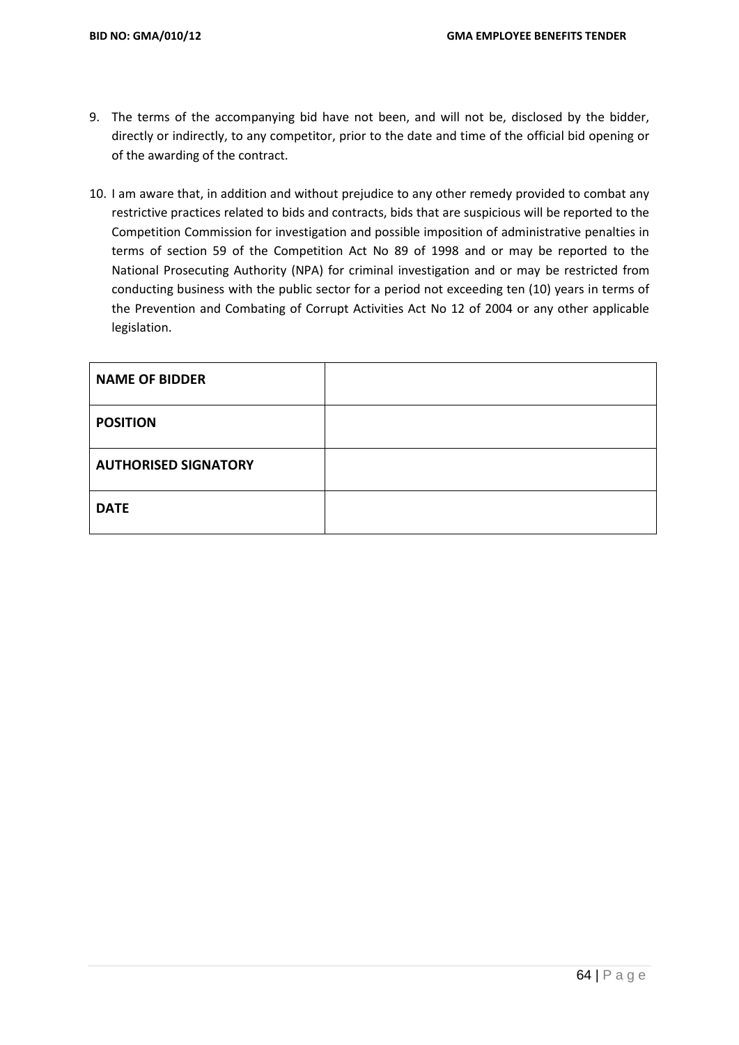9. The terms of the accompanying bid have not been, and will not be, disclosed by the bidder, directly or indirectly, to any competitor, prior to the date and time of the official bid opening or of the awarding of the contract.

10. I am aware that, in addition and without prejudice to any other remedy provided to combat any restrictive practices related to bids and contracts, bids that are suspicious will be reported to the Competition Commission for investigation and possible imposition of administrative penalties in terms of section 59 of the Competition Act No 89 of 1998 and or may be reported to the National Prosecuting Authority (NPA) for criminal investigation and or may be restricted from conducting business with the public sector for a period not exceeding ten (10) years in terms of the Prevention and Combating of Corrupt Activities Act No 12 of 2004 or any other applicable legislation.

| | |
|---|---|
| **NAME OF BIDDER** | |
| **POSITION** | |
| **AUTHORISED SIGNATORY** | |
| **DATE** | |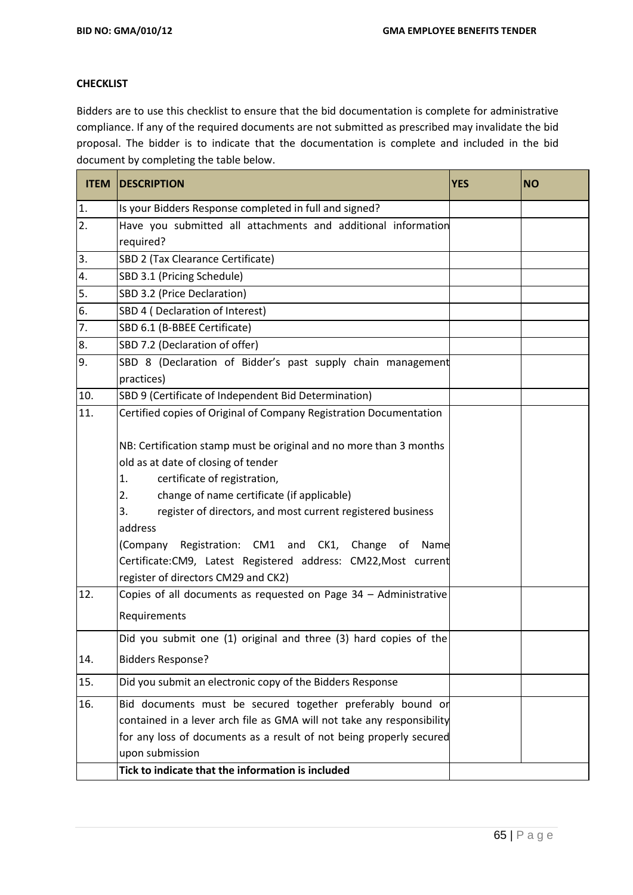**CHECKLIST**

Bidders are to use this checklist to ensure that the bid documentation is complete for administrative compliance. If any of the required documents are not submitted as prescribed may invalidate the bid proposal. The bidder is to indicate that the documentation is complete and included in the bid document by completing the table below.

| ITEM | DESCRIPTION | YES | NO |
|---|---|---|---|
| 1. | Is your Bidders Response completed in full and signed? | | |
| 2. | Have you submitted all attachments and additional information required? | | |
| 3. | SBD 2 (Tax Clearance Certificate) | | |
| 4. | SBD 3.1 (Pricing Schedule) | | |
| 5. | SBD 3.2 (Price Declaration) | | |
| 6. | SBD 4 ( Declaration of Interest) | | |
| 7. | SBD 6.1 (B-BBEE Certificate) | | |
| 8. | SBD 7.2 (Declaration of offer) | | |
| 9. | SBD 8 (Declaration of Bidder's past supply chain management practices) | | |
| 10. | SBD 9 (Certificate of Independent Bid Determination) | | |
| 11. | Certified copies of Original of Company Registration Documentation<br><br>NB: Certification stamp must be original and no more than 3 months old as at date of closing of tender<br>1. certificate of registration,<br>2. change of name certificate (if applicable)<br>3. register of directors, and most current registered business address<br>(Company Registration: CM1 and CK1, Change of Name Certificate:CM9, Latest Registered address: CM22,Most current register of directors CM29 and CK2) | | |
| 12. | Copies of all documents as requested on Page 34 – Administrative Requirements | | |
| 14. | Did you submit one (1) original and three (3) hard copies of the Bidders Response? | | |
| 15. | Did you submit an electronic copy of the Bidders Response | | |
| 16. | Bid documents must be secured together preferably bound or contained in a lever arch file as GMA will not take any responsibility for any loss of documents as a result of not being properly secured upon submission | | |
| | **Tick to indicate that the information is included** | | |